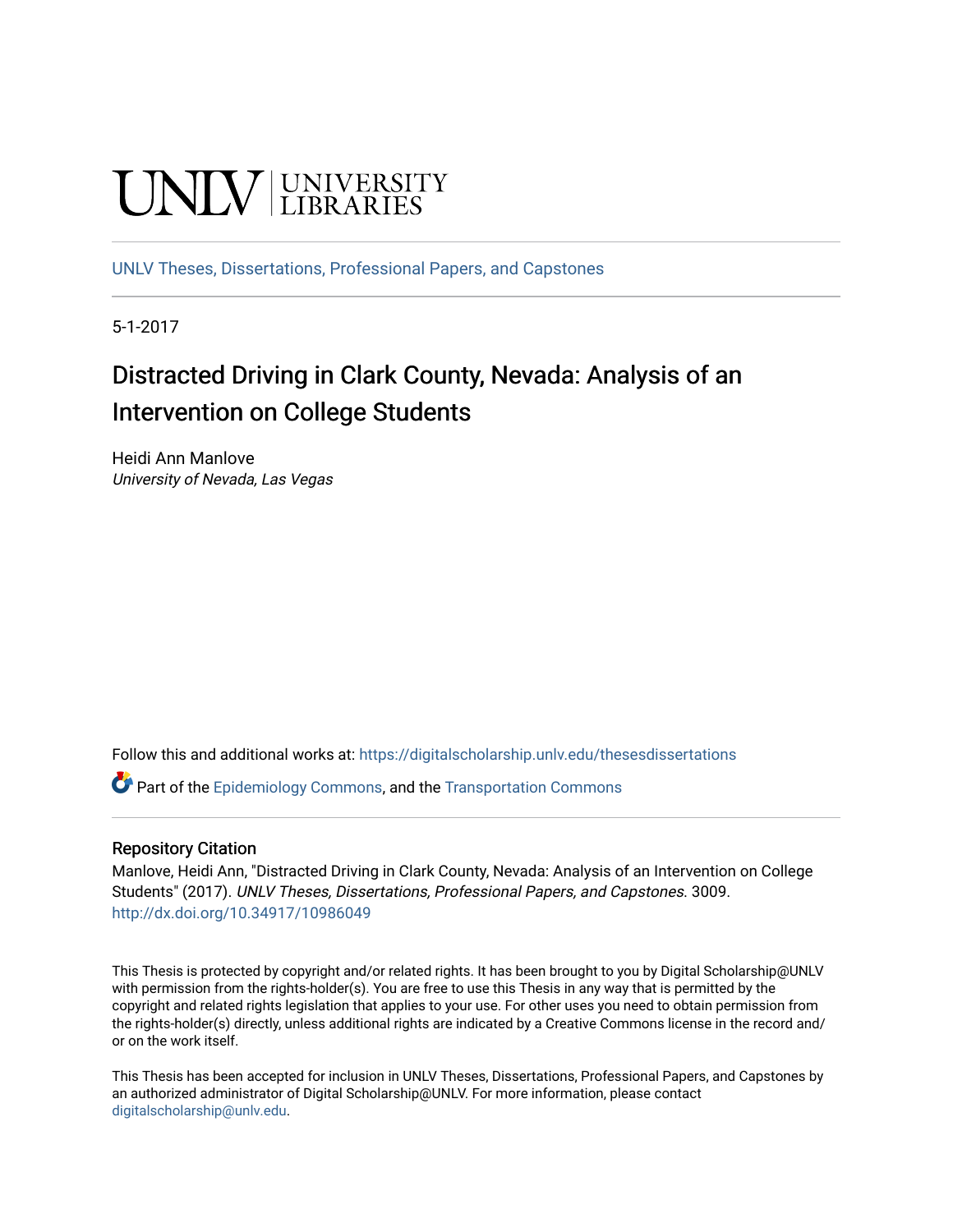UNLV | UNIVERSITY LIBRARIES

UNLV Theses, Dissertations, Professional Papers, and Capstones

5-1-2017

# Distracted Driving in Clark County, Nevada: Analysis of an Intervention on College Students

Heidi Ann Manlove
*University of Nevada, Las Vegas*

Follow this and additional works at: https://digitalscholarship.unlv.edu/thesesdissertations

Part of the Epidemiology Commons, and the Transportation Commons

## Repository Citation

Manlove, Heidi Ann, "Distracted Driving in Clark County, Nevada: Analysis of an Intervention on College Students" (2017). *UNLV Theses, Dissertations, Professional Papers, and Capstones*. 3009.
http://dx.doi.org/10.34917/10986049

This Thesis is protected by copyright and/or related rights. It has been brought to you by Digital Scholarship@UNLV with permission from the rights-holder(s). You are free to use this Thesis in any way that is permitted by the copyright and related rights legislation that applies to your use. For other uses you need to obtain permission from the rights-holder(s) directly, unless additional rights are indicated by a Creative Commons license in the record and/or on the work itself.

This Thesis has been accepted for inclusion in UNLV Theses, Dissertations, Professional Papers, and Capstones by an authorized administrator of Digital Scholarship@UNLV. For more information, please contact digitalscholarship@unlv.edu.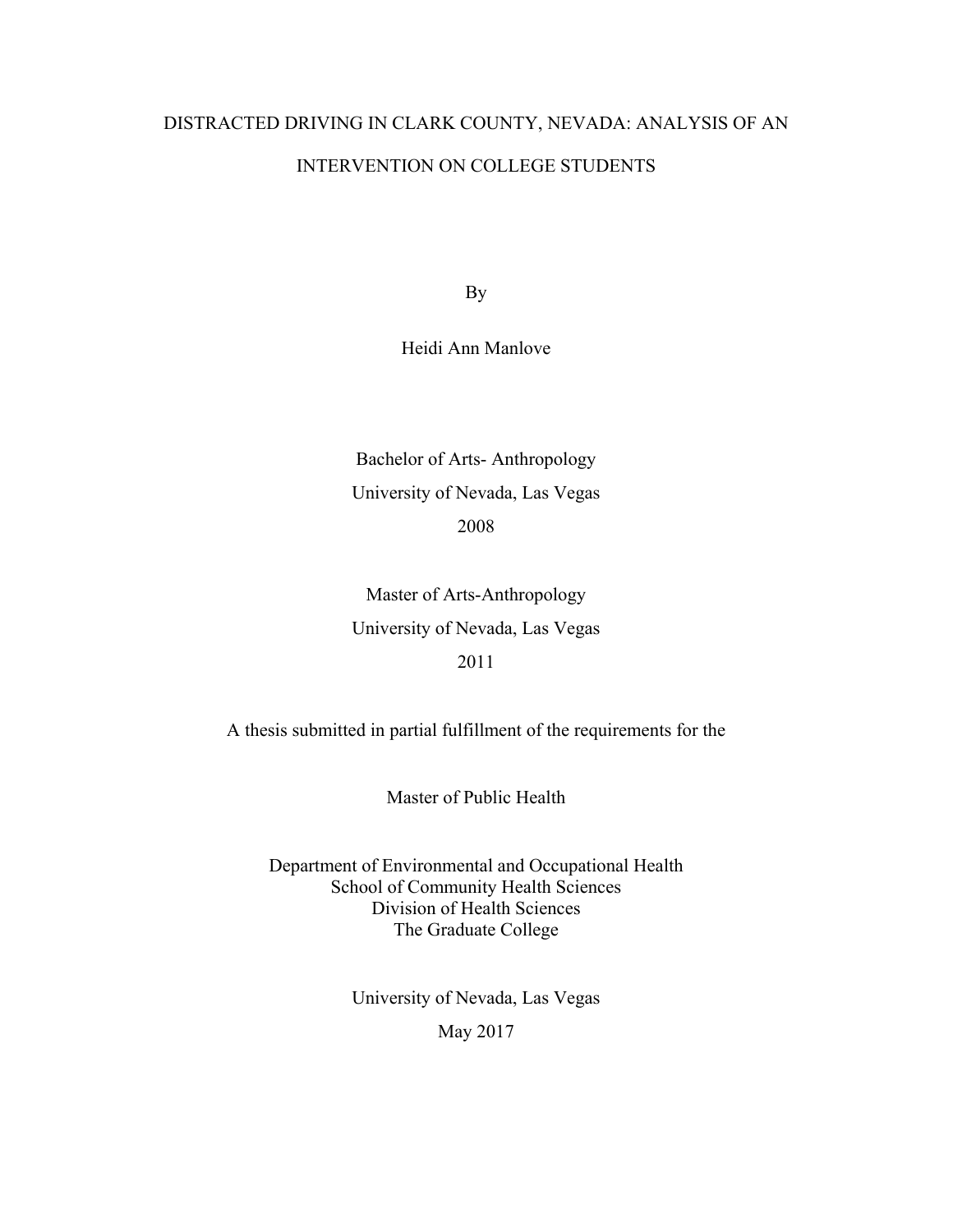# DISTRACTED DRIVING IN CLARK COUNTY, NEVADA: ANALYSIS OF AN INTERVENTION ON COLLEGE STUDENTS

By

Heidi Ann Manlove

Bachelor of Arts- Anthropology
University of Nevada, Las Vegas
2008

Master of Arts-Anthropology
University of Nevada, Las Vegas
2011

A thesis submitted in partial fulfillment of the requirements for the

Master of Public Health

Department of Environmental and Occupational Health
School of Community Health Sciences
Division of Health Sciences
The Graduate College

University of Nevada, Las Vegas
May 2017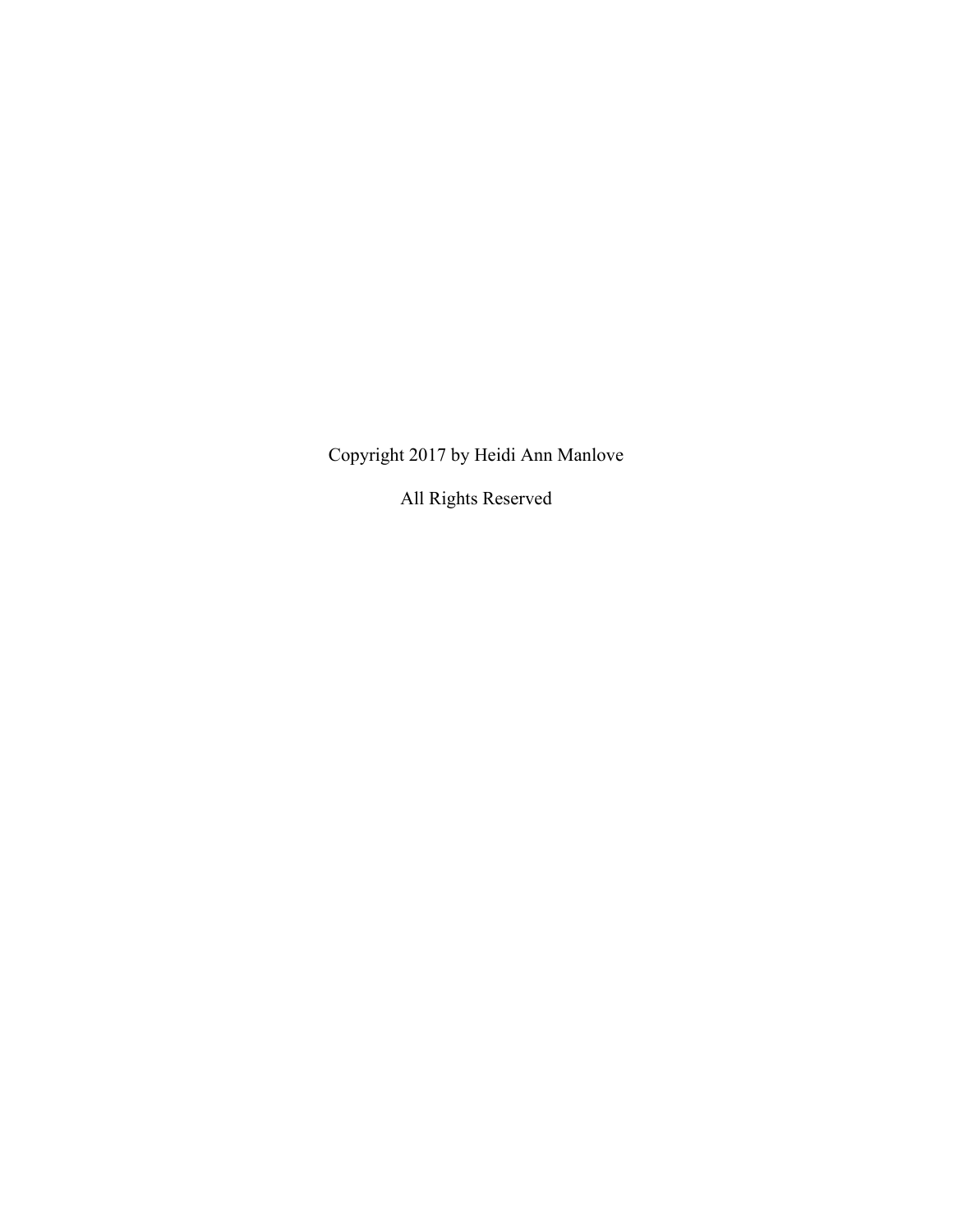Copyright 2017 by Heidi Ann Manlove

All Rights Reserved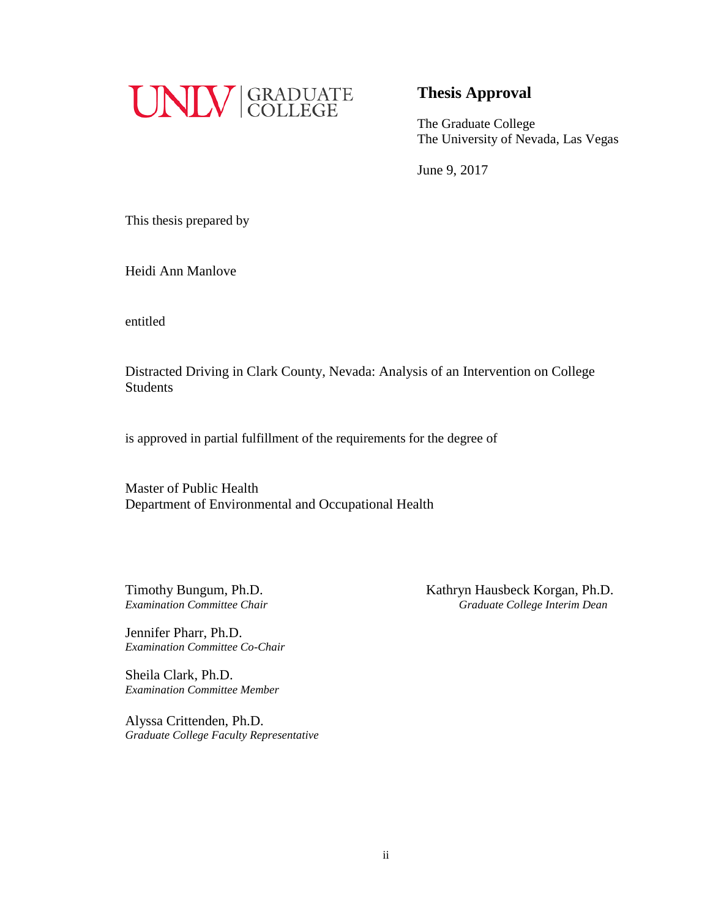UNLV | GRADUATE COLLEGE

## Thesis Approval

The Graduate College
The University of Nevada, Las Vegas

June 9, 2017

This thesis prepared by

Heidi Ann Manlove

entitled

Distracted Driving in Clark County, Nevada: Analysis of an Intervention on College Students

is approved in partial fulfillment of the requirements for the degree of

Master of Public Health
Department of Environmental and Occupational Health

Timothy Bungum, Ph.D.
*Examination Committee Chair*

Jennifer Pharr, Ph.D.
*Examination Committee Co-Chair*

Sheila Clark, Ph.D.
*Examination Committee Member*

Alyssa Crittenden, Ph.D.
*Graduate College Faculty Representative*

Kathryn Hausbeck Korgan, Ph.D.
*Graduate College Interim Dean*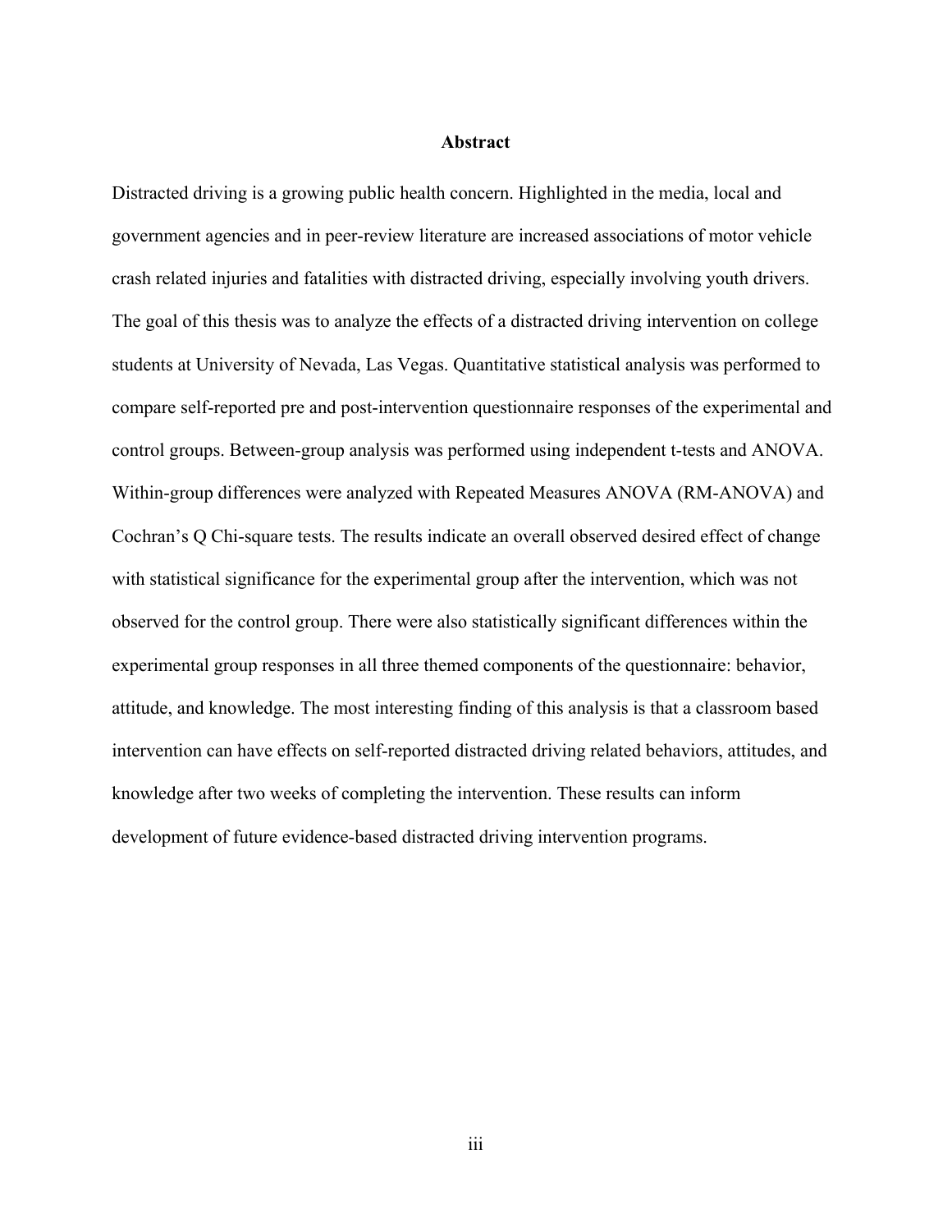# Abstract

Distracted driving is a growing public health concern. Highlighted in the media, local and government agencies and in peer-review literature are increased associations of motor vehicle crash related injuries and fatalities with distracted driving, especially involving youth drivers. The goal of this thesis was to analyze the effects of a distracted driving intervention on college students at University of Nevada, Las Vegas. Quantitative statistical analysis was performed to compare self-reported pre and post-intervention questionnaire responses of the experimental and control groups. Between-group analysis was performed using independent t-tests and ANOVA. Within-group differences were analyzed with Repeated Measures ANOVA (RM-ANOVA) and Cochran's Q Chi-square tests. The results indicate an overall observed desired effect of change with statistical significance for the experimental group after the intervention, which was not observed for the control group. There were also statistically significant differences within the experimental group responses in all three themed components of the questionnaire: behavior, attitude, and knowledge. The most interesting finding of this analysis is that a classroom based intervention can have effects on self-reported distracted driving related behaviors, attitudes, and knowledge after two weeks of completing the intervention. These results can inform development of future evidence-based distracted driving intervention programs.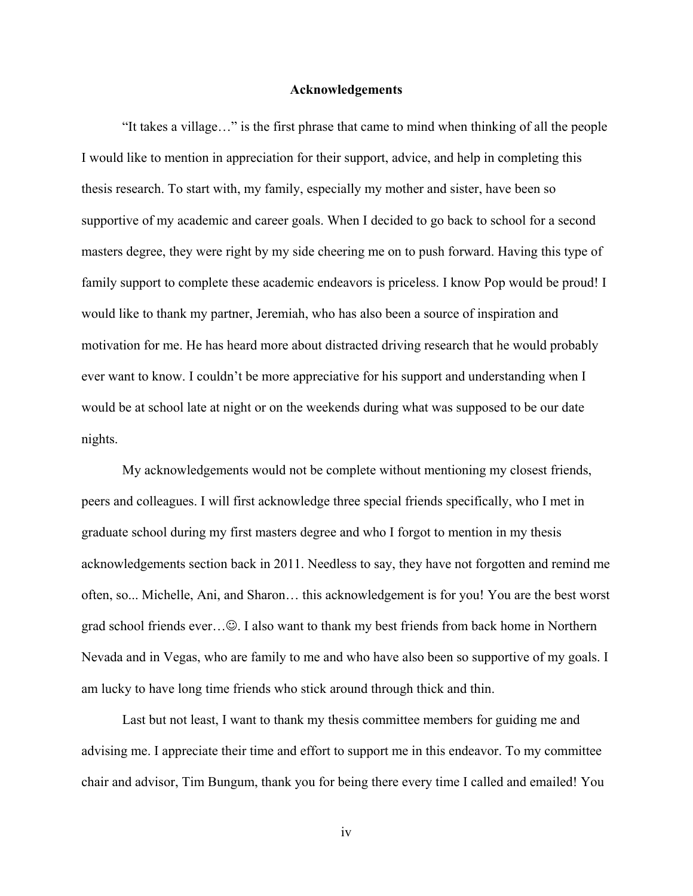# Acknowledgements

"It takes a village…" is the first phrase that came to mind when thinking of all the people I would like to mention in appreciation for their support, advice, and help in completing this thesis research. To start with, my family, especially my mother and sister, have been so supportive of my academic and career goals. When I decided to go back to school for a second masters degree, they were right by my side cheering me on to push forward. Having this type of family support to complete these academic endeavors is priceless. I know Pop would be proud! I would like to thank my partner, Jeremiah, who has also been a source of inspiration and motivation for me. He has heard more about distracted driving research that he would probably ever want to know. I couldn't be more appreciative for his support and understanding when I would be at school late at night or on the weekends during what was supposed to be our date nights.

My acknowledgements would not be complete without mentioning my closest friends, peers and colleagues. I will first acknowledge three special friends specifically, who I met in graduate school during my first masters degree and who I forgot to mention in my thesis acknowledgements section back in 2011. Needless to say, they have not forgotten and remind me often, so... Michelle, Ani, and Sharon… this acknowledgement is for you! You are the best worst grad school friends ever…☺. I also want to thank my best friends from back home in Northern Nevada and in Vegas, who are family to me and who have also been so supportive of my goals. I am lucky to have long time friends who stick around through thick and thin.

Last but not least, I want to thank my thesis committee members for guiding me and advising me. I appreciate their time and effort to support me in this endeavor. To my committee chair and advisor, Tim Bungum, thank you for being there every time I called and emailed! You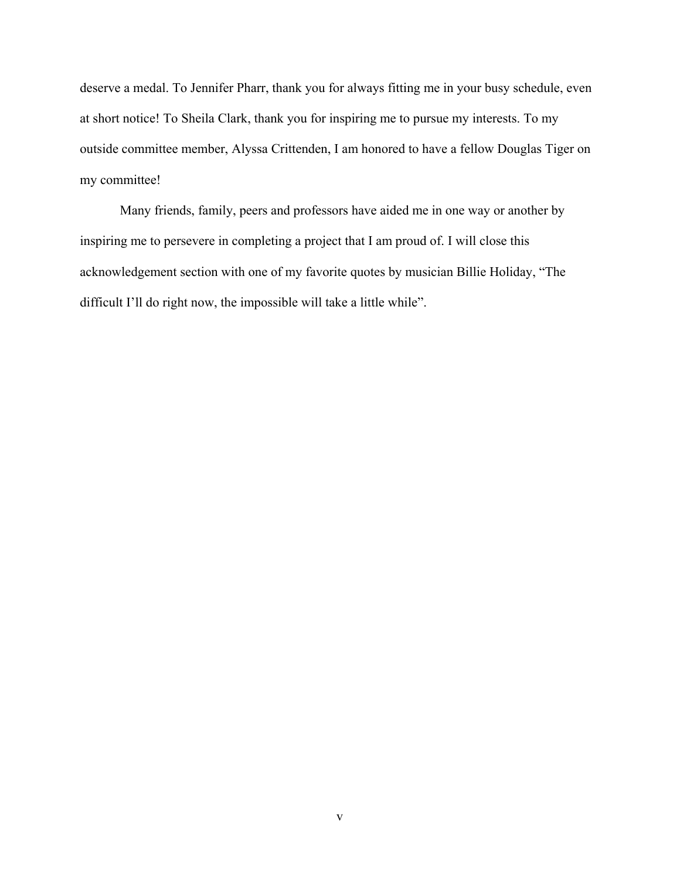deserve a medal. To Jennifer Pharr, thank you for always fitting me in your busy schedule, even at short notice! To Sheila Clark, thank you for inspiring me to pursue my interests. To my outside committee member, Alyssa Crittenden, I am honored to have a fellow Douglas Tiger on my committee!

Many friends, family, peers and professors have aided me in one way or another by inspiring me to persevere in completing a project that I am proud of. I will close this acknowledgement section with one of my favorite quotes by musician Billie Holiday, “The difficult I’ll do right now, the impossible will take a little while”.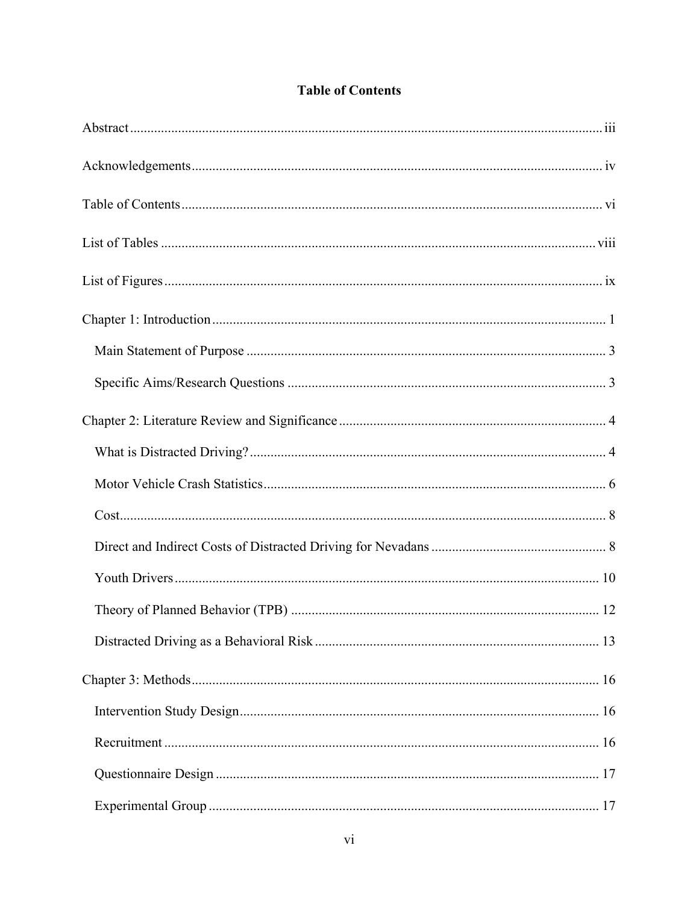# Table of Contents

Abstract ........................................................................................................................ iii

Acknowledgements ...................................................................................................... iv

Table of Contents .......................................................................................................... vi

List of Tables ............................................................................................................... viii

List of Figures ............................................................................................................... ix

Chapter 1: Introduction .................................................................................................. 1

- Main Statement of Purpose ......................................................................................... 3
- Specific Aims/Research Questions ............................................................................. 3

Chapter 2: Literature Review and Significance ............................................................. 4

- What is Distracted Driving? ........................................................................................ 4
- Motor Vehicle Crash Statistics .................................................................................... 6
- Cost ............................................................................................................................. 8
- Direct and Indirect Costs of Distracted Driving for Nevadans ................................... 8
- Youth Drivers ............................................................................................................ 10
- Theory of Planned Behavior (TPB) .......................................................................... 12
- Distracted Driving as a Behavioral Risk .................................................................. 13

Chapter 3: Methods ...................................................................................................... 16

- Intervention Study Design ......................................................................................... 16
- Recruitment ............................................................................................................... 16
- Questionnaire Design ................................................................................................ 17
- Experimental Group .................................................................................................. 17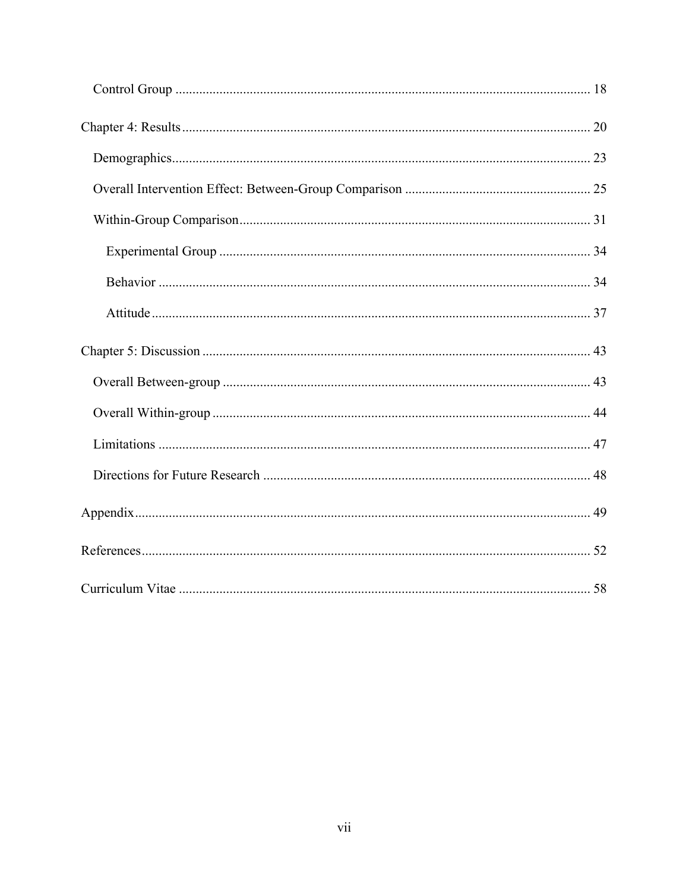Control Group ........................................................................................................................ 18

Chapter 4: Results ...................................................................................................................... 20

Demographics ........................................................................................................................ 23

Overall Intervention Effect: Between-Group Comparison ...................................................... 25

Within-Group Comparison ...................................................................................................... 31

Experimental Group ............................................................................................................ 34

Behavior .............................................................................................................................. 34

Attitude ................................................................................................................................ 37

Chapter 5: Discussion ................................................................................................................ 43

Overall Between-group .......................................................................................................... 43

Overall Within-group ............................................................................................................. 44

Limitations ............................................................................................................................. 47

Directions for Future Research .............................................................................................. 48

Appendix ..................................................................................................................................... 49

References ................................................................................................................................... 52

Curriculum Vitae ........................................................................................................................ 58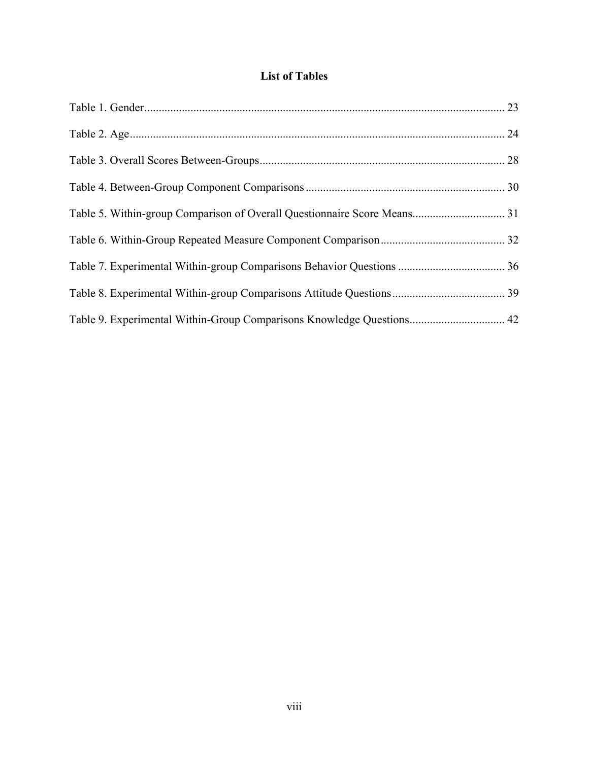# List of Tables

Table 1. Gender ........................................................................................................................ 23

Table 2. Age ............................................................................................................................ 24

Table 3. Overall Scores Between-Groups .................................................................................. 28

Table 4. Between-Group Component Comparisons .................................................................. 30

Table 5. Within-group Comparison of Overall Questionnaire Score Means ................................ 31

Table 6. Within-Group Repeated Measure Component Comparison .......................................... 32

Table 7. Experimental Within-group Comparisons Behavior Questions ..................................... 36

Table 8. Experimental Within-group Comparisons Attitude Questions ....................................... 39

Table 9. Experimental Within-Group Comparisons Knowledge Questions ................................. 42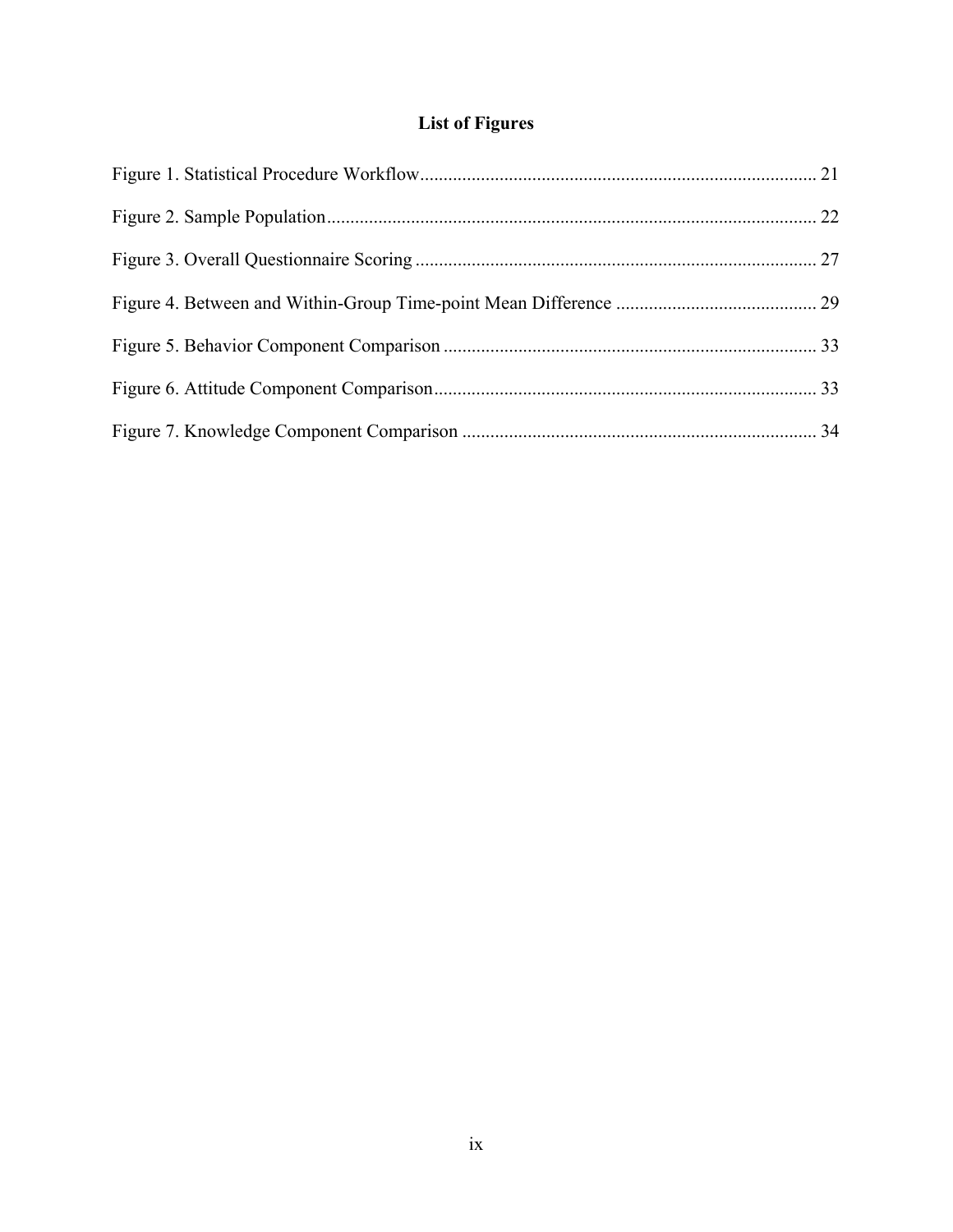# List of Figures

Figure 1. Statistical Procedure Workflow .................................................................................... 21

Figure 2. Sample Population ........................................................................................................ 22

Figure 3. Overall Questionnaire Scoring ..................................................................................... 27

Figure 4. Between and Within-Group Time-point Mean Difference ........................................... 29

Figure 5. Behavior Component Comparison ............................................................................... 33

Figure 6. Attitude Component Comparison ................................................................................. 33

Figure 7. Knowledge Component Comparison ........................................................................... 34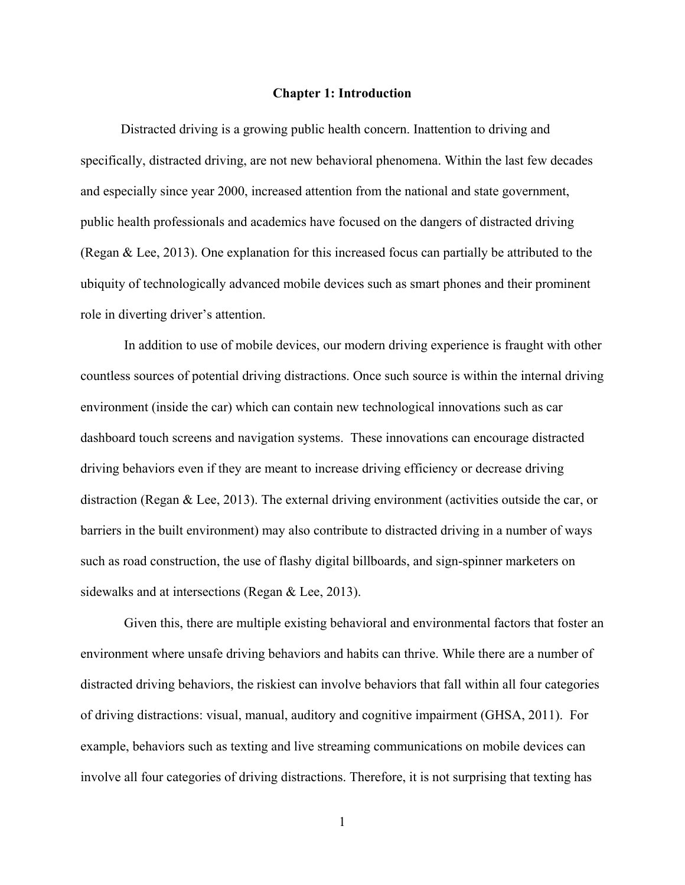# Chapter 1: Introduction

Distracted driving is a growing public health concern. Inattention to driving and specifically, distracted driving, are not new behavioral phenomena. Within the last few decades and especially since year 2000, increased attention from the national and state government, public health professionals and academics have focused on the dangers of distracted driving (Regan & Lee, 2013). One explanation for this increased focus can partially be attributed to the ubiquity of technologically advanced mobile devices such as smart phones and their prominent role in diverting driver's attention.

In addition to use of mobile devices, our modern driving experience is fraught with other countless sources of potential driving distractions. Once such source is within the internal driving environment (inside the car) which can contain new technological innovations such as car dashboard touch screens and navigation systems. These innovations can encourage distracted driving behaviors even if they are meant to increase driving efficiency or decrease driving distraction (Regan & Lee, 2013). The external driving environment (activities outside the car, or barriers in the built environment) may also contribute to distracted driving in a number of ways such as road construction, the use of flashy digital billboards, and sign-spinner marketers on sidewalks and at intersections (Regan & Lee, 2013).

Given this, there are multiple existing behavioral and environmental factors that foster an environment where unsafe driving behaviors and habits can thrive. While there are a number of distracted driving behaviors, the riskiest can involve behaviors that fall within all four categories of driving distractions: visual, manual, auditory and cognitive impairment (GHSA, 2011). For example, behaviors such as texting and live streaming communications on mobile devices can involve all four categories of driving distractions. Therefore, it is not surprising that texting has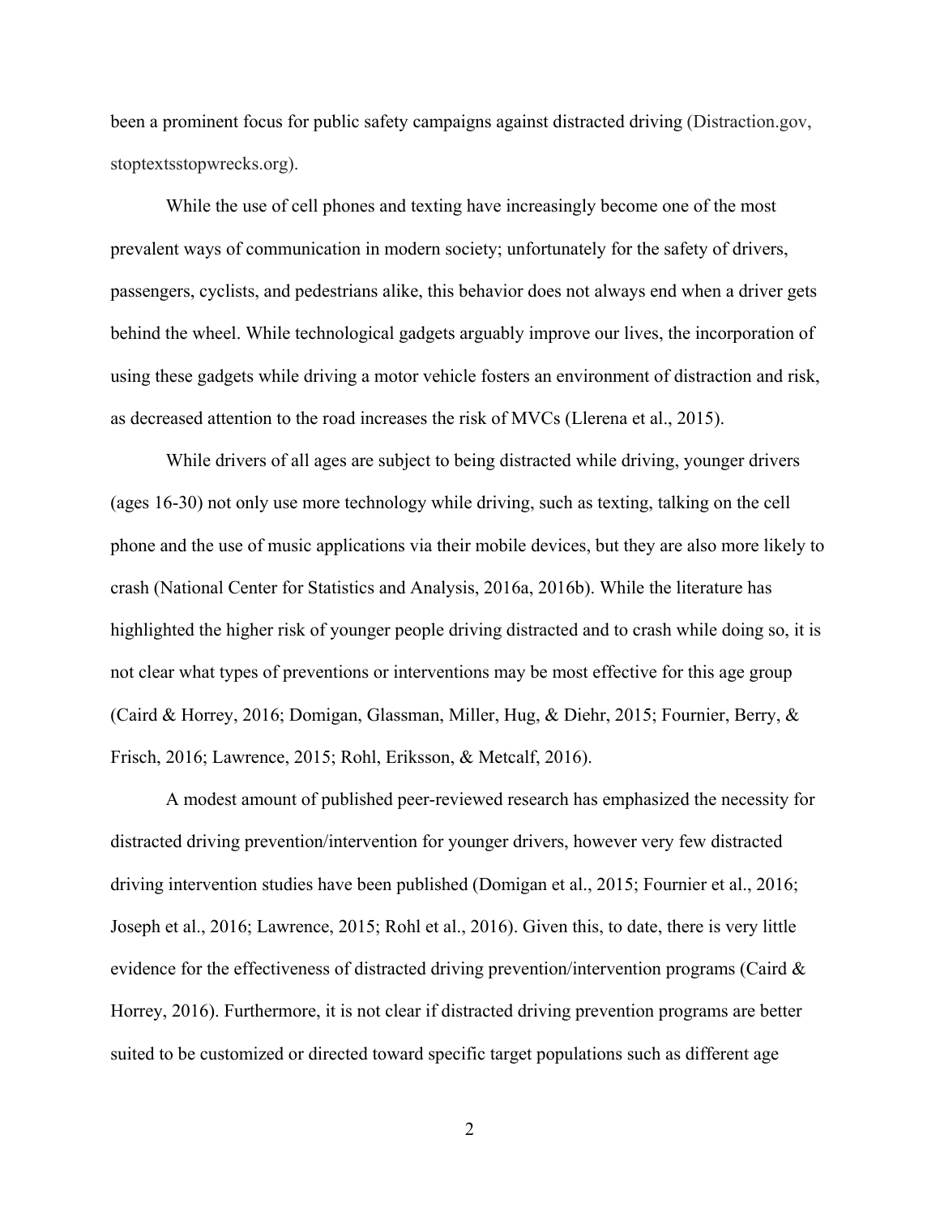been a prominent focus for public safety campaigns against distracted driving (Distraction.gov, stoptextsstopwrecks.org).

While the use of cell phones and texting have increasingly become one of the most prevalent ways of communication in modern society; unfortunately for the safety of drivers, passengers, cyclists, and pedestrians alike, this behavior does not always end when a driver gets behind the wheel. While technological gadgets arguably improve our lives, the incorporation of using these gadgets while driving a motor vehicle fosters an environment of distraction and risk, as decreased attention to the road increases the risk of MVCs (Llerena et al., 2015).

While drivers of all ages are subject to being distracted while driving, younger drivers (ages 16-30) not only use more technology while driving, such as texting, talking on the cell phone and the use of music applications via their mobile devices, but they are also more likely to crash (National Center for Statistics and Analysis, 2016a, 2016b). While the literature has highlighted the higher risk of younger people driving distracted and to crash while doing so, it is not clear what types of preventions or interventions may be most effective for this age group (Caird & Horrey, 2016; Domigan, Glassman, Miller, Hug, & Diehr, 2015; Fournier, Berry, & Frisch, 2016; Lawrence, 2015; Rohl, Eriksson, & Metcalf, 2016).

A modest amount of published peer-reviewed research has emphasized the necessity for distracted driving prevention/intervention for younger drivers, however very few distracted driving intervention studies have been published (Domigan et al., 2015; Fournier et al., 2016; Joseph et al., 2016; Lawrence, 2015; Rohl et al., 2016). Given this, to date, there is very little evidence for the effectiveness of distracted driving prevention/intervention programs (Caird & Horrey, 2016). Furthermore, it is not clear if distracted driving prevention programs are better suited to be customized or directed toward specific target populations such as different age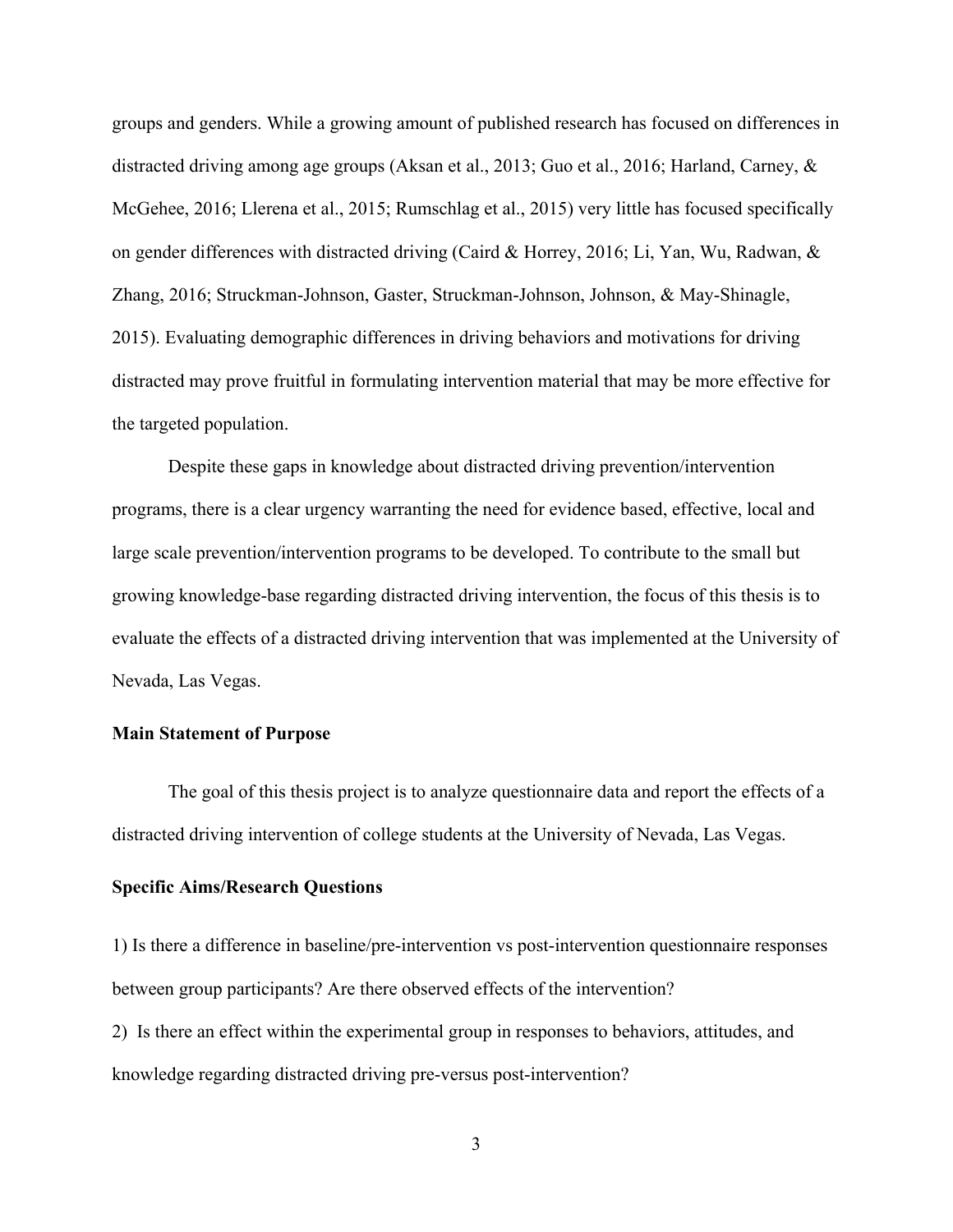groups and genders. While a growing amount of published research has focused on differences in distracted driving among age groups (Aksan et al., 2013; Guo et al., 2016; Harland, Carney, & McGehee, 2016; Llerena et al., 2015; Rumschlag et al., 2015) very little has focused specifically on gender differences with distracted driving (Caird & Horrey, 2016; Li, Yan, Wu, Radwan, & Zhang, 2016; Struckman-Johnson, Gaster, Struckman-Johnson, Johnson, & May-Shinagle, 2015). Evaluating demographic differences in driving behaviors and motivations for driving distracted may prove fruitful in formulating intervention material that may be more effective for the targeted population.

Despite these gaps in knowledge about distracted driving prevention/intervention programs, there is a clear urgency warranting the need for evidence based, effective, local and large scale prevention/intervention programs to be developed. To contribute to the small but growing knowledge-base regarding distracted driving intervention, the focus of this thesis is to evaluate the effects of a distracted driving intervention that was implemented at the University of Nevada, Las Vegas.

**Main Statement of Purpose**

The goal of this thesis project is to analyze questionnaire data and report the effects of a distracted driving intervention of college students at the University of Nevada, Las Vegas.

**Specific Aims/Research Questions**

1) Is there a difference in baseline/pre-intervention vs post-intervention questionnaire responses between group participants? Are there observed effects of the intervention?

2) Is there an effect within the experimental group in responses to behaviors, attitudes, and knowledge regarding distracted driving pre-versus post-intervention?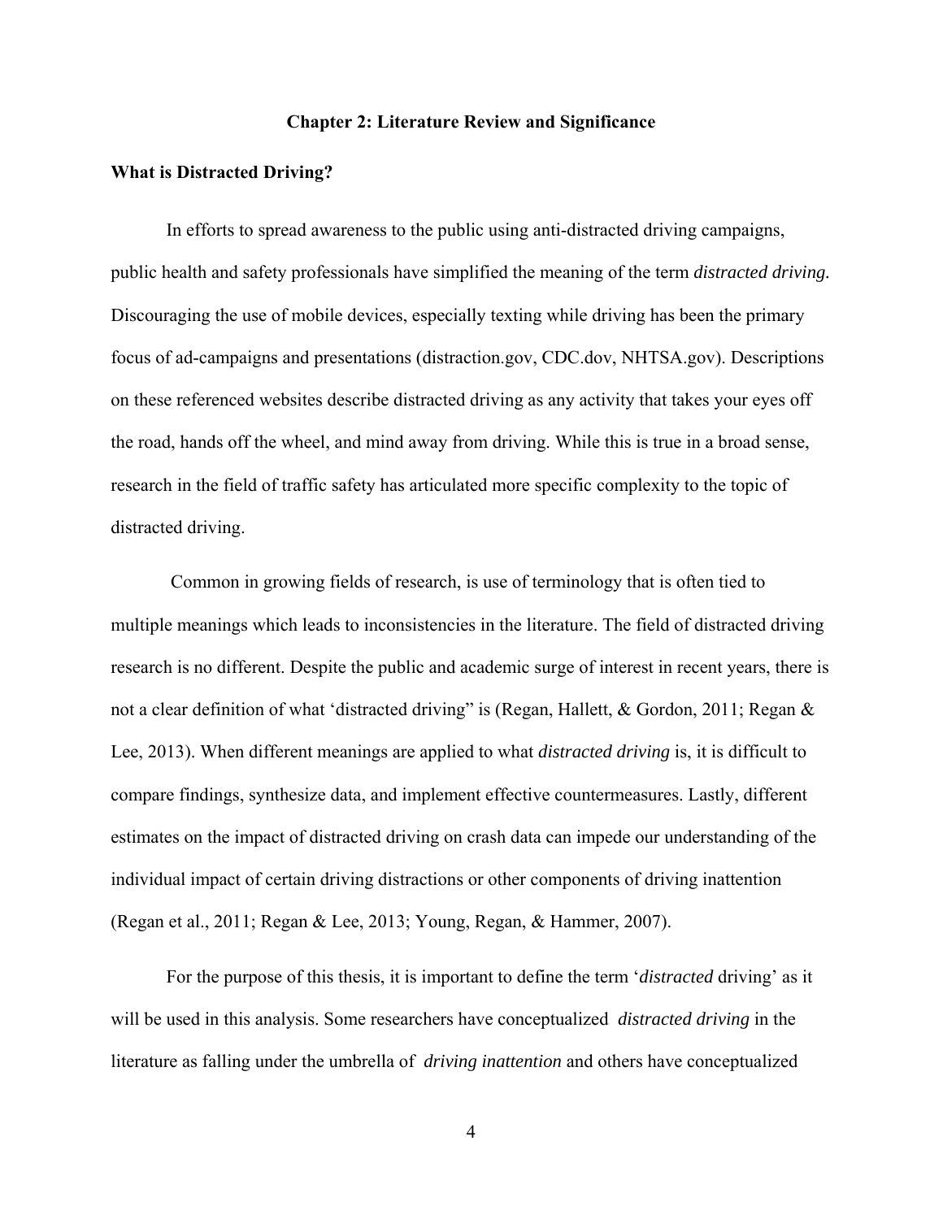# Chapter 2: Literature Review and Significance

## What is Distracted Driving?

In efforts to spread awareness to the public using anti-distracted driving campaigns, public health and safety professionals have simplified the meaning of the term *distracted driving.* Discouraging the use of mobile devices, especially texting while driving has been the primary focus of ad-campaigns and presentations (distraction.gov, CDC.dov, NHTSA.gov). Descriptions on these referenced websites describe distracted driving as any activity that takes your eyes off the road, hands off the wheel, and mind away from driving. While this is true in a broad sense, research in the field of traffic safety has articulated more specific complexity to the topic of distracted driving.

Common in growing fields of research, is use of terminology that is often tied to multiple meanings which leads to inconsistencies in the literature. The field of distracted driving research is no different. Despite the public and academic surge of interest in recent years, there is not a clear definition of what 'distracted driving" is (Regan, Hallett, & Gordon, 2011; Regan & Lee, 2013). When different meanings are applied to what *distracted driving* is, it is difficult to compare findings, synthesize data, and implement effective countermeasures. Lastly, different estimates on the impact of distracted driving on crash data can impede our understanding of the individual impact of certain driving distractions or other components of driving inattention (Regan et al., 2011; Regan & Lee, 2013; Young, Regan, & Hammer, 2007).

For the purpose of this thesis, it is important to define the term '*distracted* driving' as it will be used in this analysis. Some researchers have conceptualized *distracted driving* in the literature as falling under the umbrella of *driving inattention* and others have conceptualized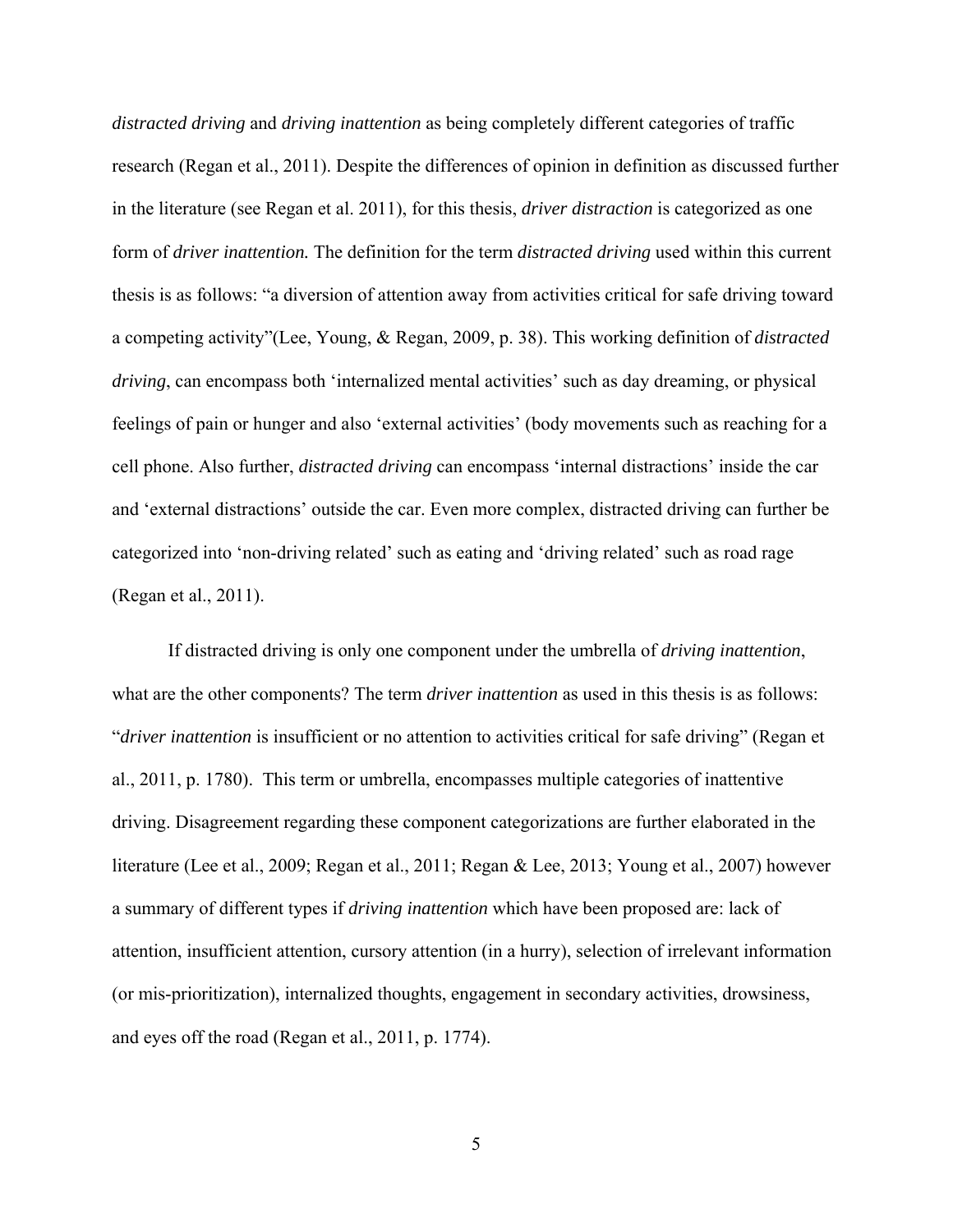*distracted driving* and *driving inattention* as being completely different categories of traffic research (Regan et al., 2011). Despite the differences of opinion in definition as discussed further in the literature (see Regan et al. 2011), for this thesis, *driver distraction* is categorized as one form of *driver inattention.* The definition for the term *distracted driving* used within this current thesis is as follows: "a diversion of attention away from activities critical for safe driving toward a competing activity"(Lee, Young, & Regan, 2009, p. 38). This working definition of *distracted driving*, can encompass both 'internalized mental activities' such as day dreaming, or physical feelings of pain or hunger and also 'external activities' (body movements such as reaching for a cell phone. Also further, *distracted driving* can encompass 'internal distractions' inside the car and 'external distractions' outside the car. Even more complex, distracted driving can further be categorized into 'non-driving related' such as eating and 'driving related' such as road rage (Regan et al., 2011).

If distracted driving is only one component under the umbrella of *driving inattention*, what are the other components? The term *driver inattention* as used in this thesis is as follows: "*driver inattention* is insufficient or no attention to activities critical for safe driving" (Regan et al., 2011, p. 1780). This term or umbrella, encompasses multiple categories of inattentive driving. Disagreement regarding these component categorizations are further elaborated in the literature (Lee et al., 2009; Regan et al., 2011; Regan & Lee, 2013; Young et al., 2007) however a summary of different types if *driving inattention* which have been proposed are: lack of attention, insufficient attention, cursory attention (in a hurry), selection of irrelevant information (or mis-prioritization), internalized thoughts, engagement in secondary activities, drowsiness, and eyes off the road (Regan et al., 2011, p. 1774).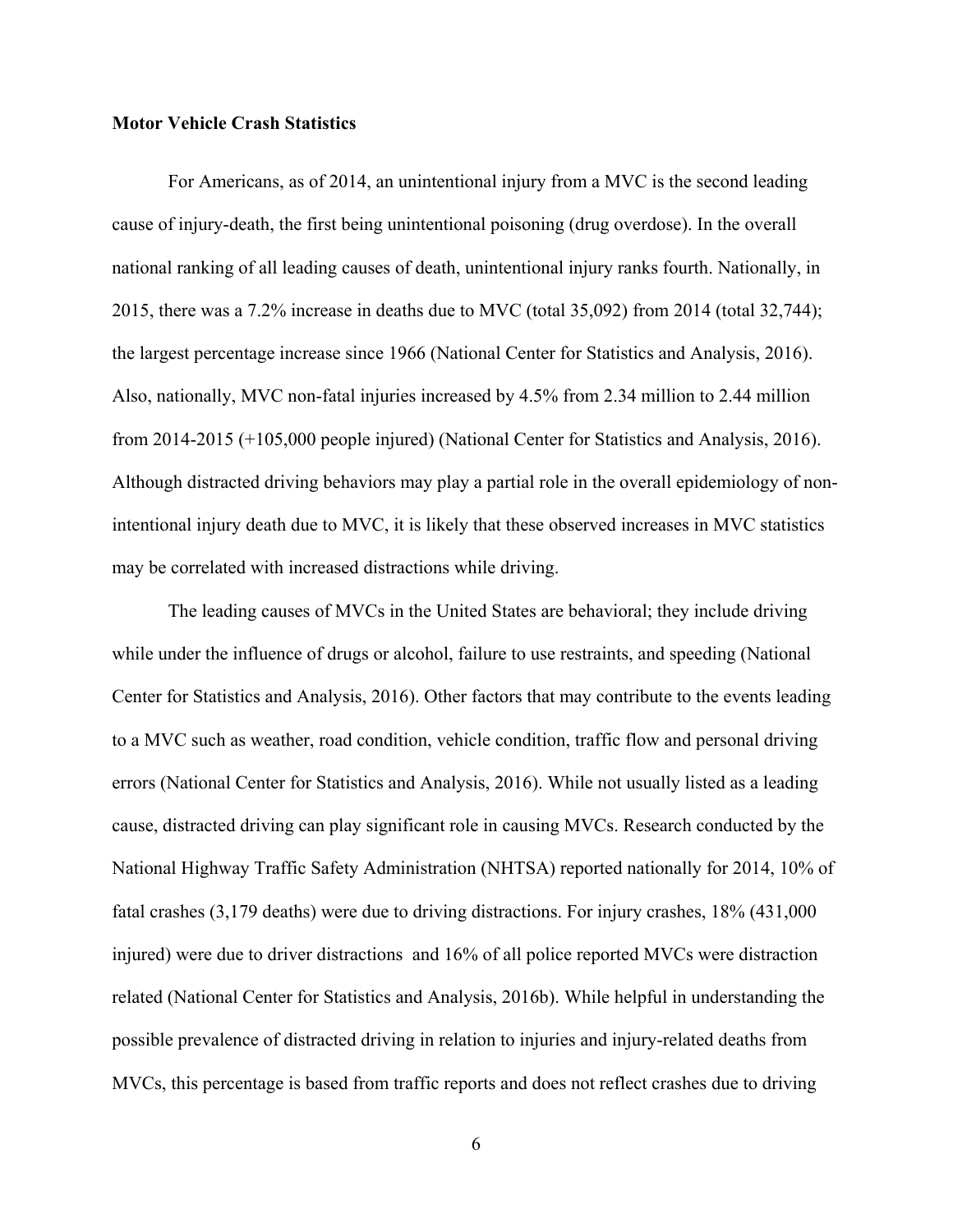**Motor Vehicle Crash Statistics**

For Americans, as of 2014, an unintentional injury from a MVC is the second leading cause of injury-death, the first being unintentional poisoning (drug overdose). In the overall national ranking of all leading causes of death, unintentional injury ranks fourth. Nationally, in 2015, there was a 7.2% increase in deaths due to MVC (total 35,092) from 2014 (total 32,744); the largest percentage increase since 1966 (National Center for Statistics and Analysis, 2016). Also, nationally, MVC non-fatal injuries increased by 4.5% from 2.34 million to 2.44 million from 2014-2015 (+105,000 people injured) (National Center for Statistics and Analysis, 2016). Although distracted driving behaviors may play a partial role in the overall epidemiology of non-intentional injury death due to MVC, it is likely that these observed increases in MVC statistics may be correlated with increased distractions while driving.

The leading causes of MVCs in the United States are behavioral; they include driving while under the influence of drugs or alcohol, failure to use restraints, and speeding (National Center for Statistics and Analysis, 2016). Other factors that may contribute to the events leading to a MVC such as weather, road condition, vehicle condition, traffic flow and personal driving errors (National Center for Statistics and Analysis, 2016). While not usually listed as a leading cause, distracted driving can play significant role in causing MVCs. Research conducted by the National Highway Traffic Safety Administration (NHTSA) reported nationally for 2014, 10% of fatal crashes (3,179 deaths) were due to driving distractions. For injury crashes, 18% (431,000 injured) were due to driver distractions and 16% of all police reported MVCs were distraction related (National Center for Statistics and Analysis, 2016b). While helpful in understanding the possible prevalence of distracted driving in relation to injuries and injury-related deaths from MVCs, this percentage is based from traffic reports and does not reflect crashes due to driving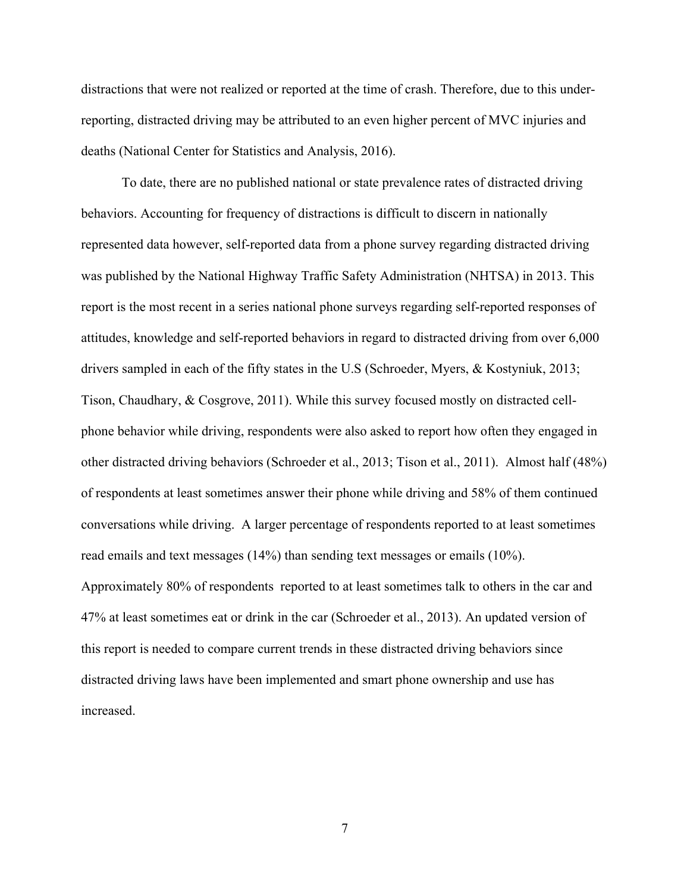distractions that were not realized or reported at the time of crash. Therefore, due to this under-reporting, distracted driving may be attributed to an even higher percent of MVC injuries and deaths (National Center for Statistics and Analysis, 2016).

To date, there are no published national or state prevalence rates of distracted driving behaviors. Accounting for frequency of distractions is difficult to discern in nationally represented data however, self-reported data from a phone survey regarding distracted driving was published by the National Highway Traffic Safety Administration (NHTSA) in 2013. This report is the most recent in a series national phone surveys regarding self-reported responses of attitudes, knowledge and self-reported behaviors in regard to distracted driving from over 6,000 drivers sampled in each of the fifty states in the U.S (Schroeder, Myers, & Kostyniuk, 2013; Tison, Chaudhary, & Cosgrove, 2011). While this survey focused mostly on distracted cell-phone behavior while driving, respondents were also asked to report how often they engaged in other distracted driving behaviors (Schroeder et al., 2013; Tison et al., 2011). Almost half (48%) of respondents at least sometimes answer their phone while driving and 58% of them continued conversations while driving. A larger percentage of respondents reported to at least sometimes read emails and text messages (14%) than sending text messages or emails (10%). Approximately 80% of respondents reported to at least sometimes talk to others in the car and 47% at least sometimes eat or drink in the car (Schroeder et al., 2013). An updated version of this report is needed to compare current trends in these distracted driving behaviors since distracted driving laws have been implemented and smart phone ownership and use has increased.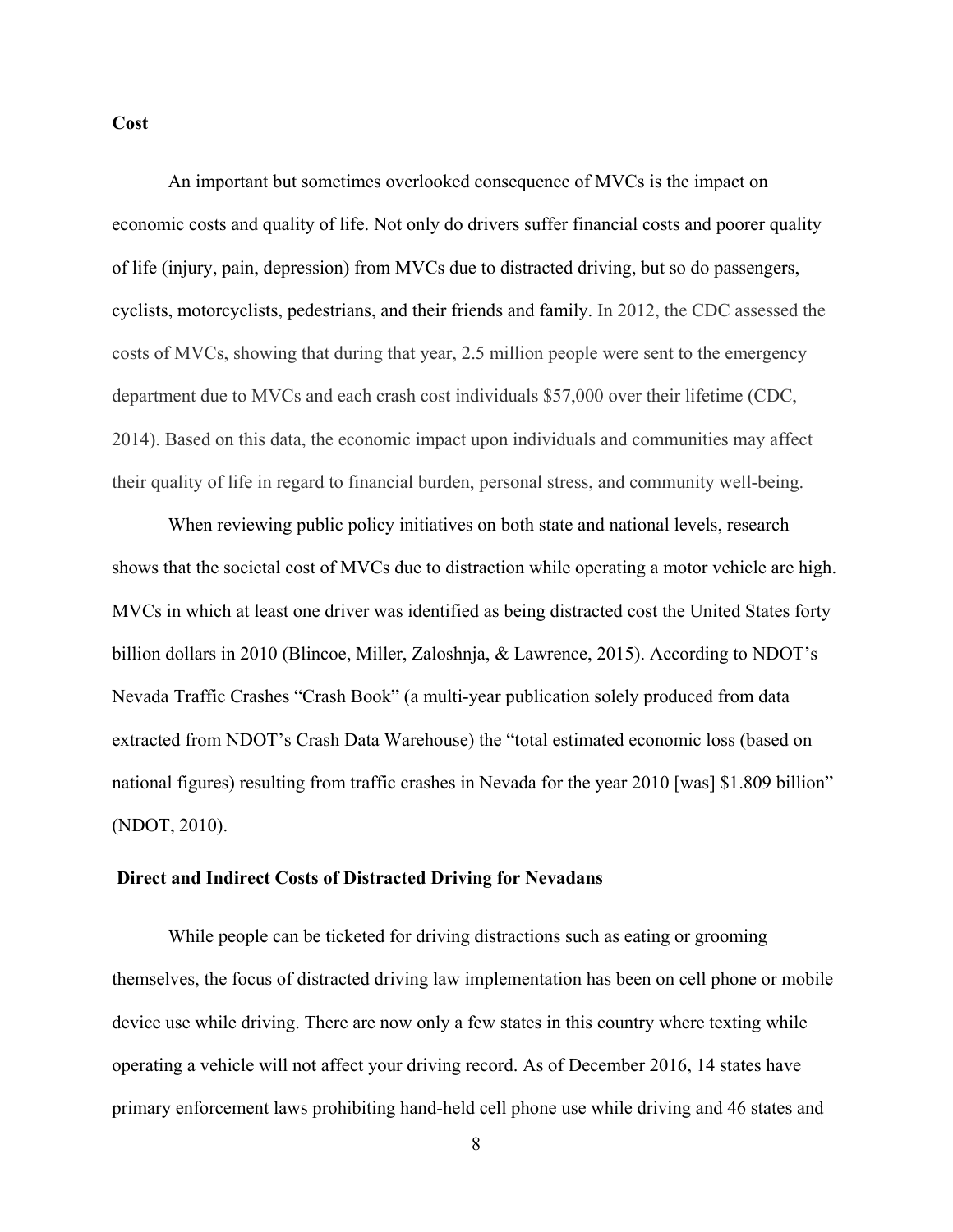**Cost**

An important but sometimes overlooked consequence of MVCs is the impact on economic costs and quality of life. Not only do drivers suffer financial costs and poorer quality of life (injury, pain, depression) from MVCs due to distracted driving, but so do passengers, cyclists, motorcyclists, pedestrians, and their friends and family. In 2012, the CDC assessed the costs of MVCs, showing that during that year, 2.5 million people were sent to the emergency department due to MVCs and each crash cost individuals $57,000 over their lifetime (CDC, 2014). Based on this data, the economic impact upon individuals and communities may affect their quality of life in regard to financial burden, personal stress, and community well-being.

When reviewing public policy initiatives on both state and national levels, research shows that the societal cost of MVCs due to distraction while operating a motor vehicle are high. MVCs in which at least one driver was identified as being distracted cost the United States forty billion dollars in 2010 (Blincoe, Miller, Zaloshnja, & Lawrence, 2015). According to NDOT's Nevada Traffic Crashes "Crash Book" (a multi-year publication solely produced from data extracted from NDOT's Crash Data Warehouse) the "total estimated economic loss (based on national figures) resulting from traffic crashes in Nevada for the year 2010 [was] $1.809 billion" (NDOT, 2010).

**Direct and Indirect Costs of Distracted Driving for Nevadans**

While people can be ticketed for driving distractions such as eating or grooming themselves, the focus of distracted driving law implementation has been on cell phone or mobile device use while driving. There are now only a few states in this country where texting while operating a vehicle will not affect your driving record. As of December 2016, 14 states have primary enforcement laws prohibiting hand-held cell phone use while driving and 46 states and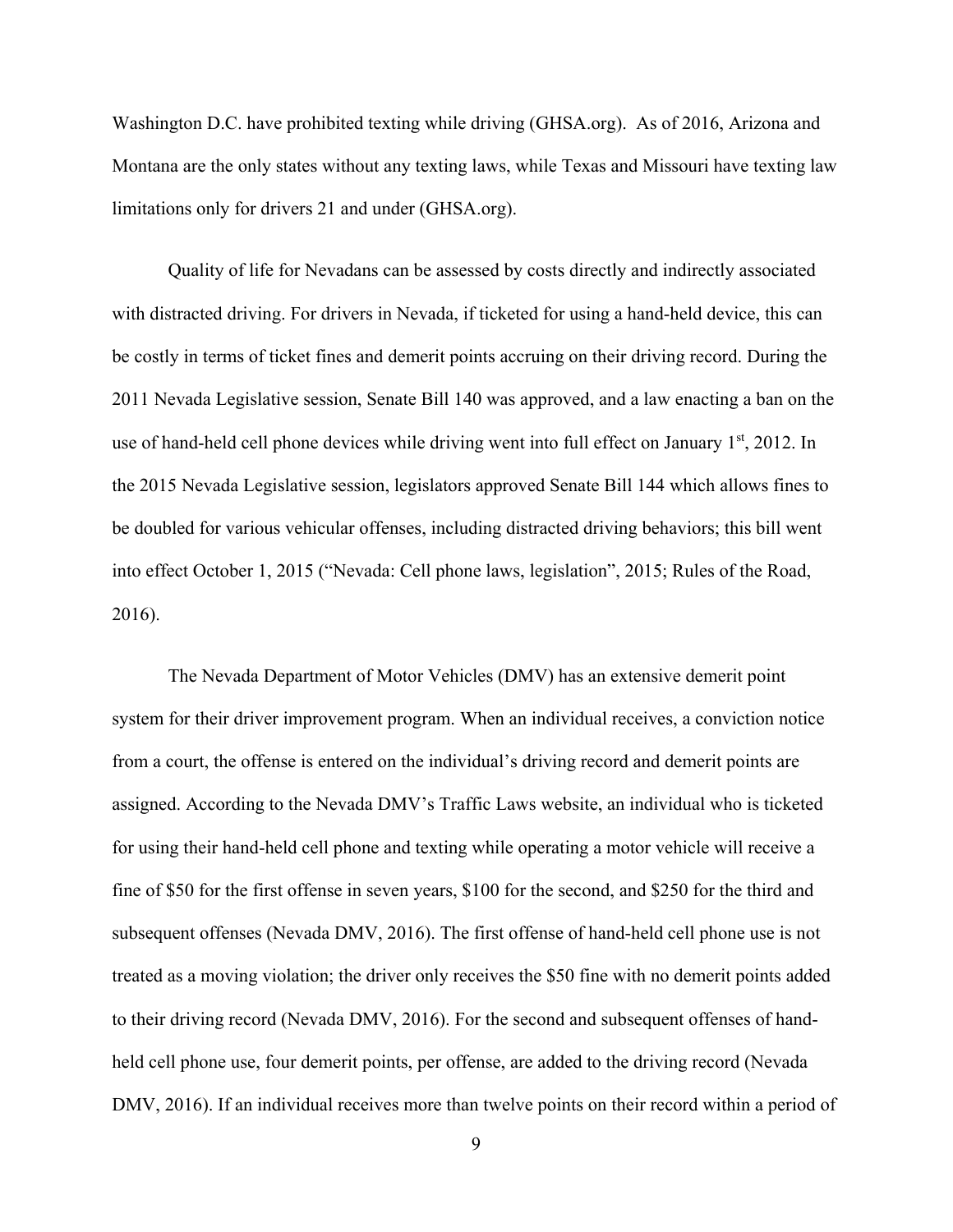Washington D.C. have prohibited texting while driving (GHSA.org). As of 2016, Arizona and Montana are the only states without any texting laws, while Texas and Missouri have texting law limitations only for drivers 21 and under (GHSA.org).

Quality of life for Nevadans can be assessed by costs directly and indirectly associated with distracted driving. For drivers in Nevada, if ticketed for using a hand-held device, this can be costly in terms of ticket fines and demerit points accruing on their driving record. During the 2011 Nevada Legislative session, Senate Bill 140 was approved, and a law enacting a ban on the use of hand-held cell phone devices while driving went into full effect on January 1st, 2012. In the 2015 Nevada Legislative session, legislators approved Senate Bill 144 which allows fines to be doubled for various vehicular offenses, including distracted driving behaviors; this bill went into effect October 1, 2015 ("Nevada: Cell phone laws, legislation", 2015; Rules of the Road, 2016).

The Nevada Department of Motor Vehicles (DMV) has an extensive demerit point system for their driver improvement program. When an individual receives, a conviction notice from a court, the offense is entered on the individual's driving record and demerit points are assigned. According to the Nevada DMV's Traffic Laws website, an individual who is ticketed for using their hand-held cell phone and texting while operating a motor vehicle will receive a fine of $50 for the first offense in seven years, $100 for the second, and $250 for the third and subsequent offenses (Nevada DMV, 2016). The first offense of hand-held cell phone use is not treated as a moving violation; the driver only receives the $50 fine with no demerit points added to their driving record (Nevada DMV, 2016). For the second and subsequent offenses of hand-held cell phone use, four demerit points, per offense, are added to the driving record (Nevada DMV, 2016). If an individual receives more than twelve points on their record within a period of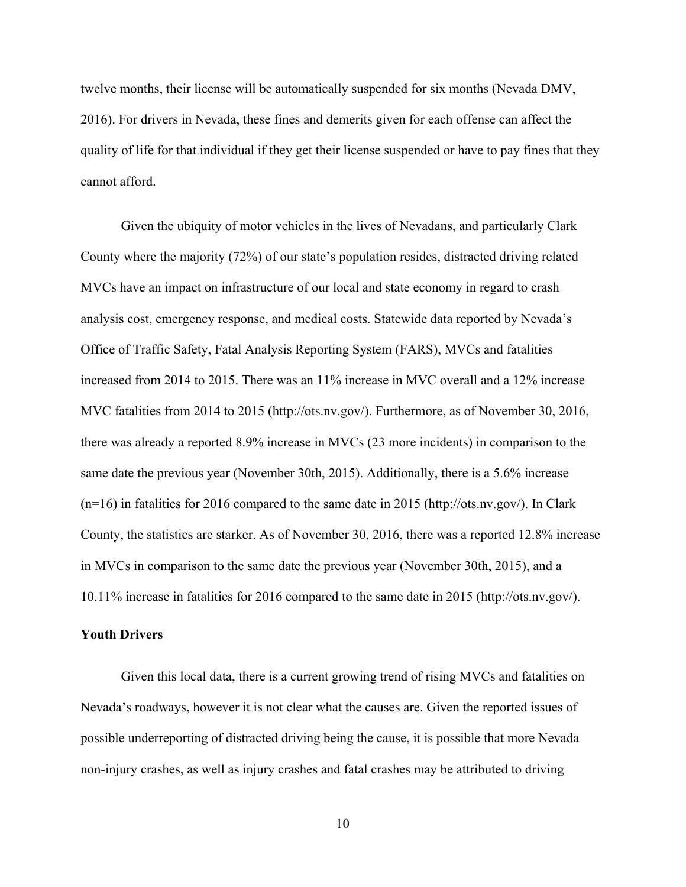twelve months, their license will be automatically suspended for six months (Nevada DMV, 2016). For drivers in Nevada, these fines and demerits given for each offense can affect the quality of life for that individual if they get their license suspended or have to pay fines that they cannot afford.

Given the ubiquity of motor vehicles in the lives of Nevadans, and particularly Clark County where the majority (72%) of our state's population resides, distracted driving related MVCs have an impact on infrastructure of our local and state economy in regard to crash analysis cost, emergency response, and medical costs. Statewide data reported by Nevada's Office of Traffic Safety, Fatal Analysis Reporting System (FARS), MVCs and fatalities increased from 2014 to 2015. There was an 11% increase in MVC overall and a 12% increase MVC fatalities from 2014 to 2015 (http://ots.nv.gov/). Furthermore, as of November 30, 2016, there was already a reported 8.9% increase in MVCs (23 more incidents) in comparison to the same date the previous year (November 30th, 2015). Additionally, there is a 5.6% increase (n=16) in fatalities for 2016 compared to the same date in 2015 (http://ots.nv.gov/). In Clark County, the statistics are starker. As of November 30, 2016, there was a reported 12.8% increase in MVCs in comparison to the same date the previous year (November 30th, 2015), and a 10.11% increase in fatalities for 2016 compared to the same date in 2015 (http://ots.nv.gov/).

**Youth Drivers**

Given this local data, there is a current growing trend of rising MVCs and fatalities on Nevada's roadways, however it is not clear what the causes are. Given the reported issues of possible underreporting of distracted driving being the cause, it is possible that more Nevada non-injury crashes, as well as injury crashes and fatal crashes may be attributed to driving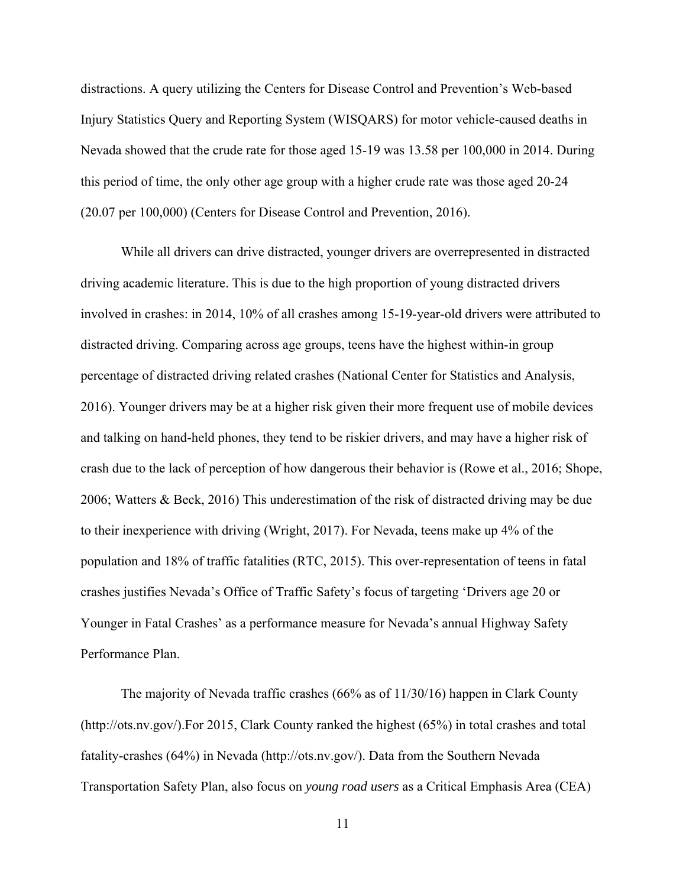distractions. A query utilizing the Centers for Disease Control and Prevention's Web-based Injury Statistics Query and Reporting System (WISQARS) for motor vehicle-caused deaths in Nevada showed that the crude rate for those aged 15-19 was 13.58 per 100,000 in 2014. During this period of time, the only other age group with a higher crude rate was those aged 20-24 (20.07 per 100,000) (Centers for Disease Control and Prevention, 2016).

While all drivers can drive distracted, younger drivers are overrepresented in distracted driving academic literature. This is due to the high proportion of young distracted drivers involved in crashes: in 2014, 10% of all crashes among 15-19-year-old drivers were attributed to distracted driving. Comparing across age groups, teens have the highest within-in group percentage of distracted driving related crashes (National Center for Statistics and Analysis, 2016). Younger drivers may be at a higher risk given their more frequent use of mobile devices and talking on hand-held phones, they tend to be riskier drivers, and may have a higher risk of crash due to the lack of perception of how dangerous their behavior is (Rowe et al., 2016; Shope, 2006; Watters & Beck, 2016) This underestimation of the risk of distracted driving may be due to their inexperience with driving (Wright, 2017). For Nevada, teens make up 4% of the population and 18% of traffic fatalities (RTC, 2015). This over-representation of teens in fatal crashes justifies Nevada's Office of Traffic Safety's focus of targeting 'Drivers age 20 or Younger in Fatal Crashes' as a performance measure for Nevada's annual Highway Safety Performance Plan.

The majority of Nevada traffic crashes (66% as of 11/30/16) happen in Clark County (http://ots.nv.gov/).For 2015, Clark County ranked the highest (65%) in total crashes and total fatality-crashes (64%) in Nevada (http://ots.nv.gov/). Data from the Southern Nevada Transportation Safety Plan, also focus on *young road users* as a Critical Emphasis Area (CEA)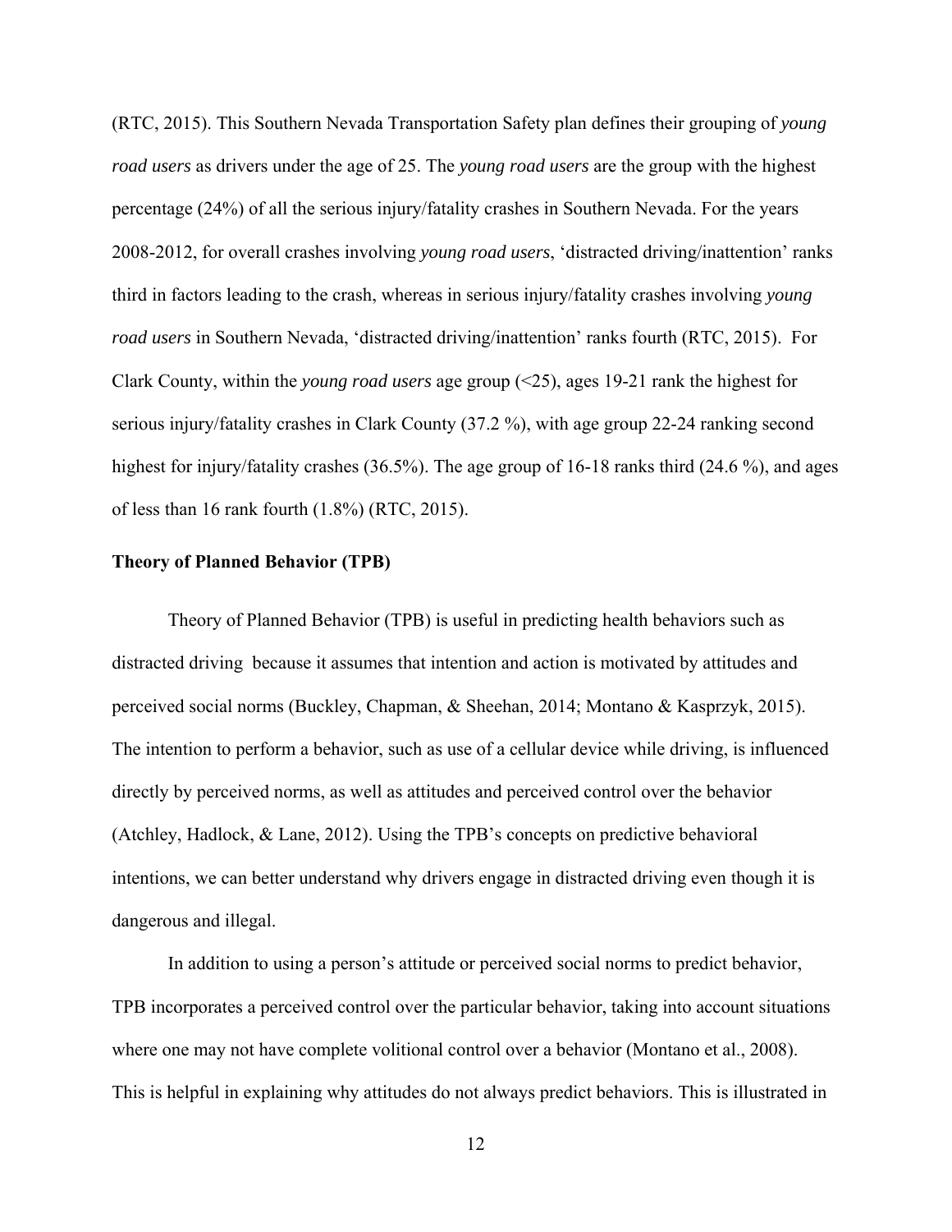(RTC, 2015). This Southern Nevada Transportation Safety plan defines their grouping of *young road users* as drivers under the age of 25. The *young road users* are the group with the highest percentage (24%) of all the serious injury/fatality crashes in Southern Nevada. For the years 2008-2012, for overall crashes involving *young road users*, 'distracted driving/inattention' ranks third in factors leading to the crash, whereas in serious injury/fatality crashes involving *young road users* in Southern Nevada, 'distracted driving/inattention' ranks fourth (RTC, 2015). For Clark County, within the *young road users* age group (<25), ages 19-21 rank the highest for serious injury/fatality crashes in Clark County (37.2 %), with age group 22-24 ranking second highest for injury/fatality crashes (36.5%). The age group of 16-18 ranks third (24.6 %), and ages of less than 16 rank fourth (1.8%) (RTC, 2015).

**Theory of Planned Behavior (TPB)**

Theory of Planned Behavior (TPB) is useful in predicting health behaviors such as distracted driving because it assumes that intention and action is motivated by attitudes and perceived social norms (Buckley, Chapman, & Sheehan, 2014; Montano & Kasprzyk, 2015). The intention to perform a behavior, such as use of a cellular device while driving, is influenced directly by perceived norms, as well as attitudes and perceived control over the behavior (Atchley, Hadlock, & Lane, 2012). Using the TPB's concepts on predictive behavioral intentions, we can better understand why drivers engage in distracted driving even though it is dangerous and illegal.

In addition to using a person's attitude or perceived social norms to predict behavior, TPB incorporates a perceived control over the particular behavior, taking into account situations where one may not have complete volitional control over a behavior (Montano et al., 2008). This is helpful in explaining why attitudes do not always predict behaviors. This is illustrated in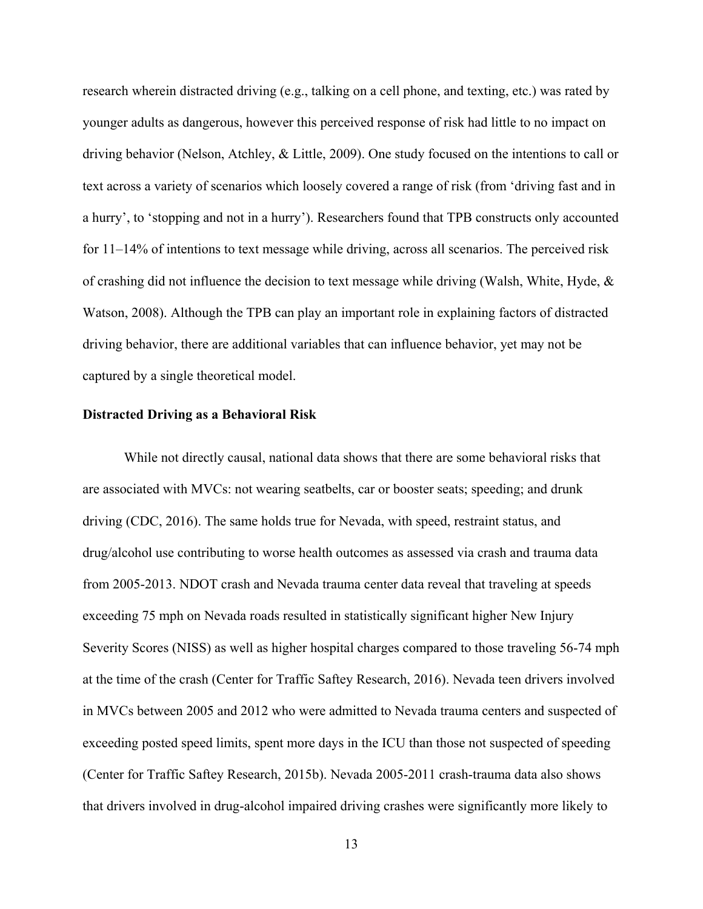research wherein distracted driving (e.g., talking on a cell phone, and texting, etc.) was rated by younger adults as dangerous, however this perceived response of risk had little to no impact on driving behavior (Nelson, Atchley, & Little, 2009). One study focused on the intentions to call or text across a variety of scenarios which loosely covered a range of risk (from 'driving fast and in a hurry', to 'stopping and not in a hurry'). Researchers found that TPB constructs only accounted for 11–14% of intentions to text message while driving, across all scenarios. The perceived risk of crashing did not influence the decision to text message while driving (Walsh, White, Hyde, & Watson, 2008). Although the TPB can play an important role in explaining factors of distracted driving behavior, there are additional variables that can influence behavior, yet may not be captured by a single theoretical model.

**Distracted Driving as a Behavioral Risk**

While not directly causal, national data shows that there are some behavioral risks that are associated with MVCs: not wearing seatbelts, car or booster seats; speeding; and drunk driving (CDC, 2016). The same holds true for Nevada, with speed, restraint status, and drug/alcohol use contributing to worse health outcomes as assessed via crash and trauma data from 2005-2013. NDOT crash and Nevada trauma center data reveal that traveling at speeds exceeding 75 mph on Nevada roads resulted in statistically significant higher New Injury Severity Scores (NISS) as well as higher hospital charges compared to those traveling 56-74 mph at the time of the crash (Center for Traffic Saftey Research, 2016). Nevada teen drivers involved in MVCs between 2005 and 2012 who were admitted to Nevada trauma centers and suspected of exceeding posted speed limits, spent more days in the ICU than those not suspected of speeding (Center for Traffic Saftey Research, 2015b). Nevada 2005-2011 crash-trauma data also shows that drivers involved in drug-alcohol impaired driving crashes were significantly more likely to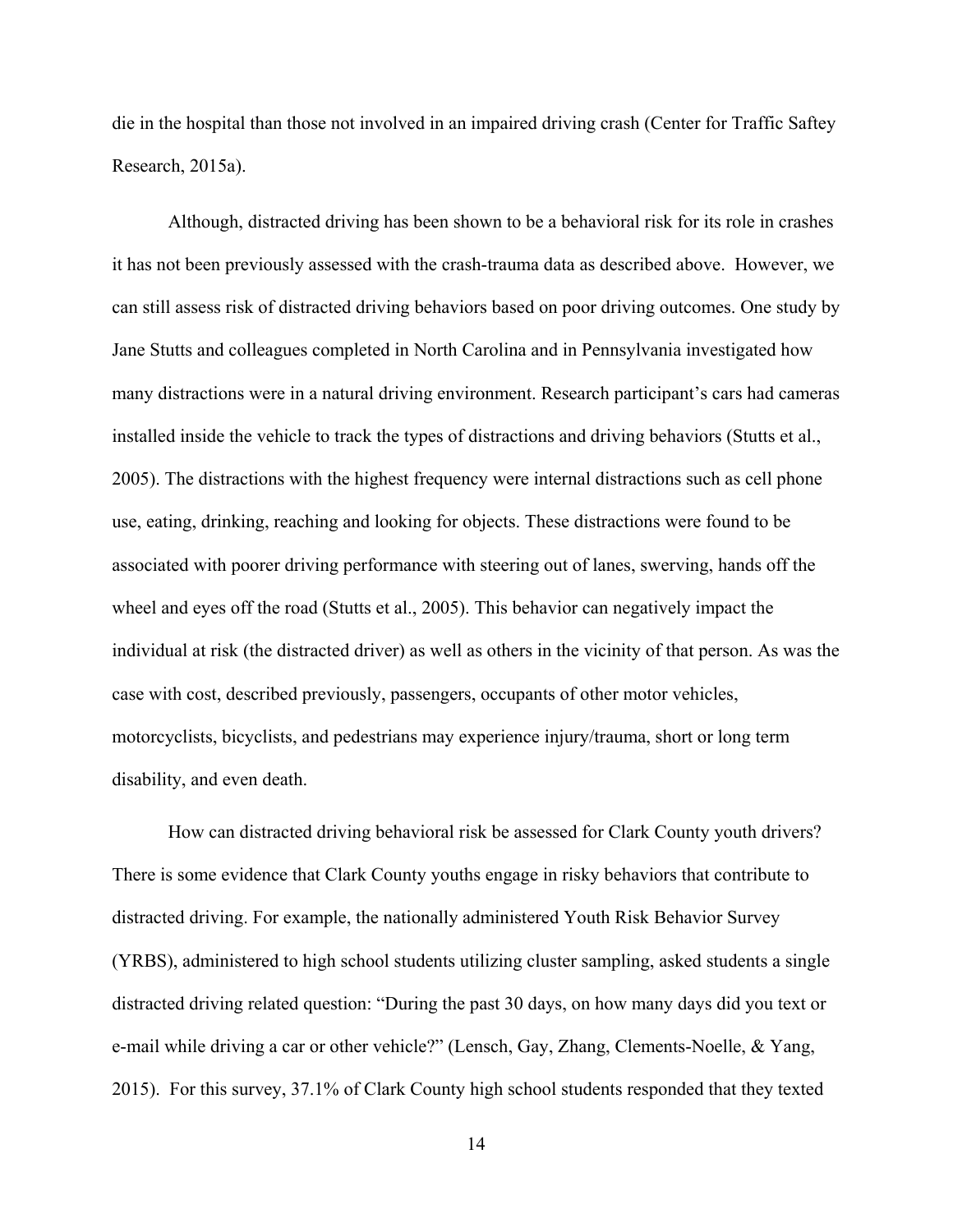die in the hospital than those not involved in an impaired driving crash (Center for Traffic Saftey Research, 2015a).

Although, distracted driving has been shown to be a behavioral risk for its role in crashes it has not been previously assessed with the crash-trauma data as described above. However, we can still assess risk of distracted driving behaviors based on poor driving outcomes. One study by Jane Stutts and colleagues completed in North Carolina and in Pennsylvania investigated how many distractions were in a natural driving environment. Research participant's cars had cameras installed inside the vehicle to track the types of distractions and driving behaviors (Stutts et al., 2005). The distractions with the highest frequency were internal distractions such as cell phone use, eating, drinking, reaching and looking for objects. These distractions were found to be associated with poorer driving performance with steering out of lanes, swerving, hands off the wheel and eyes off the road (Stutts et al., 2005). This behavior can negatively impact the individual at risk (the distracted driver) as well as others in the vicinity of that person. As was the case with cost, described previously, passengers, occupants of other motor vehicles, motorcyclists, bicyclists, and pedestrians may experience injury/trauma, short or long term disability, and even death.

How can distracted driving behavioral risk be assessed for Clark County youth drivers? There is some evidence that Clark County youths engage in risky behaviors that contribute to distracted driving. For example, the nationally administered Youth Risk Behavior Survey (YRBS), administered to high school students utilizing cluster sampling, asked students a single distracted driving related question: "During the past 30 days, on how many days did you text or e-mail while driving a car or other vehicle?" (Lensch, Gay, Zhang, Clements-Noelle, & Yang, 2015). For this survey, 37.1% of Clark County high school students responded that they texted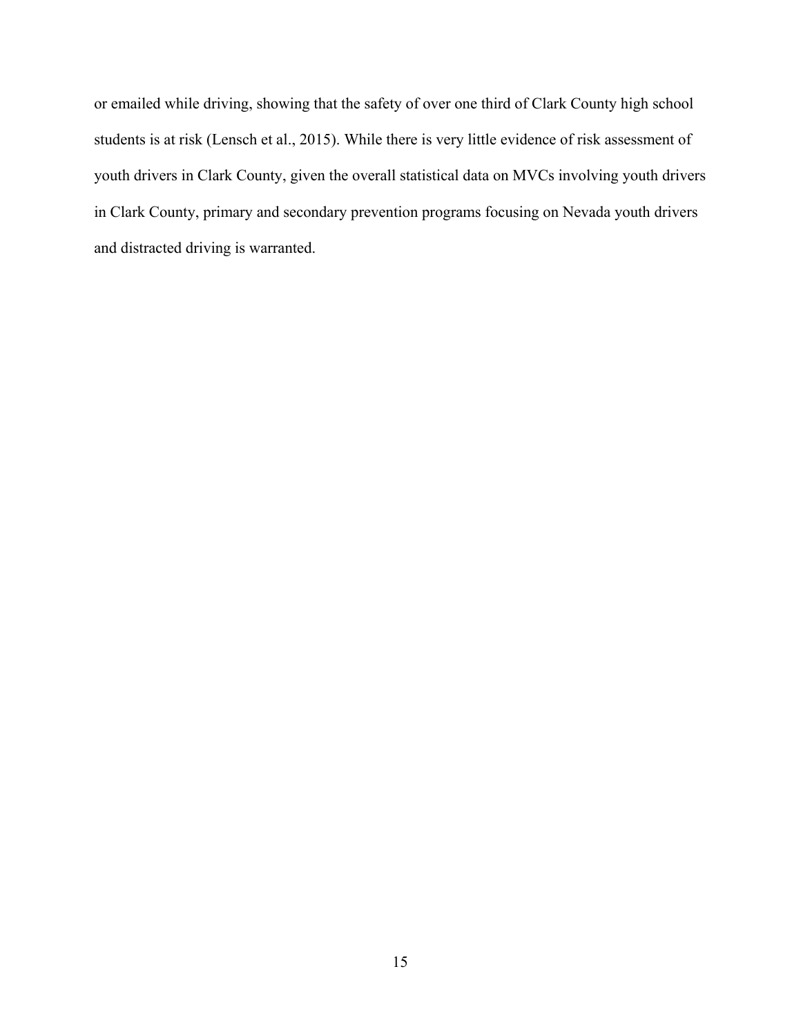or emailed while driving, showing that the safety of over one third of Clark County high school students is at risk (Lensch et al., 2015). While there is very little evidence of risk assessment of youth drivers in Clark County, given the overall statistical data on MVCs involving youth drivers in Clark County, primary and secondary prevention programs focusing on Nevada youth drivers and distracted driving is warranted.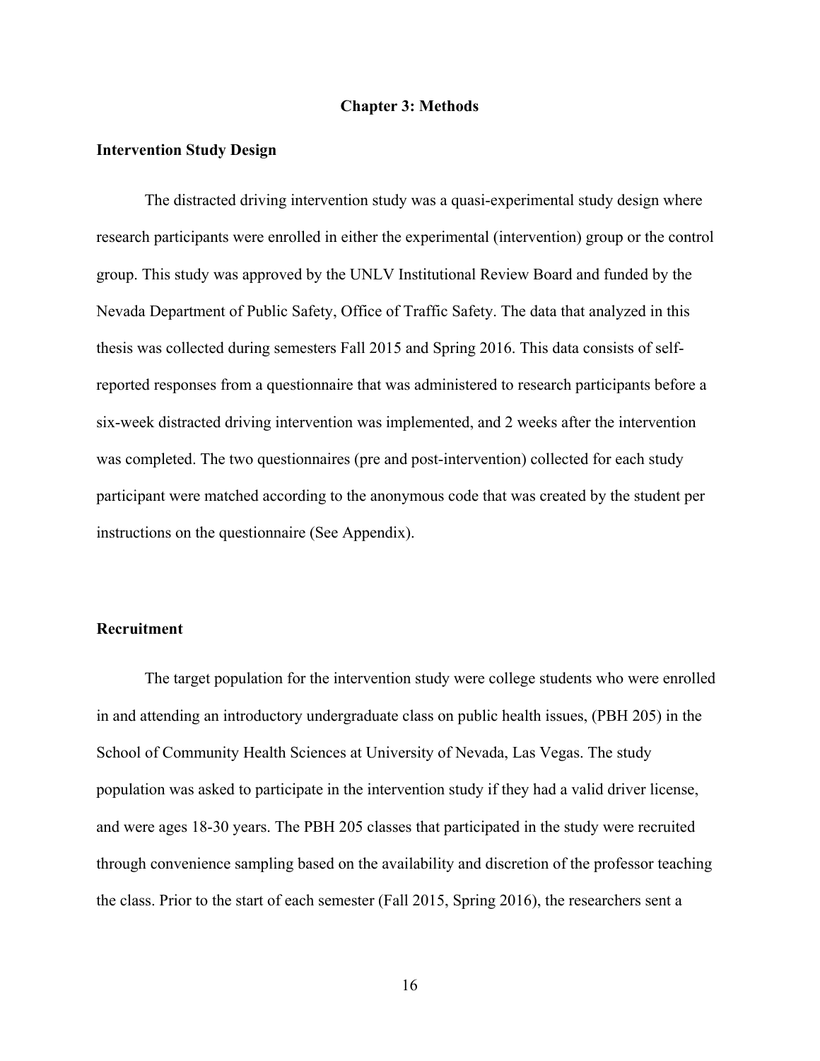# Chapter 3: Methods

## Intervention Study Design

The distracted driving intervention study was a quasi-experimental study design where research participants were enrolled in either the experimental (intervention) group or the control group. This study was approved by the UNLV Institutional Review Board and funded by the Nevada Department of Public Safety, Office of Traffic Safety. The data that analyzed in this thesis was collected during semesters Fall 2015 and Spring 2016. This data consists of self-reported responses from a questionnaire that was administered to research participants before a six-week distracted driving intervention was implemented, and 2 weeks after the intervention was completed. The two questionnaires (pre and post-intervention) collected for each study participant were matched according to the anonymous code that was created by the student per instructions on the questionnaire (See Appendix).

## Recruitment

The target population for the intervention study were college students who were enrolled in and attending an introductory undergraduate class on public health issues, (PBH 205) in the School of Community Health Sciences at University of Nevada, Las Vegas. The study population was asked to participate in the intervention study if they had a valid driver license, and were ages 18-30 years. The PBH 205 classes that participated in the study were recruited through convenience sampling based on the availability and discretion of the professor teaching the class. Prior to the start of each semester (Fall 2015, Spring 2016), the researchers sent a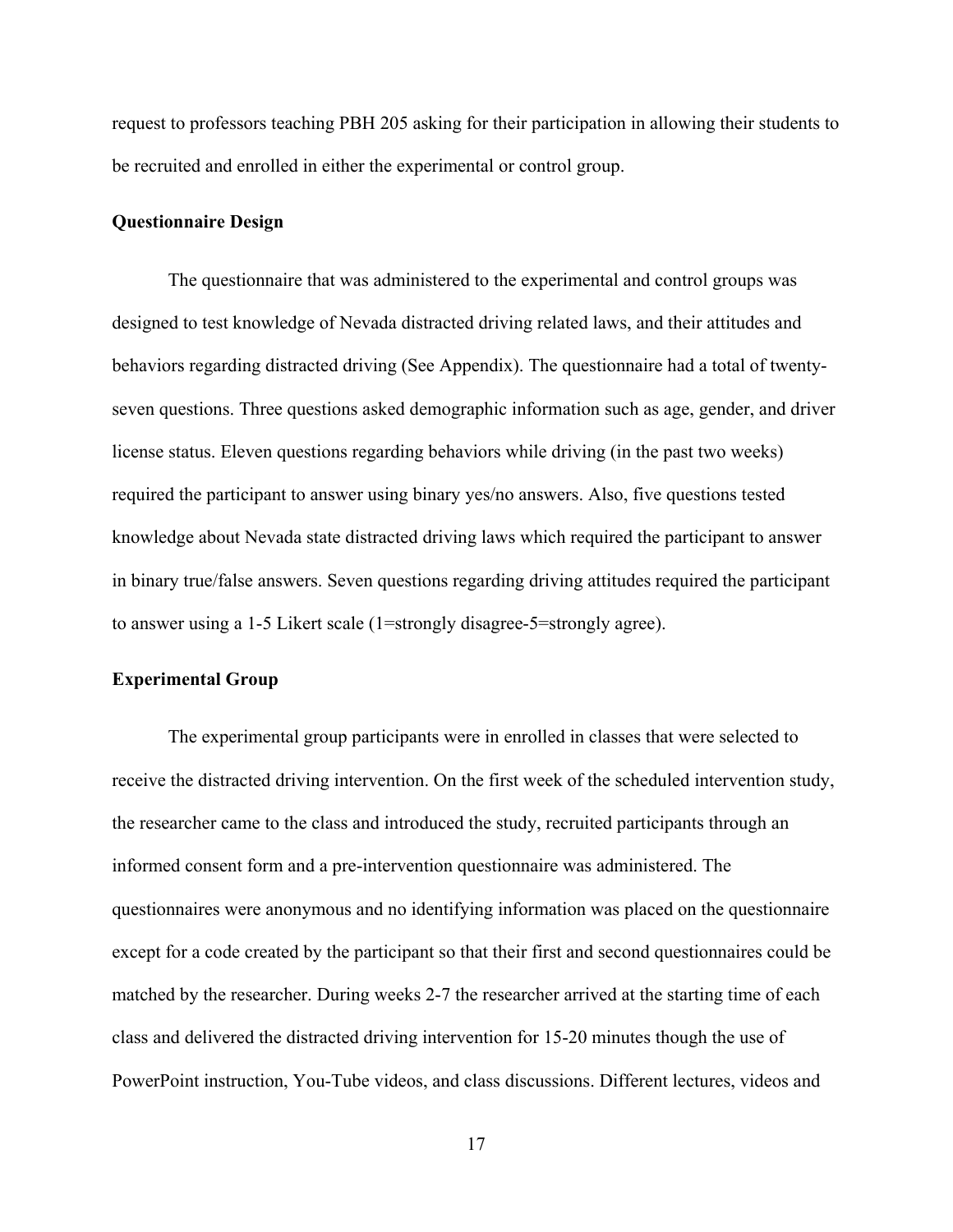request to professors teaching PBH 205 asking for their participation in allowing their students to be recruited and enrolled in either the experimental or control group.

### Questionnaire Design

The questionnaire that was administered to the experimental and control groups was designed to test knowledge of Nevada distracted driving related laws, and their attitudes and behaviors regarding distracted driving (See Appendix). The questionnaire had a total of twenty-seven questions. Three questions asked demographic information such as age, gender, and driver license status. Eleven questions regarding behaviors while driving (in the past two weeks) required the participant to answer using binary yes/no answers. Also, five questions tested knowledge about Nevada state distracted driving laws which required the participant to answer in binary true/false answers. Seven questions regarding driving attitudes required the participant to answer using a 1-5 Likert scale (1=strongly disagree-5=strongly agree).

### Experimental Group

The experimental group participants were in enrolled in classes that were selected to receive the distracted driving intervention. On the first week of the scheduled intervention study, the researcher came to the class and introduced the study, recruited participants through an informed consent form and a pre-intervention questionnaire was administered. The questionnaires were anonymous and no identifying information was placed on the questionnaire except for a code created by the participant so that their first and second questionnaires could be matched by the researcher. During weeks 2-7 the researcher arrived at the starting time of each class and delivered the distracted driving intervention for 15-20 minutes though the use of PowerPoint instruction, You-Tube videos, and class discussions. Different lectures, videos and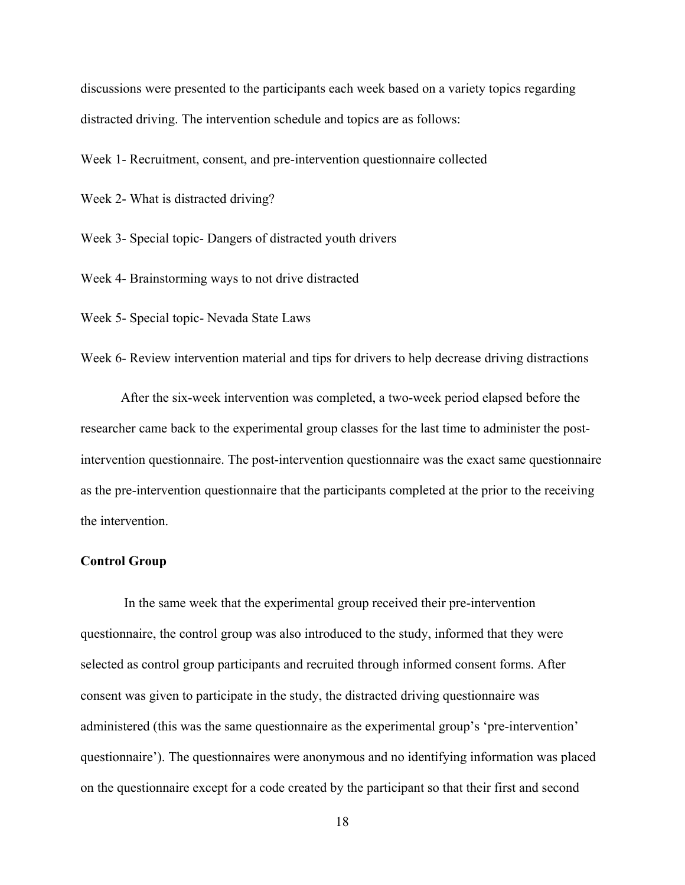discussions were presented to the participants each week based on a variety topics regarding distracted driving. The intervention schedule and topics are as follows:

Week 1- Recruitment, consent, and pre-intervention questionnaire collected

Week 2- What is distracted driving?

Week 3- Special topic- Dangers of distracted youth drivers

Week 4- Brainstorming ways to not drive distracted

Week 5- Special topic- Nevada State Laws

Week 6- Review intervention material and tips for drivers to help decrease driving distractions

After the six-week intervention was completed, a two-week period elapsed before the researcher came back to the experimental group classes for the last time to administer the post-intervention questionnaire. The post-intervention questionnaire was the exact same questionnaire as the pre-intervention questionnaire that the participants completed at the prior to the receiving the intervention.

**Control Group**

In the same week that the experimental group received their pre-intervention questionnaire, the control group was also introduced to the study, informed that they were selected as control group participants and recruited through informed consent forms. After consent was given to participate in the study, the distracted driving questionnaire was administered (this was the same questionnaire as the experimental group's 'pre-intervention' questionnaire'). The questionnaires were anonymous and no identifying information was placed on the questionnaire except for a code created by the participant so that their first and second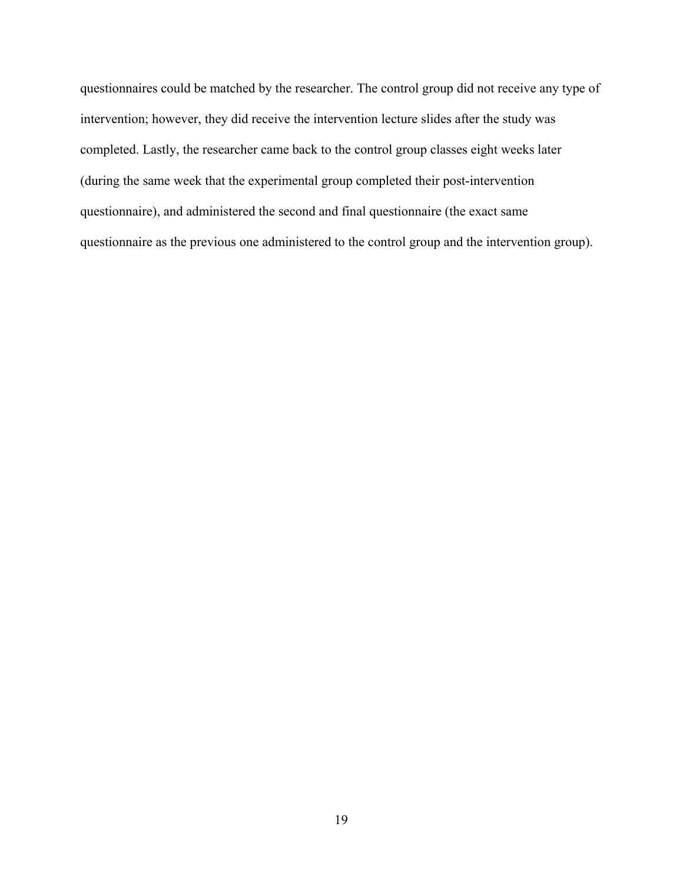questionnaires could be matched by the researcher. The control group did not receive any type of intervention; however, they did receive the intervention lecture slides after the study was completed. Lastly, the researcher came back to the control group classes eight weeks later (during the same week that the experimental group completed their post-intervention questionnaire), and administered the second and final questionnaire (the exact same questionnaire as the previous one administered to the control group and the intervention group).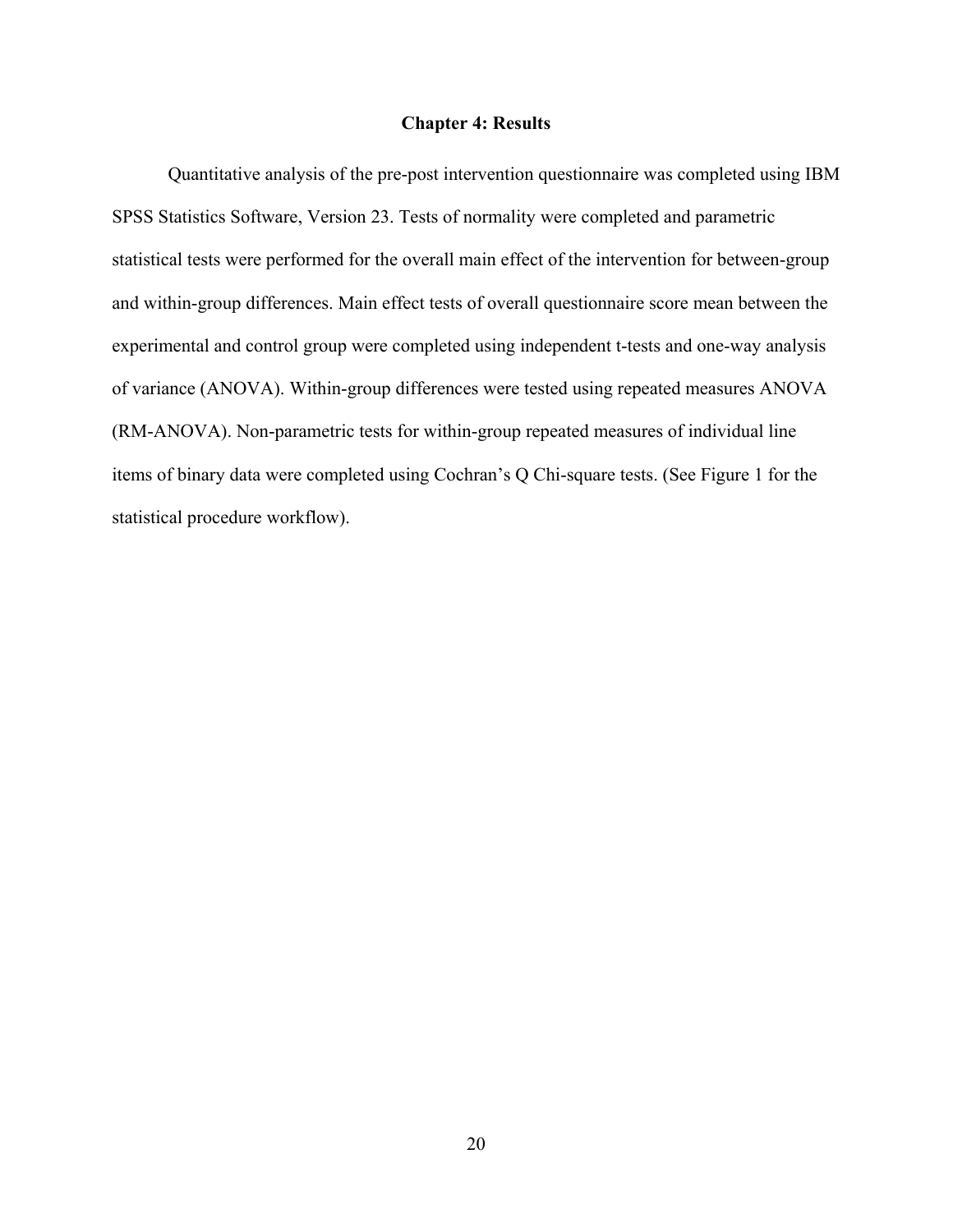# Chapter 4: Results

Quantitative analysis of the pre-post intervention questionnaire was completed using IBM SPSS Statistics Software, Version 23. Tests of normality were completed and parametric statistical tests were performed for the overall main effect of the intervention for between-group and within-group differences. Main effect tests of overall questionnaire score mean between the experimental and control group were completed using independent t-tests and one-way analysis of variance (ANOVA). Within-group differences were tested using repeated measures ANOVA (RM-ANOVA). Non-parametric tests for within-group repeated measures of individual line items of binary data were completed using Cochran's Q Chi-square tests. (See Figure 1 for the statistical procedure workflow).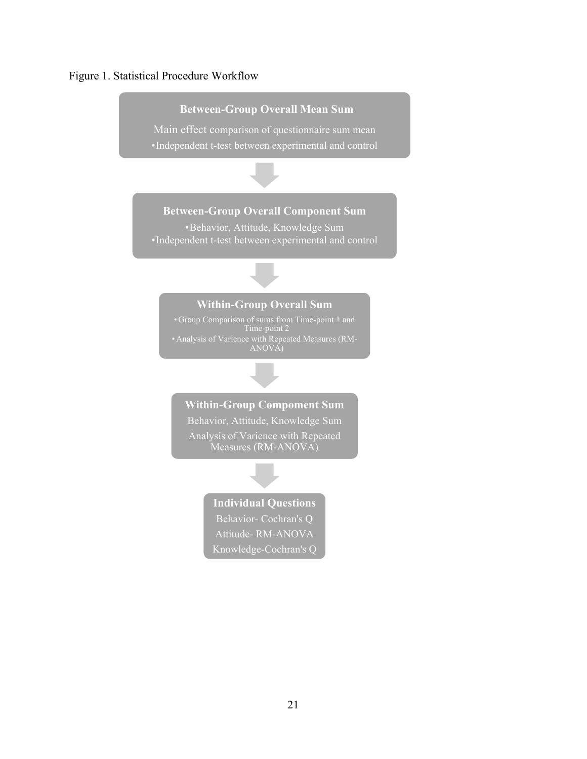Figure 1. Statistical Procedure Workflow

**Between-Group Overall Mean Sum**

Main effect comparison of questionnaire sum mean
- Independent t-test between experimental and control

↓

**Between-Group Overall Component Sum**

- Behavior, Attitude, Knowledge Sum
- Independent t-test between experimental and control

↓

**Within-Group Overall Sum**

- Group Comparison of sums from Time-point 1 and Time-point 2
- Analysis of Varience with Repeated Measures (RM-ANOVA)

↓

**Within-Group Compoment Sum**

Behavior, Attitude, Knowledge Sum

Analysis of Varience with Repeated Measures (RM-ANOVA)

↓

**Individual Questions**

Behavior- Cochran's Q

Attitude- RM-ANOVA

Knowledge-Cochran's Q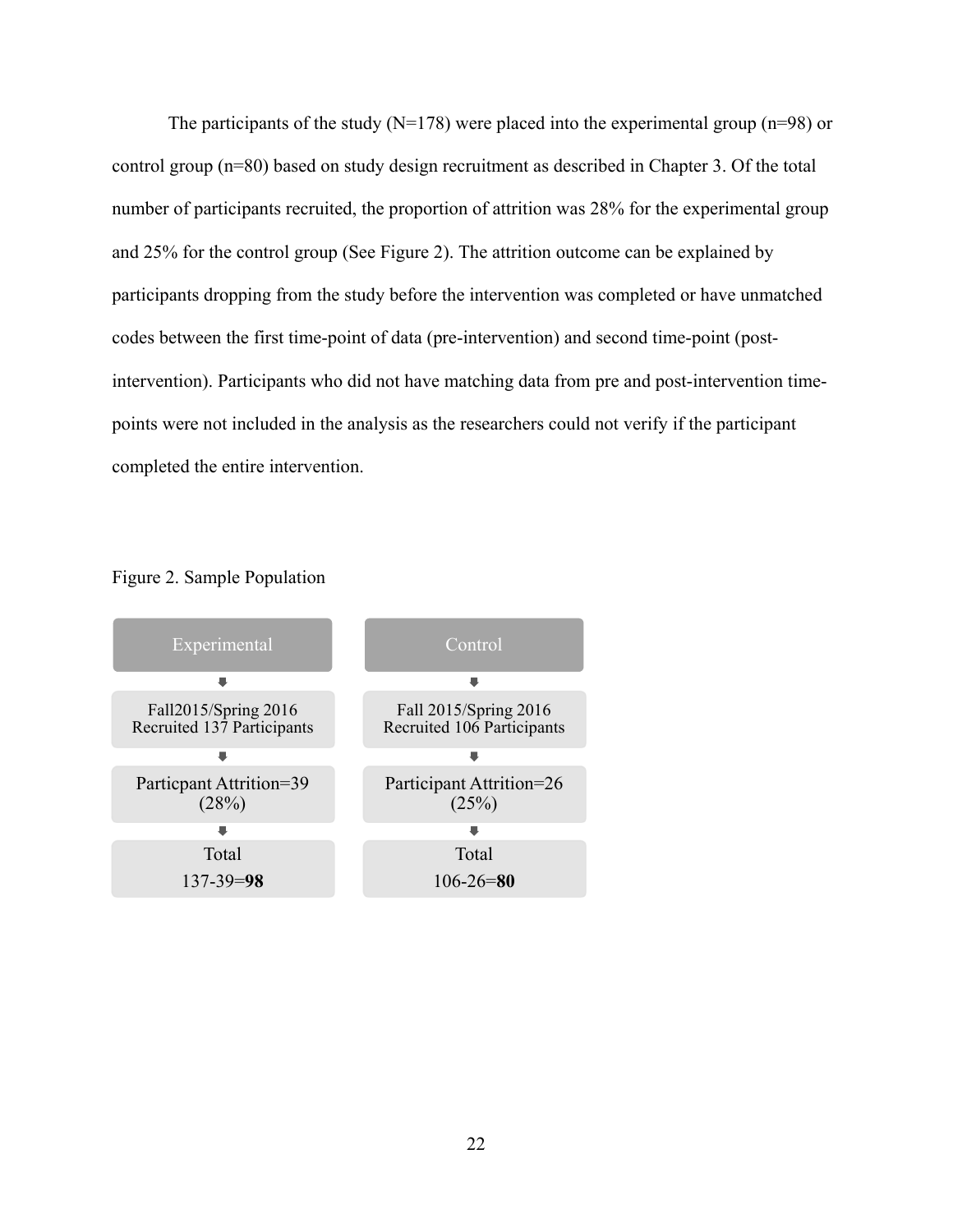The participants of the study (N=178) were placed into the experimental group (n=98) or control group (n=80) based on study design recruitment as described in Chapter 3. Of the total number of participants recruited, the proportion of attrition was 28% for the experimental group and 25% for the control group (See Figure 2). The attrition outcome can be explained by participants dropping from the study before the intervention was completed or have unmatched codes between the first time-point of data (pre-intervention) and second time-point (post-intervention). Participants who did not have matching data from pre and post-intervention time-points were not included in the analysis as the researchers could not verify if the participant completed the entire intervention.

Figure 2. Sample Population

| Experimental | Control |
| --- | --- |
| Fall2015/Spring 2016 Recruited 137 Participants | Fall 2015/Spring 2016 Recruited 106 Participants |
| Particpant Attrition=39 (28%) | Participant Attrition=26 (25%) |
| Total 137-39=**98** | Total 106-26=**80** |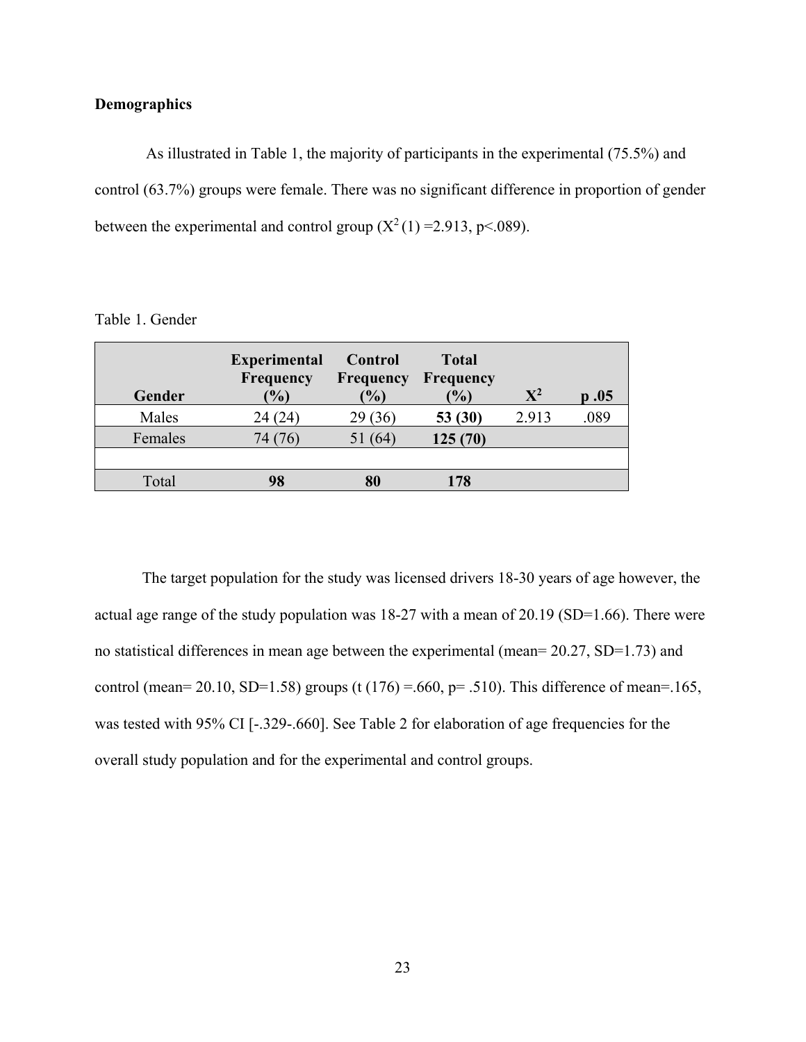**Demographics**

As illustrated in Table 1, the majority of participants in the experimental (75.5%) and control (63.7%) groups were female. There was no significant difference in proportion of gender between the experimental and control group ($X^2$ (1) =2.913, p<.089).

Table 1. Gender

| Gender | Experimental Frequency (%) | Control Frequency (%) | Total Frequency (%) | $X^2$ | p .05 |
|---|---|---|---|---|---|
| Males | 24 (24) | 29 (36) | **53 (30)** | 2.913 | .089 |
| Females | 74 (76) | 51 (64) | **125 (70)** | | |
| | | | | | |
| Total | **98** | **80** | **178** | | |

The target population for the study was licensed drivers 18-30 years of age however, the actual age range of the study population was 18-27 with a mean of 20.19 (SD=1.66). There were no statistical differences in mean age between the experimental (mean= 20.27, SD=1.73) and control (mean= 20.10, SD=1.58) groups (t (176) =.660, p= .510). This difference of mean=.165, was tested with 95% CI [-.329-.660]. See Table 2 for elaboration of age frequencies for the overall study population and for the experimental and control groups.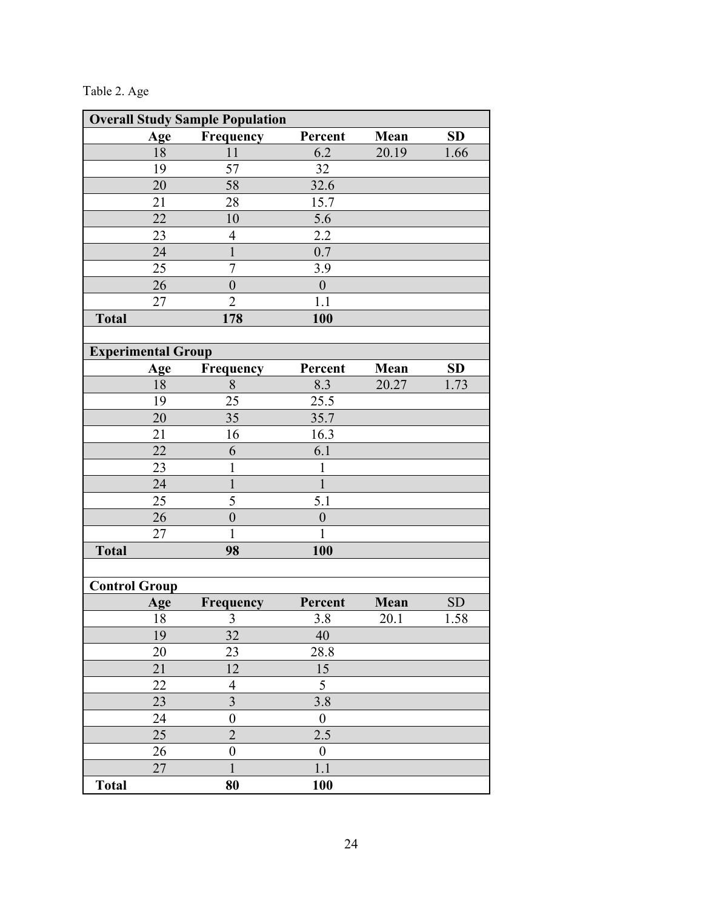Table 2. Age

| **Overall Study Sample Population** | | | | | |
|---|---|---|---|---|---|
| | **Age** | **Frequency** | **Percent** | **Mean** | **SD** |
| | 18 | 11 | 6.2 | 20.19 | 1.66 |
| | 19 | 57 | 32 | | |
| | 20 | 58 | 32.6 | | |
| | 21 | 28 | 15.7 | | |
| | 22 | 10 | 5.6 | | |
| | 23 | 4 | 2.2 | | |
| | 24 | 1 | 0.7 | | |
| | 25 | 7 | 3.9 | | |
| | 26 | 0 | 0 | | |
| | 27 | 2 | 1.1 | | |
| **Total** | | **178** | **100** | | |
| | | | | | |
| **Experimental Group** | | | | | |
| | **Age** | **Frequency** | **Percent** | **Mean** | **SD** |
| | 18 | 8 | 8.3 | 20.27 | 1.73 |
| | 19 | 25 | 25.5 | | |
| | 20 | 35 | 35.7 | | |
| | 21 | 16 | 16.3 | | |
| | 22 | 6 | 6.1 | | |
| | 23 | 1 | 1 | | |
| | 24 | 1 | 1 | | |
| | 25 | 5 | 5.1 | | |
| | 26 | 0 | 0 | | |
| | 27 | 1 | 1 | | |
| **Total** | | **98** | **100** | | |
| | | | | | |
| **Control Group** | | | | | |
| | **Age** | **Frequency** | **Percent** | **Mean** | SD |
| | 18 | 3 | 3.8 | 20.1 | 1.58 |
| | 19 | 32 | 40 | | |
| | 20 | 23 | 28.8 | | |
| | 21 | 12 | 15 | | |
| | 22 | 4 | 5 | | |
| | 23 | 3 | 3.8 | | |
| | 24 | 0 | 0 | | |
| | 25 | 2 | 2.5 | | |
| | 26 | 0 | 0 | | |
| | 27 | 1 | 1.1 | | |
| **Total** | | **80** | **100** | | |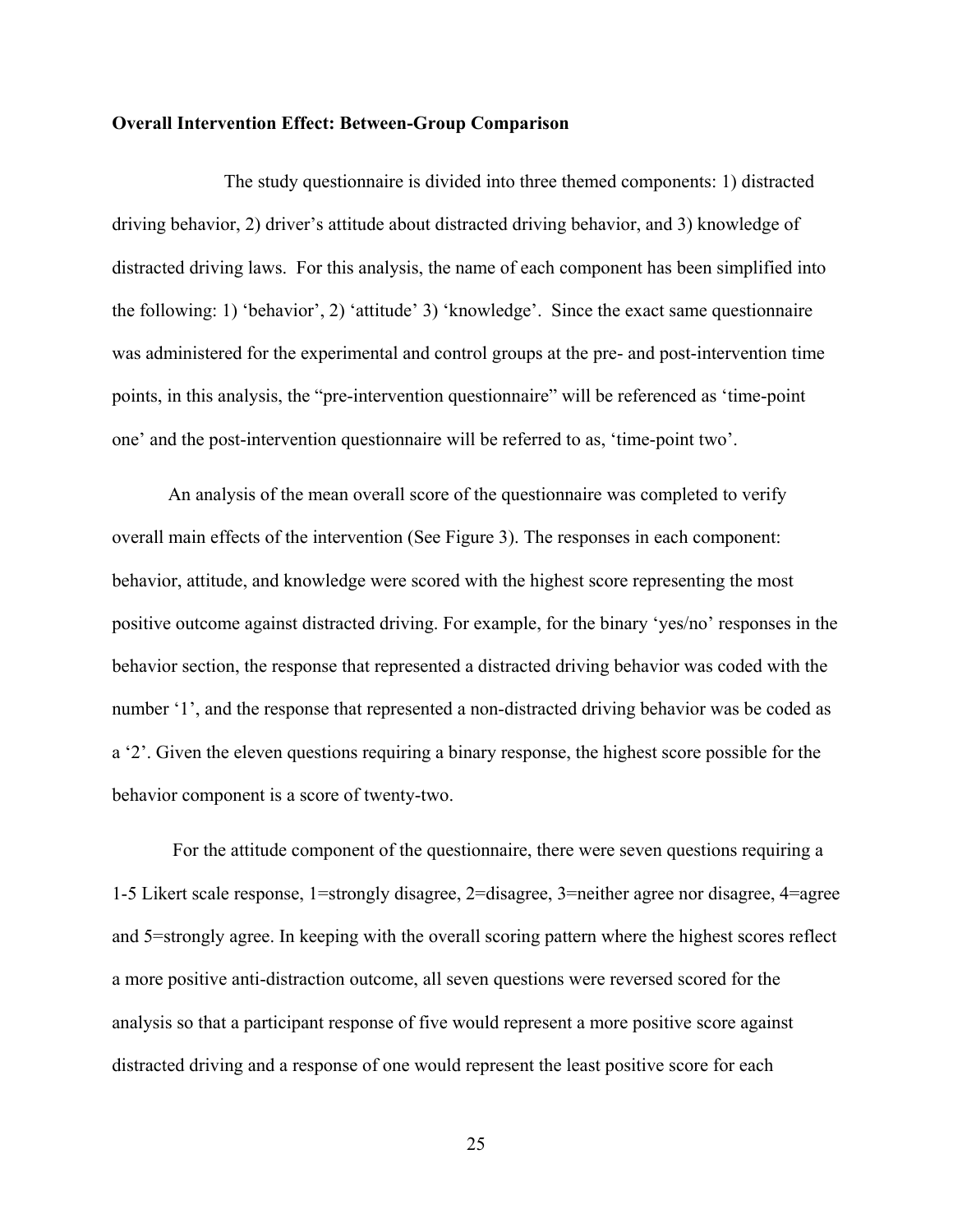**Overall Intervention Effect: Between-Group Comparison**

The study questionnaire is divided into three themed components: 1) distracted driving behavior, 2) driver's attitude about distracted driving behavior, and 3) knowledge of distracted driving laws. For this analysis, the name of each component has been simplified into the following: 1) 'behavior', 2) 'attitude' 3) 'knowledge'. Since the exact same questionnaire was administered for the experimental and control groups at the pre- and post-intervention time points, in this analysis, the "pre-intervention questionnaire" will be referenced as 'time-point one' and the post-intervention questionnaire will be referred to as, 'time-point two'.

An analysis of the mean overall score of the questionnaire was completed to verify overall main effects of the intervention (See Figure 3). The responses in each component: behavior, attitude, and knowledge were scored with the highest score representing the most positive outcome against distracted driving. For example, for the binary 'yes/no' responses in the behavior section, the response that represented a distracted driving behavior was coded with the number '1', and the response that represented a non-distracted driving behavior was be coded as a '2'. Given the eleven questions requiring a binary response, the highest score possible for the behavior component is a score of twenty-two.

For the attitude component of the questionnaire, there were seven questions requiring a 1-5 Likert scale response, 1=strongly disagree, 2=disagree, 3=neither agree nor disagree, 4=agree and 5=strongly agree. In keeping with the overall scoring pattern where the highest scores reflect a more positive anti-distraction outcome, all seven questions were reversed scored for the analysis so that a participant response of five would represent a more positive score against distracted driving and a response of one would represent the least positive score for each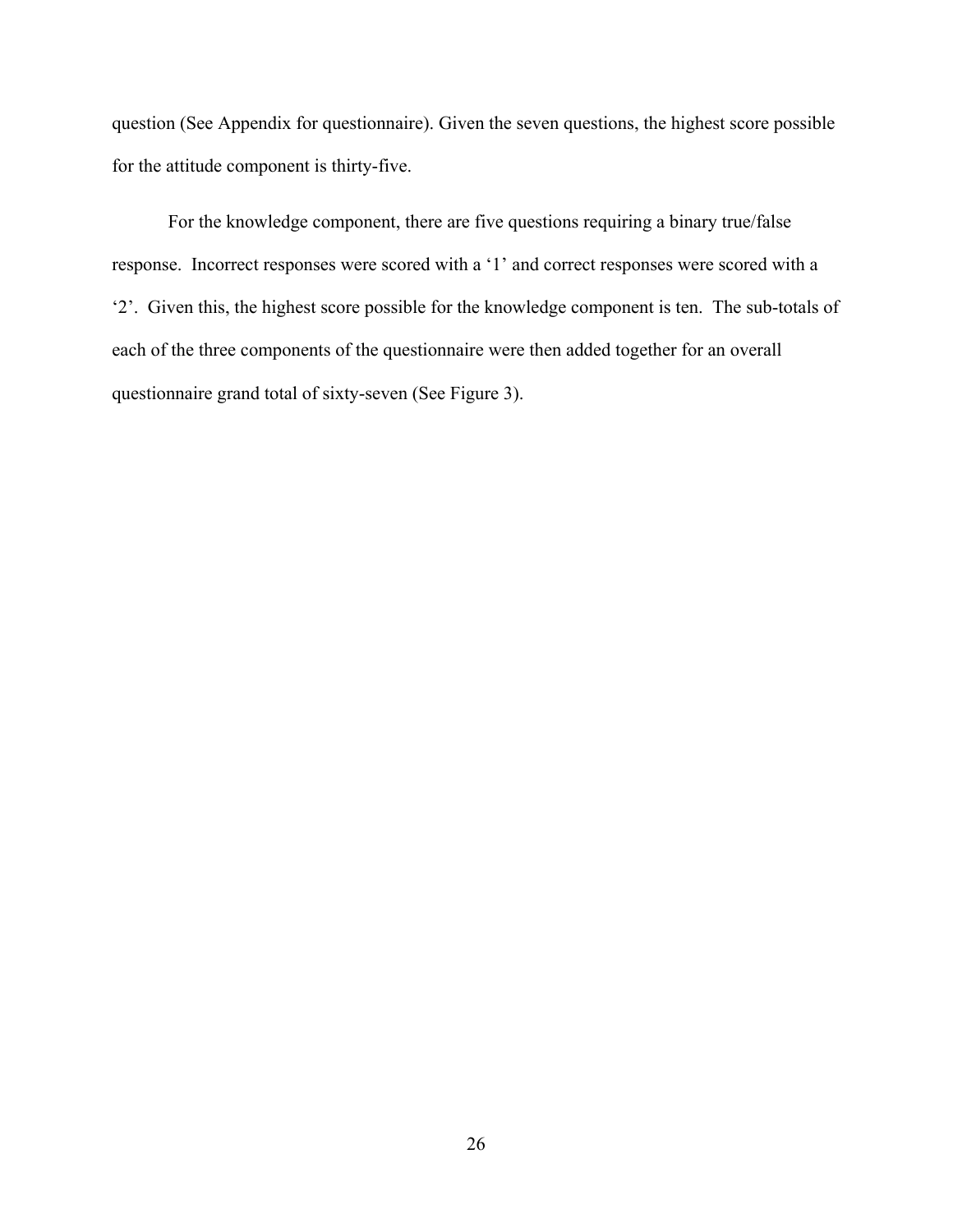question (See Appendix for questionnaire). Given the seven questions, the highest score possible for the attitude component is thirty-five.

For the knowledge component, there are five questions requiring a binary true/false response. Incorrect responses were scored with a '1' and correct responses were scored with a '2'. Given this, the highest score possible for the knowledge component is ten. The sub-totals of each of the three components of the questionnaire were then added together for an overall questionnaire grand total of sixty-seven (See Figure 3).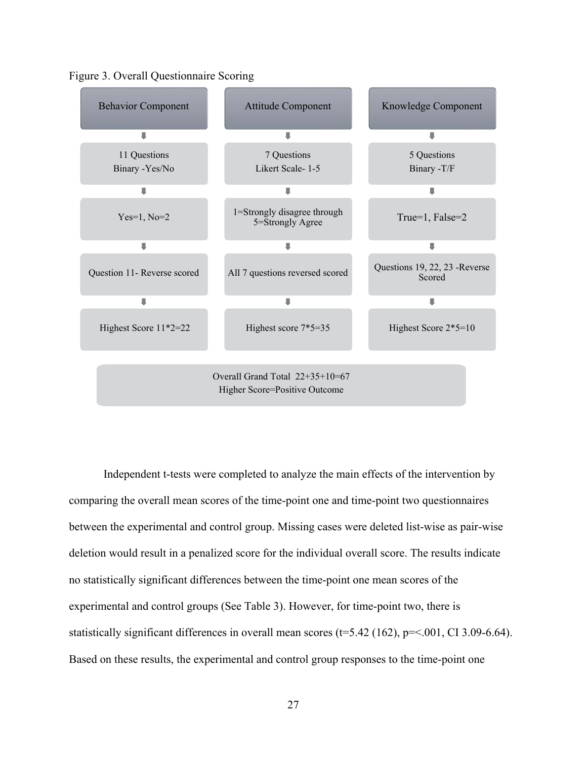Figure 3. Overall Questionnaire Scoring

| Behavior Component | Attitude Component | Knowledge Component |
|---|---|---|
| 11 Questions<br>Binary -Yes/No | 7 Questions<br>Likert Scale- 1-5 | 5 Questions<br>Binary -T/F |
| Yes=1, No=2 | 1=Strongly disagree through 5=Strongly Agree | True=1, False=2 |
| Question 11- Reverse scored | All 7 questions reversed scored | Questions 19, 22, 23 -Reverse Scored |
| Highest Score 11*2=22 | Highest score 7*5=35 | Highest Score 2*5=10 |

Overall Grand Total 22+35+10=67
Higher Score=Positive Outcome

Independent t-tests were completed to analyze the main effects of the intervention by comparing the overall mean scores of the time-point one and time-point two questionnaires between the experimental and control group. Missing cases were deleted list-wise as pair-wise deletion would result in a penalized score for the individual overall score. The results indicate no statistically significant differences between the time-point one mean scores of the experimental and control groups (See Table 3). However, for time-point two, there is statistically significant differences in overall mean scores ($t=5.42$ (162), $p=<.001$, CI 3.09-6.64). Based on these results, the experimental and control group responses to the time-point one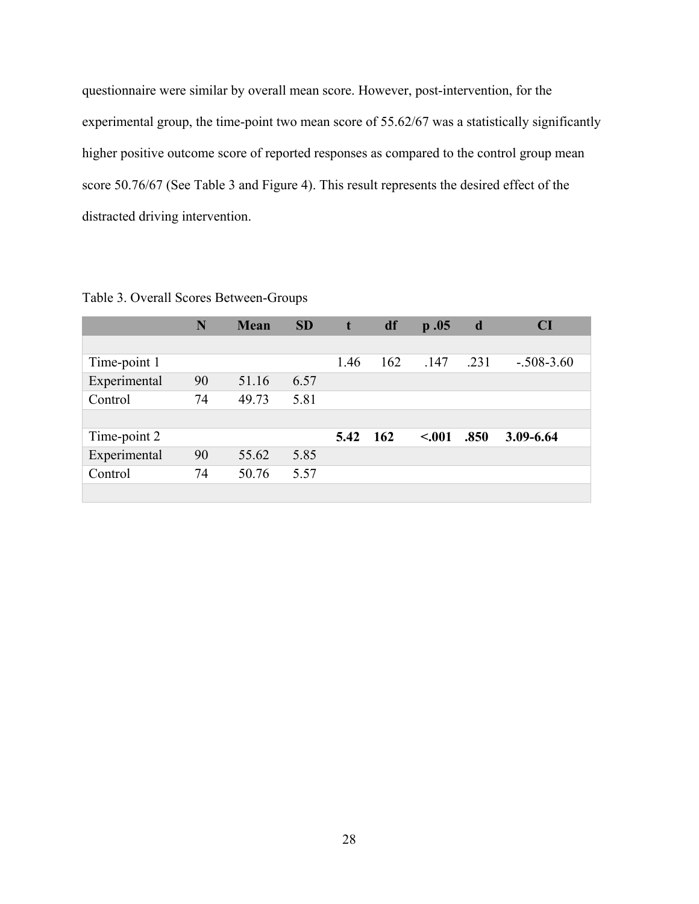questionnaire were similar by overall mean score. However, post-intervention, for the experimental group, the time-point two mean score of 55.62/67 was a statistically significantly higher positive outcome score of reported responses as compared to the control group mean score 50.76/67 (See Table 3 and Figure 4). This result represents the desired effect of the distracted driving intervention.

Table 3. Overall Scores Between-Groups

| | N | Mean | SD | t | df | p .05 | d | CI |
|---|---|---|---|---|---|---|---|---|
| | | | | | | | | |
| Time-point 1 | | | | 1.46 | 162 | .147 | .231 | -.508-3.60 |
| Experimental | 90 | 51.16 | 6.57 | | | | | |
| Control | 74 | 49.73 | 5.81 | | | | | |
| | | | | | | | | |
| Time-point 2 | | | | **5.42** | **162** | **<.001** | **.850** | **3.09-6.64** |
| Experimental | 90 | 55.62 | 5.85 | | | | | |
| Control | 74 | 50.76 | 5.57 | | | | | |
| | | | | | | | | |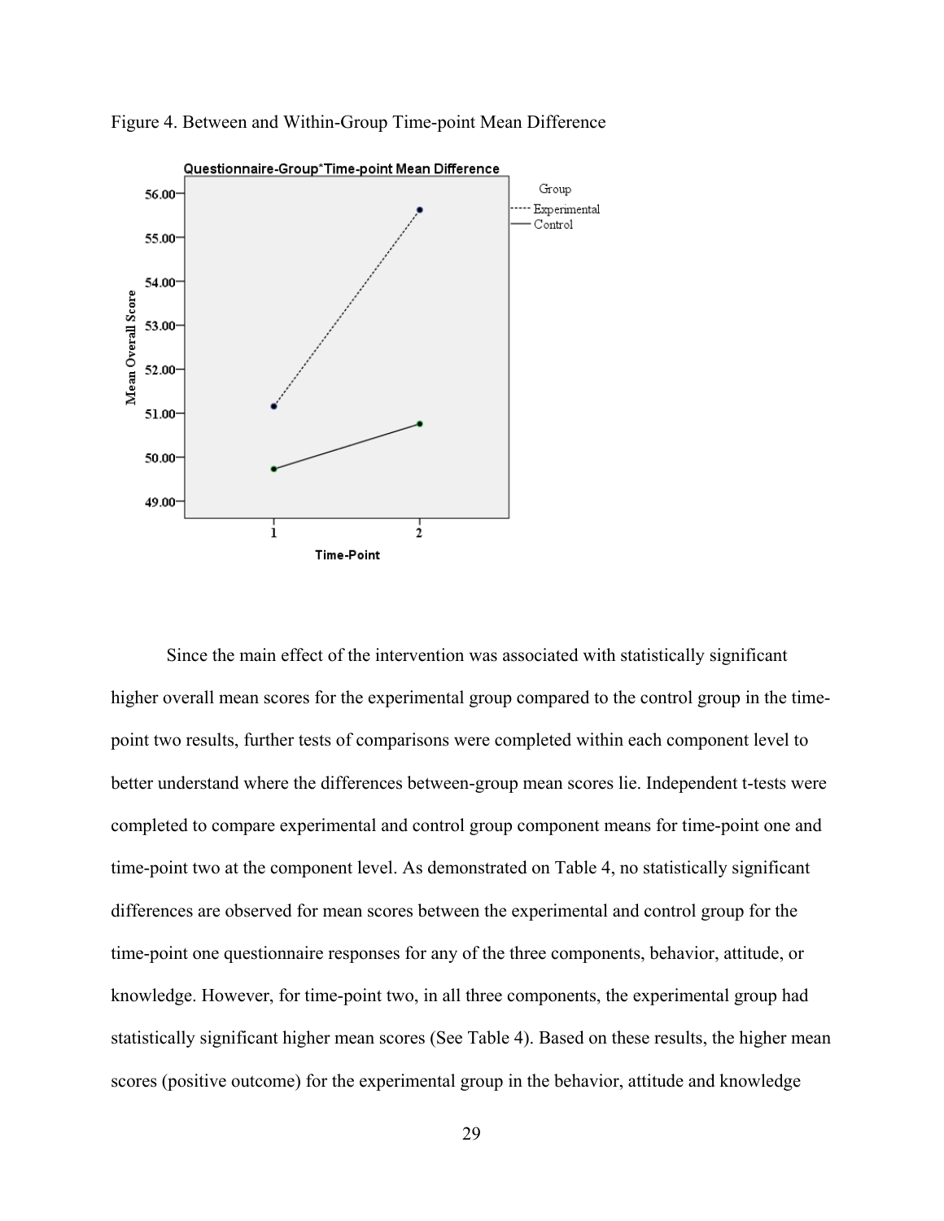Figure 4. Between and Within-Group Time-point Mean Difference

Since the main effect of the intervention was associated with statistically significant higher overall mean scores for the experimental group compared to the control group in the time-point two results, further tests of comparisons were completed within each component level to better understand where the differences between-group mean scores lie. Independent t-tests were completed to compare experimental and control group component means for time-point one and time-point two at the component level. As demonstrated on Table 4, no statistically significant differences are observed for mean scores between the experimental and control group for the time-point one questionnaire responses for any of the three components, behavior, attitude, or knowledge. However, for time-point two, in all three components, the experimental group had statistically significant higher mean scores (See Table 4). Based on these results, the higher mean scores (positive outcome) for the experimental group in the behavior, attitude and knowledge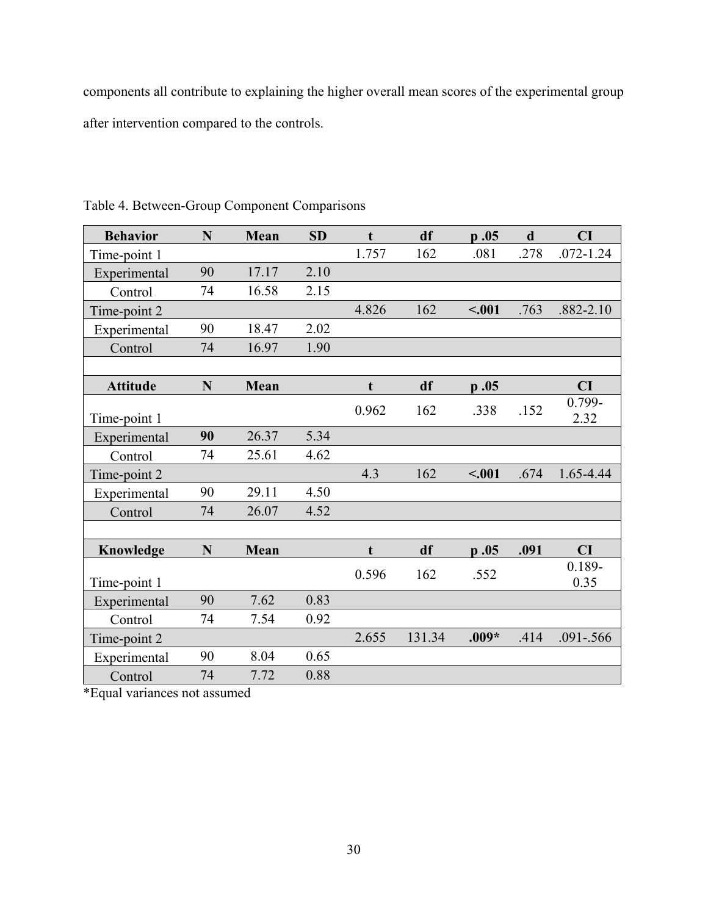components all contribute to explaining the higher overall mean scores of the experimental group after intervention compared to the controls.

Table 4. Between-Group Component Comparisons

| **Behavior** | **N** | **Mean** | **SD** | **t** | **df** | **p .05** | **d** | **CI** |
|---|---|---|---|---|---|---|---|---|
| Time-point 1 | | | | 1.757 | 162 | .081 | .278 | .072-1.24 |
| Experimental | 90 | 17.17 | 2.10 | | | | | |
| Control | 74 | 16.58 | 2.15 | | | | | |
| Time-point 2 | | | | 4.826 | 162 | **<.001** | .763 | .882-2.10 |
| Experimental | 90 | 18.47 | 2.02 | | | | | |
| Control | 74 | 16.97 | 1.90 | | | | | |
| | | | | | | | | |
| **Attitude** | **N** | **Mean** | | **t** | **df** | **p .05** | | **CI** |
| Time-point 1 | | | | 0.962 | 162 | .338 | .152 | 0.799-2.32 |
| Experimental | **90** | 26.37 | 5.34 | | | | | |
| Control | 74 | 25.61 | 4.62 | | | | | |
| Time-point 2 | | | | 4.3 | 162 | **<.001** | .674 | 1.65-4.44 |
| Experimental | 90 | 29.11 | 4.50 | | | | | |
| Control | 74 | 26.07 | 4.52 | | | | | |
| | | | | | | | | |
| **Knowledge** | **N** | **Mean** | | **t** | **df** | **p .05** | **.091** | **CI** |
| Time-point 1 | | | | 0.596 | 162 | .552 | | 0.189-0.35 |
| Experimental | 90 | 7.62 | 0.83 | | | | | |
| Control | 74 | 7.54 | 0.92 | | | | | |
| Time-point 2 | | | | 2.655 | 131.34 | **.009*** | .414 | .091-.566 |
| Experimental | 90 | 8.04 | 0.65 | | | | | |
| Control | 74 | 7.72 | 0.88 | | | | | |

*Equal variances not assumed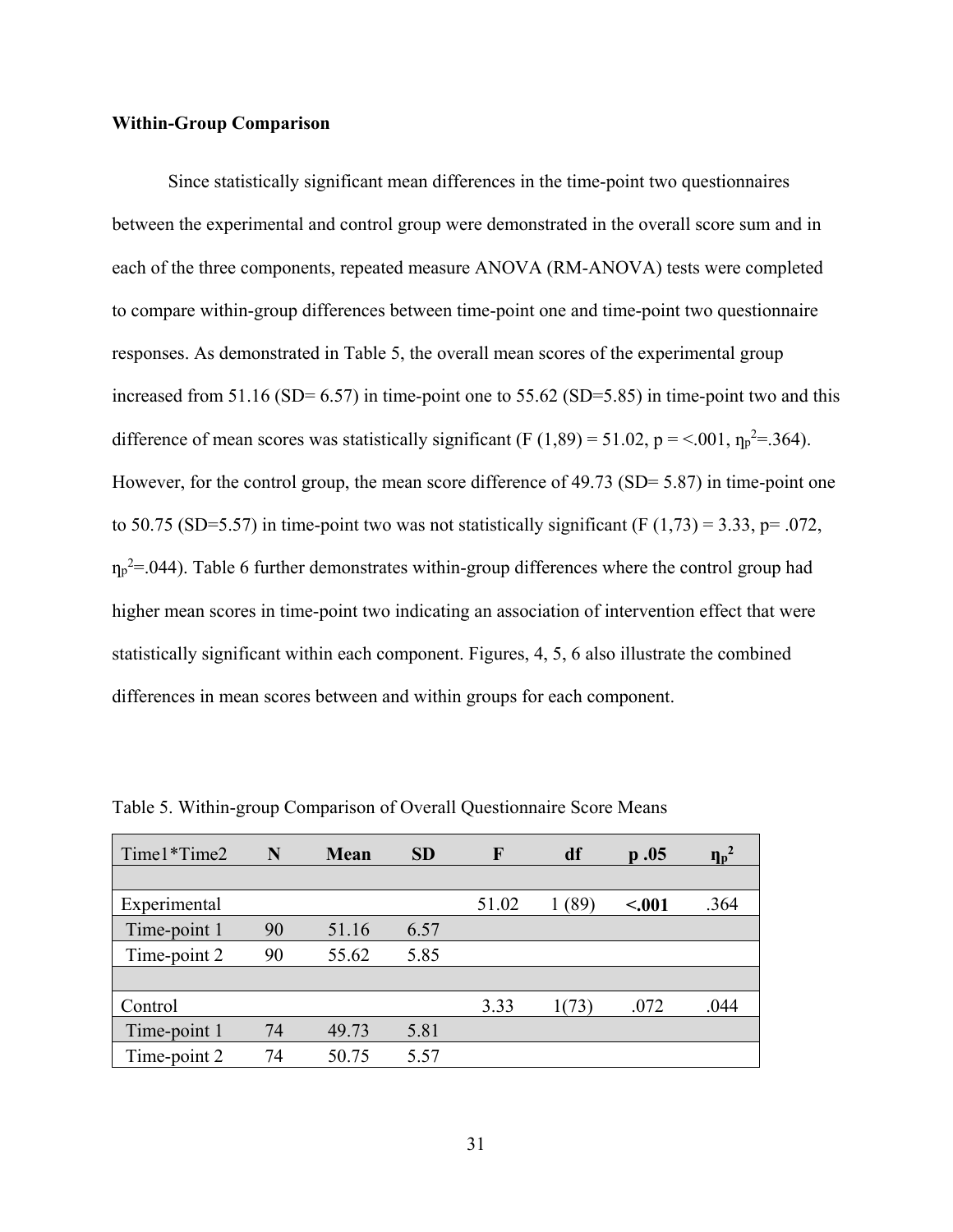**Within-Group Comparison**

Since statistically significant mean differences in the time-point two questionnaires between the experimental and control group were demonstrated in the overall score sum and in each of the three components, repeated measure ANOVA (RM-ANOVA) tests were completed to compare within-group differences between time-point one and time-point two questionnaire responses. As demonstrated in Table 5, the overall mean scores of the experimental group increased from 51.16 (SD= 6.57) in time-point one to 55.62 (SD=5.85) in time-point two and this difference of mean scores was statistically significant ($F (1,89) = 51.02$, $p = <.001$, $\eta_p^2=.364$). However, for the control group, the mean score difference of 49.73 (SD= 5.87) in time-point one to 50.75 (SD=5.57) in time-point two was not statistically significant ($F (1,73) = 3.33$, $p= .072$, $\eta_p^2=.044$). Table 6 further demonstrates within-group differences where the control group had higher mean scores in time-point two indicating an association of intervention effect that were statistically significant within each component. Figures, 4, 5, 6 also illustrate the combined differences in mean scores between and within groups for each component.

Table 5. Within-group Comparison of Overall Questionnaire Score Means

| Time1*Time2 | **N** | **Mean** | **SD** | **F** | **df** | **p .05** | **$\eta_p^2$** |
|---|---|---|---|---|---|---|---|
| | | | | | | | |
| Experimental | | | | 51.02 | 1 (89) | **<.001** | .364 |
| Time-point 1 | 90 | 51.16 | 6.57 | | | | |
| Time-point 2 | 90 | 55.62 | 5.85 | | | | |
| | | | | | | | |
| Control | | | | 3.33 | 1(73) | .072 | .044 |
| Time-point 1 | 74 | 49.73 | 5.81 | | | | |
| Time-point 2 | 74 | 50.75 | 5.57 | | | | |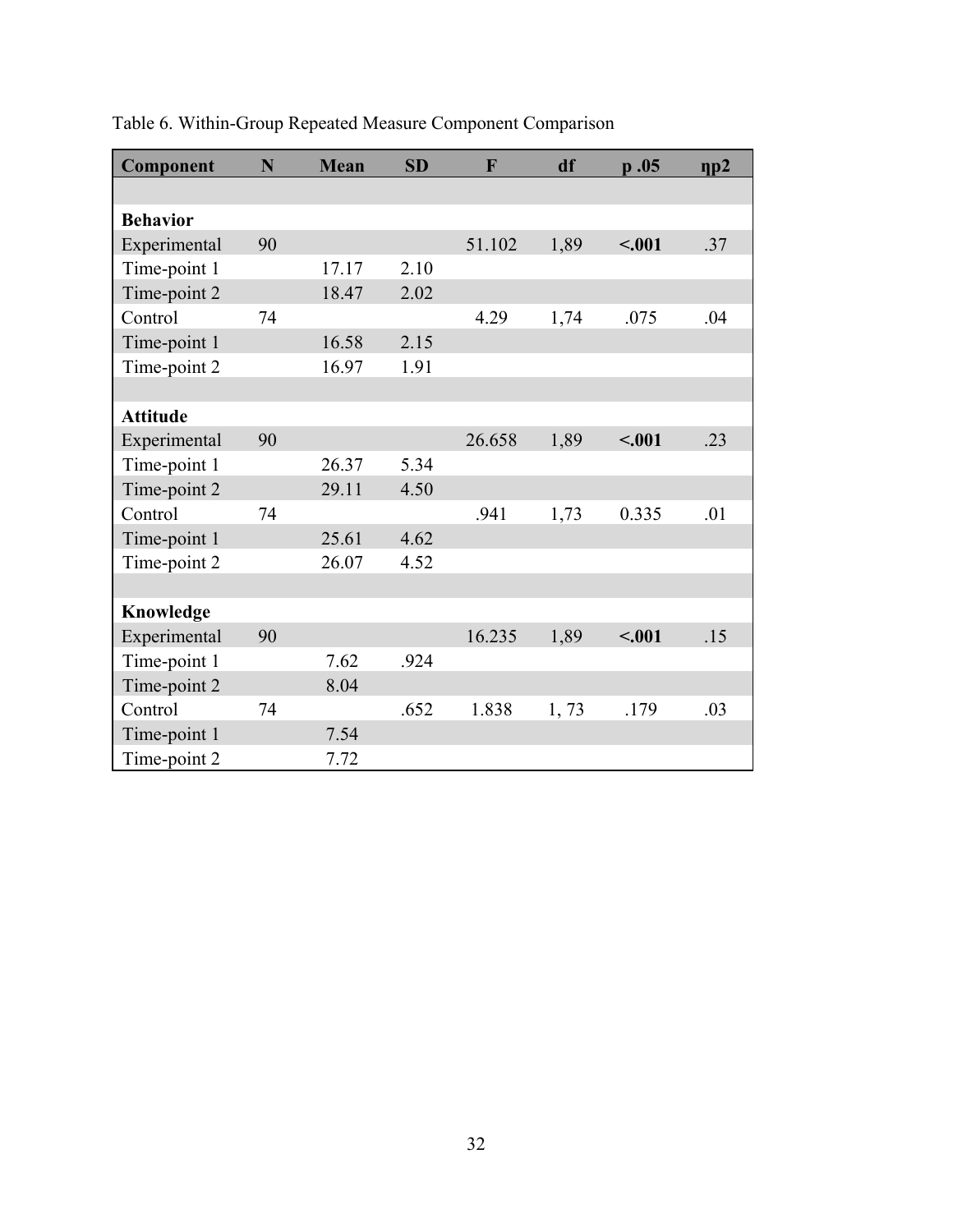Table 6. Within-Group Repeated Measure Component Comparison

| Component | N | Mean | SD | F | df | p .05 | ηp2 |
|---|---|---|---|---|---|---|---|
| | | | | | | | |
| **Behavior** | | | | | | | |
| Experimental | 90 | | | 51.102 | 1,89 | **<.001** | .37 |
| Time-point 1 | | 17.17 | 2.10 | | | | |
| Time-point 2 | | 18.47 | 2.02 | | | | |
| Control | 74 | | | 4.29 | 1,74 | .075 | .04 |
| Time-point 1 | | 16.58 | 2.15 | | | | |
| Time-point 2 | | 16.97 | 1.91 | | | | |
| | | | | | | | |
| **Attitude** | | | | | | | |
| Experimental | 90 | | | 26.658 | 1,89 | **<.001** | .23 |
| Time-point 1 | | 26.37 | 5.34 | | | | |
| Time-point 2 | | 29.11 | 4.50 | | | | |
| Control | 74 | | | .941 | 1,73 | 0.335 | .01 |
| Time-point 1 | | 25.61 | 4.62 | | | | |
| Time-point 2 | | 26.07 | 4.52 | | | | |
| | | | | | | | |
| **Knowledge** | | | | | | | |
| Experimental | 90 | | | 16.235 | 1,89 | **<.001** | .15 |
| Time-point 1 | | 7.62 | .924 | | | | |
| Time-point 2 | | 8.04 | | | | | |
| Control | 74 | | .652 | 1.838 | 1, 73 | .179 | .03 |
| Time-point 1 | | 7.54 | | | | | |
| Time-point 2 | | 7.72 | | | | | |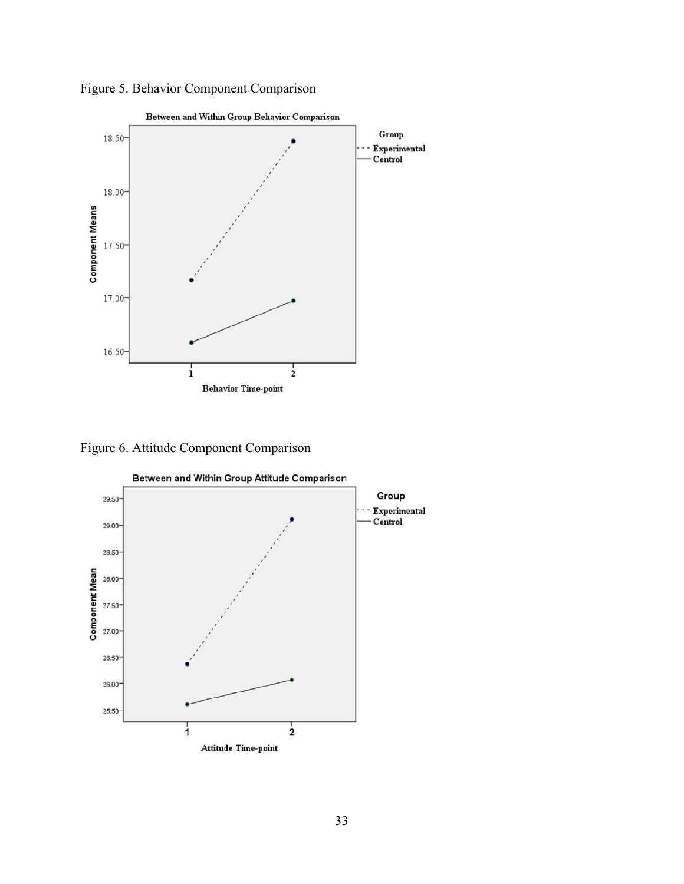Figure 5. Behavior Component Comparison

Figure 6. Attitude Component Comparison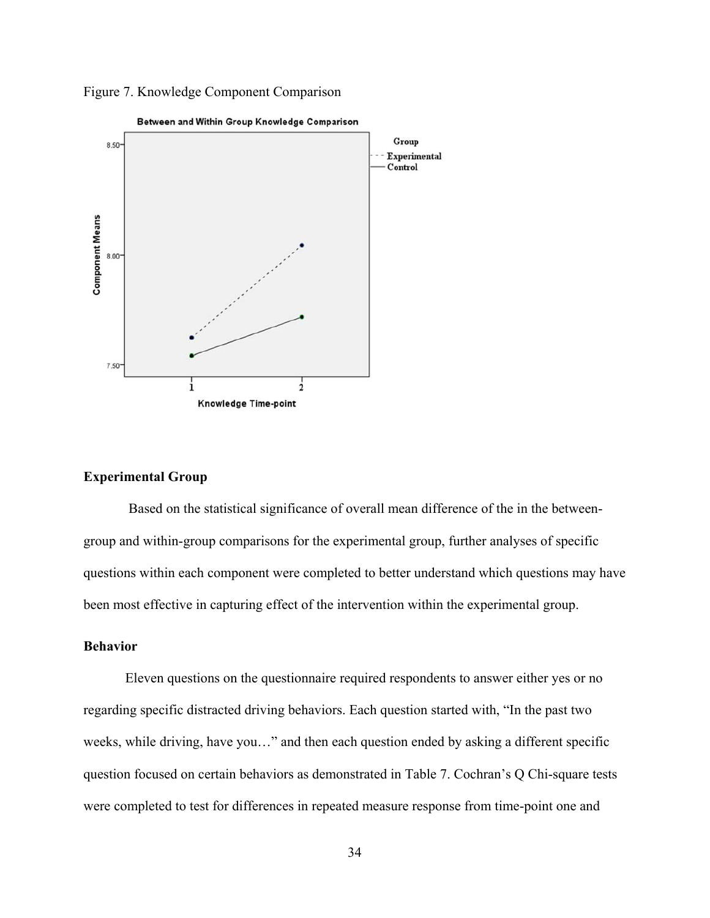Figure 7. Knowledge Component Comparison

## Experimental Group

Based on the statistical significance of overall mean difference of the in the between-group and within-group comparisons for the experimental group, further analyses of specific questions within each component were completed to better understand which questions may have been most effective in capturing effect of the intervention within the experimental group.

## Behavior

Eleven questions on the questionnaire required respondents to answer either yes or no regarding specific distracted driving behaviors. Each question started with, "In the past two weeks, while driving, have you…" and then each question ended by asking a different specific question focused on certain behaviors as demonstrated in Table 7. Cochran's Q Chi-square tests were completed to test for differences in repeated measure response from time-point one and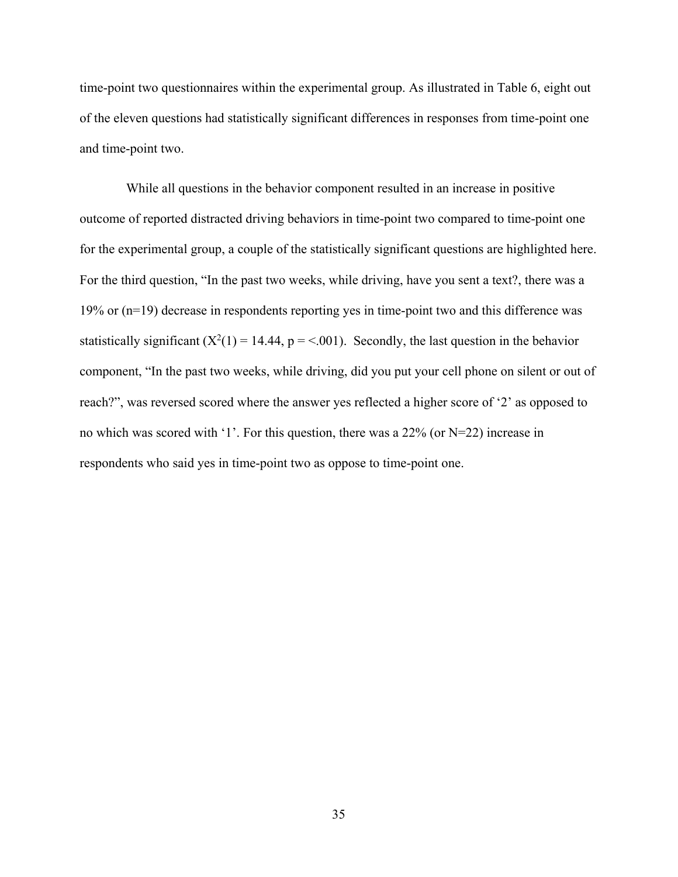time-point two questionnaires within the experimental group. As illustrated in Table 6, eight out of the eleven questions had statistically significant differences in responses from time-point one and time-point two.

While all questions in the behavior component resulted in an increase in positive outcome of reported distracted driving behaviors in time-point two compared to time-point one for the experimental group, a couple of the statistically significant questions are highlighted here. For the third question, "In the past two weeks, while driving, have you sent a text?, there was a 19% or (n=19) decrease in respondents reporting yes in time-point two and this difference was statistically significant ($X^2(1) = 14.44$, $p = <.001$). Secondly, the last question in the behavior component, "In the past two weeks, while driving, did you put your cell phone on silent or out of reach?", was reversed scored where the answer yes reflected a higher score of '2' as opposed to no which was scored with '1'. For this question, there was a 22% (or N=22) increase in respondents who said yes in time-point two as oppose to time-point one.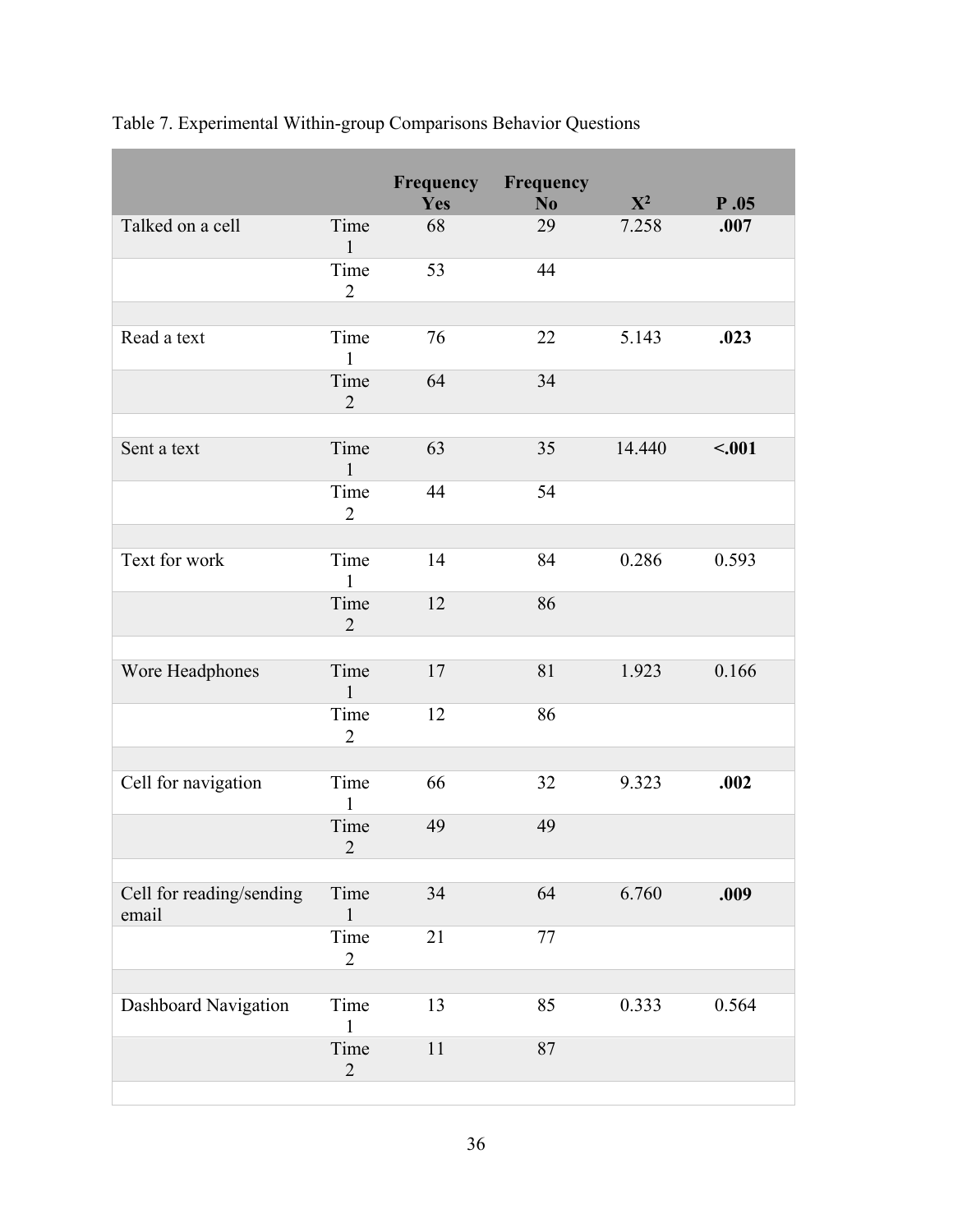Table 7. Experimental Within-group Comparisons Behavior Questions

| | | Frequency Yes | Frequency No | $X^2$ | P .05 |
|---|---|---|---|---|---|
| Talked on a cell | Time 1 | 68 | 29 | 7.258 | **.007** |
| | Time 2 | 53 | 44 | | |
| | | | | | |
| Read a text | Time 1 | 76 | 22 | 5.143 | **.023** |
| | Time 2 | 64 | 34 | | |
| | | | | | |
| Sent a text | Time 1 | 63 | 35 | 14.440 | **<.001** |
| | Time 2 | 44 | 54 | | |
| | | | | | |
| Text for work | Time 1 | 14 | 84 | 0.286 | 0.593 |
| | Time 2 | 12 | 86 | | |
| | | | | | |
| Wore Headphones | Time 1 | 17 | 81 | 1.923 | 0.166 |
| | Time 2 | 12 | 86 | | |
| | | | | | |
| Cell for navigation | Time 1 | 66 | 32 | 9.323 | **.002** |
| | Time 2 | 49 | 49 | | |
| | | | | | |
| Cell for reading/sending email | Time 1 | 34 | 64 | 6.760 | **.009** |
| | Time 2 | 21 | 77 | | |
| | | | | | |
| Dashboard Navigation | Time 1 | 13 | 85 | 0.333 | 0.564 |
| | Time 2 | 11 | 87 | | |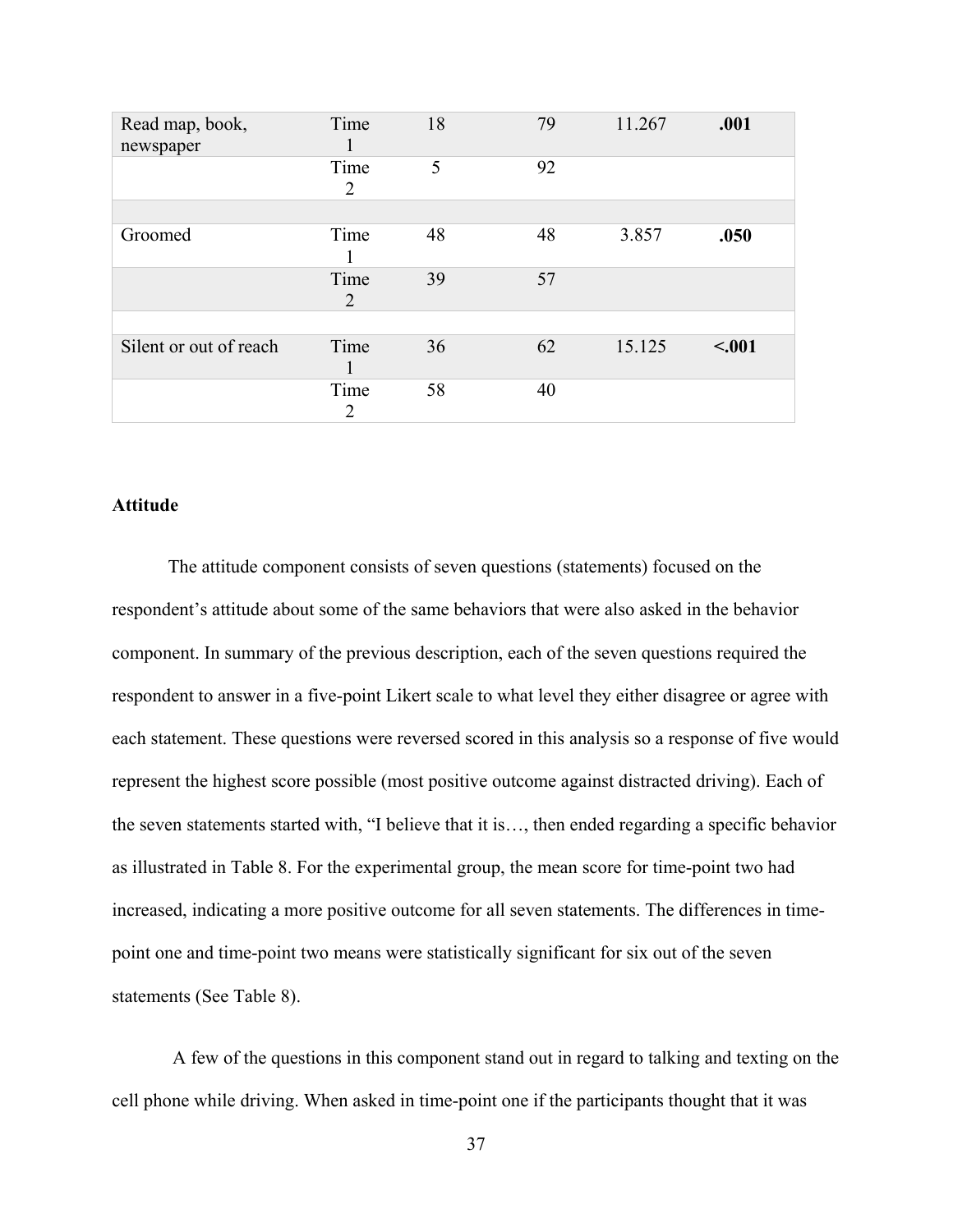| | | | | | |
|---|---|---|---|---|---|
| Read map, book, newspaper | Time 1 | 18 | 79 | 11.267 | **.001** |
| | Time 2 | 5 | 92 | | |
| | | | | | |
| Groomed | Time 1 | 48 | 48 | 3.857 | **.050** |
| | Time 2 | 39 | 57 | | |
| | | | | | |
| Silent or out of reach | Time 1 | 36 | 62 | 15.125 | **<.001** |
| | Time 2 | 58 | 40 | | |

**Attitude**

The attitude component consists of seven questions (statements) focused on the respondent's attitude about some of the same behaviors that were also asked in the behavior component. In summary of the previous description, each of the seven questions required the respondent to answer in a five-point Likert scale to what level they either disagree or agree with each statement. These questions were reversed scored in this analysis so a response of five would represent the highest score possible (most positive outcome against distracted driving). Each of the seven statements started with, "I believe that it is…, then ended regarding a specific behavior as illustrated in Table 8. For the experimental group, the mean score for time-point two had increased, indicating a more positive outcome for all seven statements. The differences in time-point one and time-point two means were statistically significant for six out of the seven statements (See Table 8).

A few of the questions in this component stand out in regard to talking and texting on the cell phone while driving. When asked in time-point one if the participants thought that it was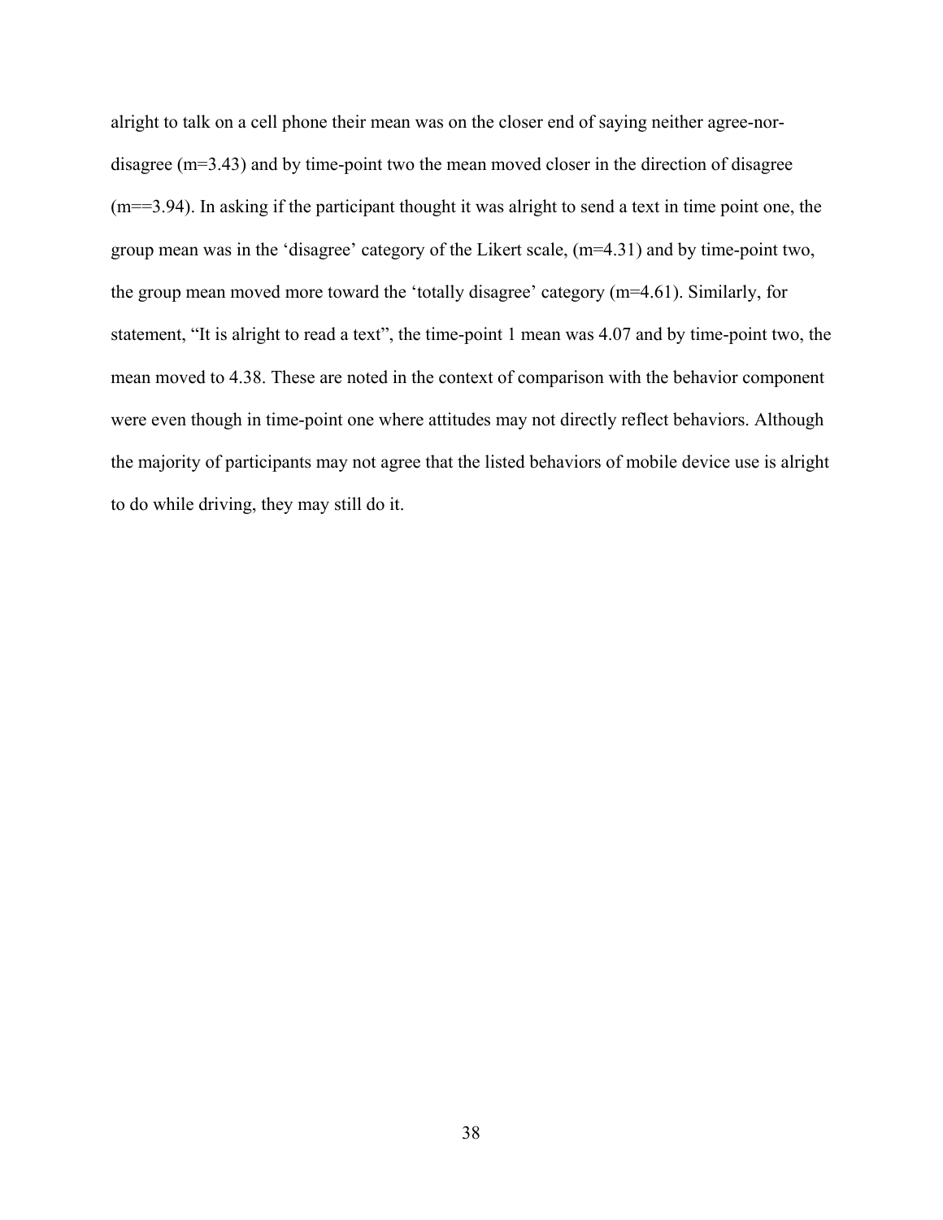alright to talk on a cell phone their mean was on the closer end of saying neither agree-nor-disagree (m=3.43) and by time-point two the mean moved closer in the direction of disagree (m==3.94). In asking if the participant thought it was alright to send a text in time point one, the group mean was in the 'disagree' category of the Likert scale, (m=4.31) and by time-point two, the group mean moved more toward the 'totally disagree' category (m=4.61). Similarly, for statement, "It is alright to read a text", the time-point 1 mean was 4.07 and by time-point two, the mean moved to 4.38. These are noted in the context of comparison with the behavior component were even though in time-point one where attitudes may not directly reflect behaviors. Although the majority of participants may not agree that the listed behaviors of mobile device use is alright to do while driving, they may still do it.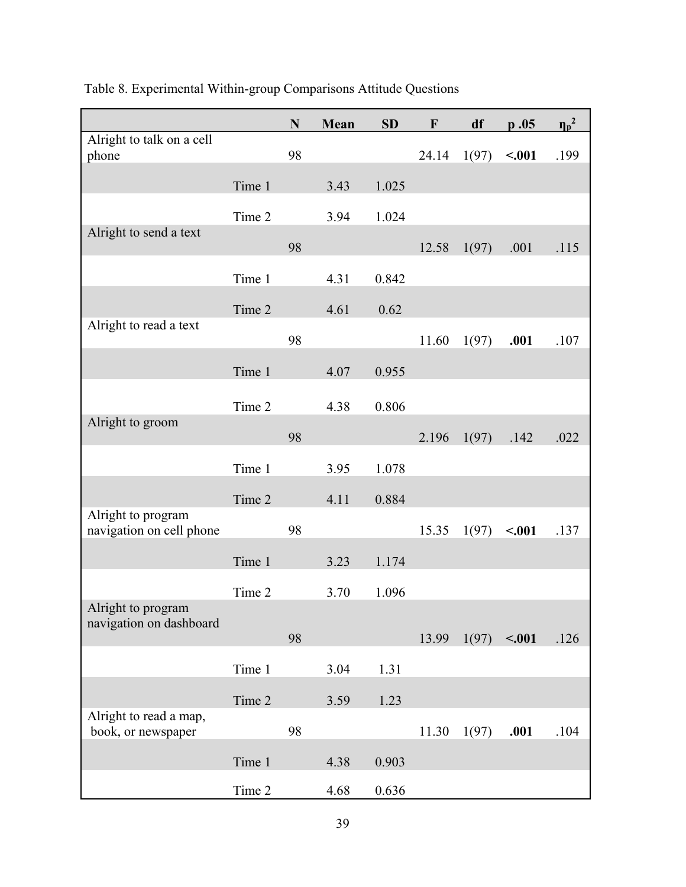Table 8. Experimental Within-group Comparisons Attitude Questions

| | | N | Mean | SD | F | df | p .05 | $\eta_p^2$ |
|---|---|---|---|---|---|---|---|---|
| Alright to talk on a cell phone | | 98 | | | 24.14 | 1(97) | **<.001** | .199 |
| | Time 1 | | 3.43 | 1.025 | | | | |
| | Time 2 | | 3.94 | 1.024 | | | | |
| Alright to send a text | | 98 | | | 12.58 | 1(97) | .001 | .115 |
| | Time 1 | | 4.31 | 0.842 | | | | |
| | Time 2 | | 4.61 | 0.62 | | | | |
| Alright to read a text | | 98 | | | 11.60 | 1(97) | **.001** | .107 |
| | Time 1 | | 4.07 | 0.955 | | | | |
| | Time 2 | | 4.38 | 0.806 | | | | |
| Alright to groom | | 98 | | | 2.196 | 1(97) | .142 | .022 |
| | Time 1 | | 3.95 | 1.078 | | | | |
| | Time 2 | | 4.11 | 0.884 | | | | |
| Alright to program navigation on cell phone | | 98 | | | 15.35 | 1(97) | **<.001** | .137 |
| | Time 1 | | 3.23 | 1.174 | | | | |
| | Time 2 | | 3.70 | 1.096 | | | | |
| Alright to program navigation on dashboard | | 98 | | | 13.99 | 1(97) | **<.001** | .126 |
| | Time 1 | | 3.04 | 1.31 | | | | |
| | Time 2 | | 3.59 | 1.23 | | | | |
| Alright to read a map, book, or newspaper | | 98 | | | 11.30 | 1(97) | **.001** | .104 |
| | Time 1 | | 4.38 | 0.903 | | | | |
| | Time 2 | | 4.68 | 0.636 | | | | |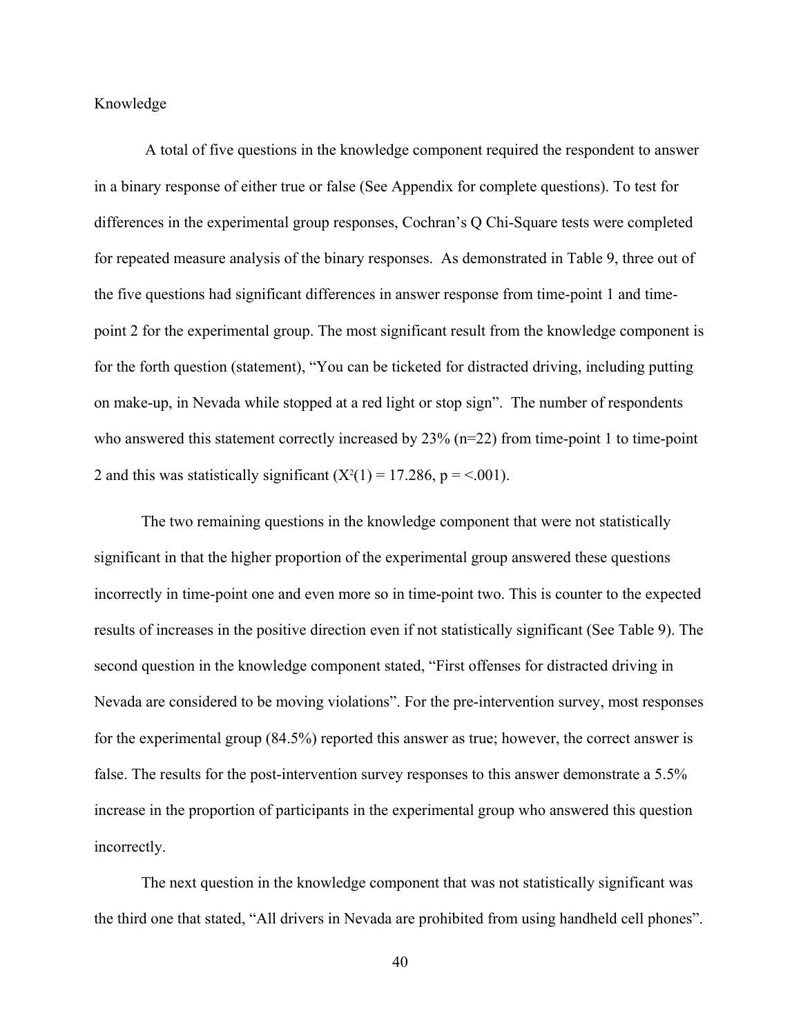Knowledge

A total of five questions in the knowledge component required the respondent to answer in a binary response of either true or false (See Appendix for complete questions). To test for differences in the experimental group responses, Cochran's Q Chi-Square tests were completed for repeated measure analysis of the binary responses. As demonstrated in Table 9, three out of the five questions had significant differences in answer response from time-point 1 and time-point 2 for the experimental group. The most significant result from the knowledge component is for the forth question (statement), "You can be ticketed for distracted driving, including putting on make-up, in Nevada while stopped at a red light or stop sign". The number of respondents who answered this statement correctly increased by 23% (n=22) from time-point 1 to time-point 2 and this was statistically significant ($X^2(1) = 17.286$, $p = <.001$).

The two remaining questions in the knowledge component that were not statistically significant in that the higher proportion of the experimental group answered these questions incorrectly in time-point one and even more so in time-point two. This is counter to the expected results of increases in the positive direction even if not statistically significant (See Table 9). The second question in the knowledge component stated, "First offenses for distracted driving in Nevada are considered to be moving violations". For the pre-intervention survey, most responses for the experimental group (84.5%) reported this answer as true; however, the correct answer is false. The results for the post-intervention survey responses to this answer demonstrate a 5.5% increase in the proportion of participants in the experimental group who answered this question incorrectly.

The next question in the knowledge component that was not statistically significant was the third one that stated, "All drivers in Nevada are prohibited from using handheld cell phones".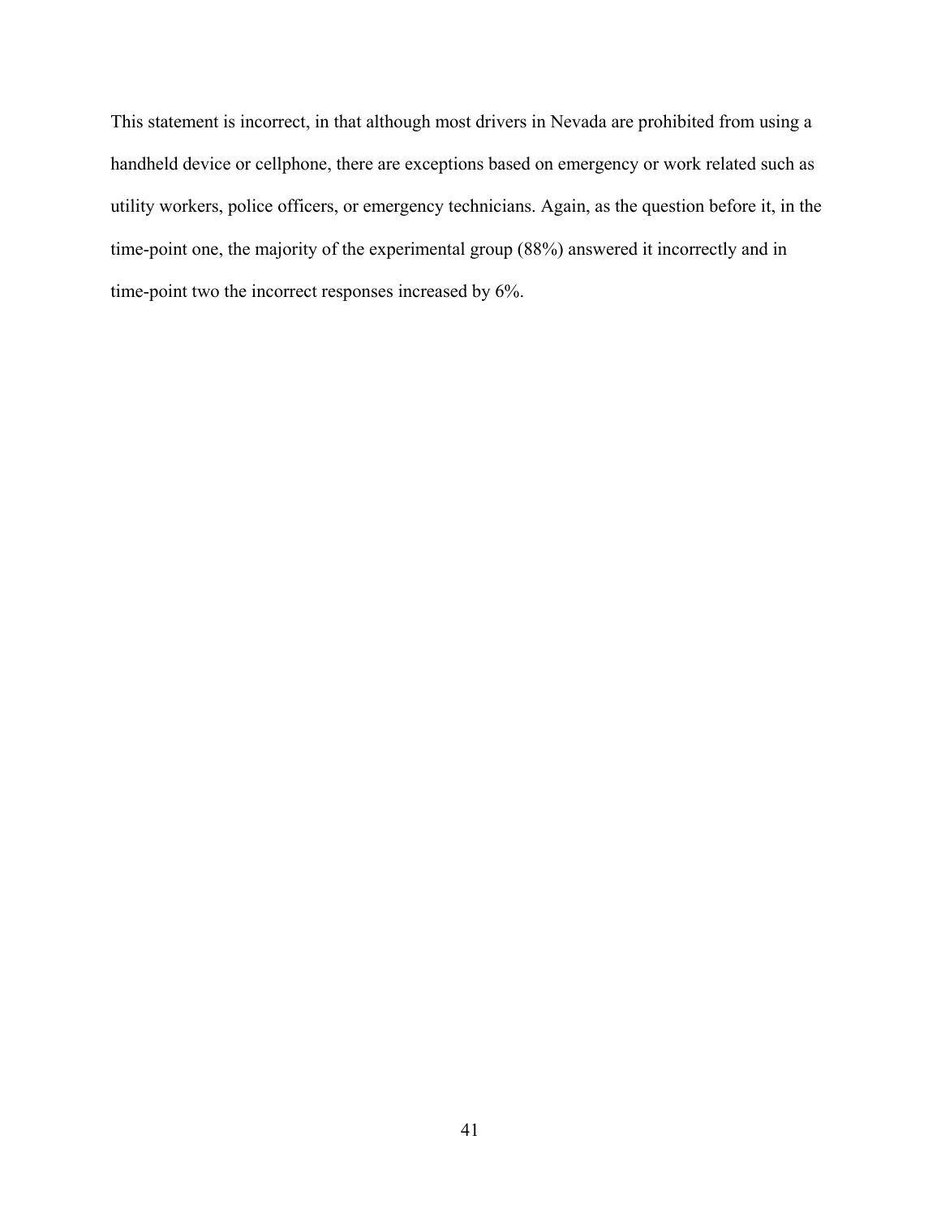This statement is incorrect, in that although most drivers in Nevada are prohibited from using a handheld device or cellphone, there are exceptions based on emergency or work related such as utility workers, police officers, or emergency technicians. Again, as the question before it, in the time-point one, the majority of the experimental group (88%) answered it incorrectly and in time-point two the incorrect responses increased by 6%.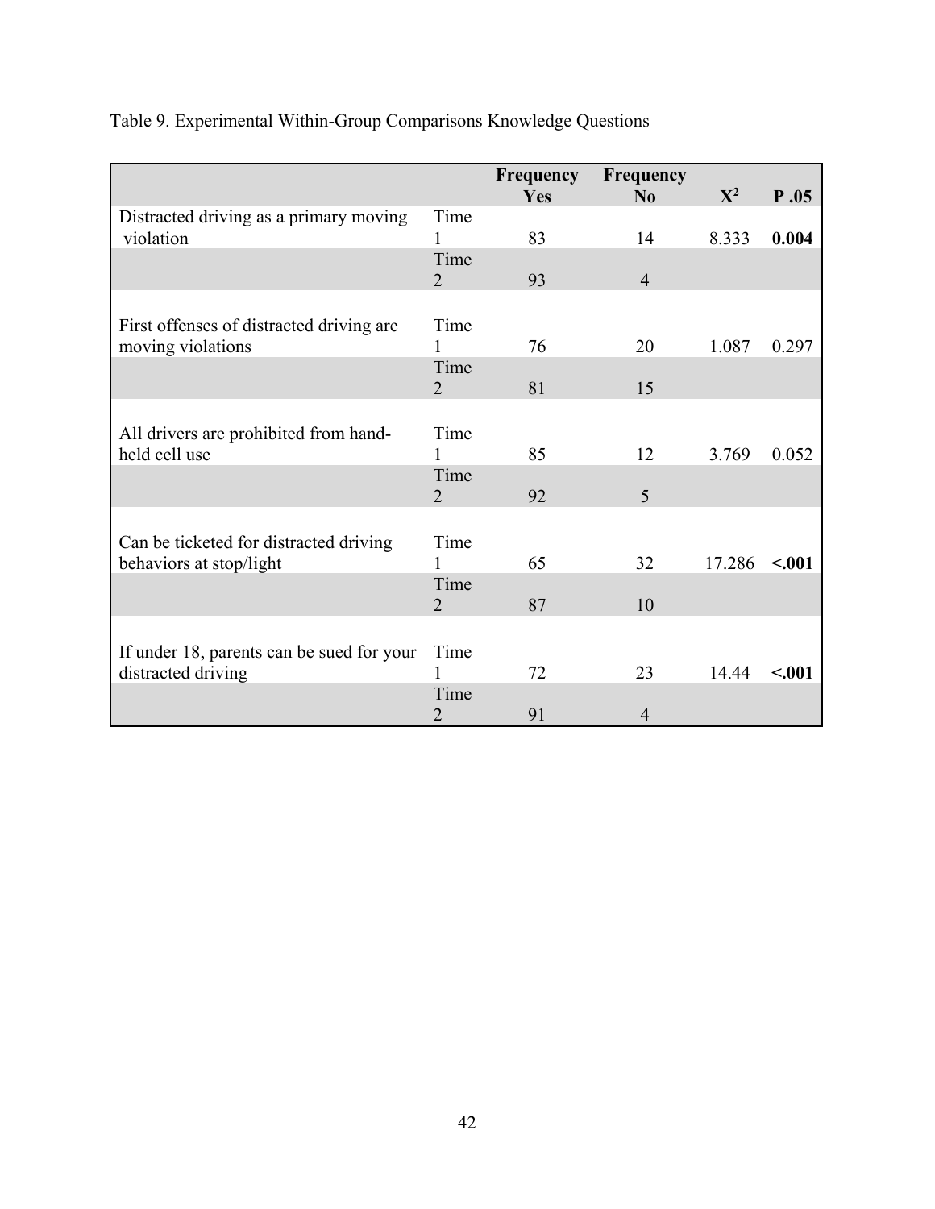Table 9. Experimental Within-Group Comparisons Knowledge Questions

| | | Frequency Yes | Frequency No | $X^2$ | P .05 |
|---|---|---|---|---|---|
| Distracted driving as a primary moving violation | Time 1 | 83 | 14 | 8.333 | **0.004** |
| | Time 2 | 93 | 4 | | |
| First offenses of distracted driving are moving violations | Time 1 | 76 | 20 | 1.087 | 0.297 |
| | Time 2 | 81 | 15 | | |
| All drivers are prohibited from hand-held cell use | Time 1 | 85 | 12 | 3.769 | 0.052 |
| | Time 2 | 92 | 5 | | |
| Can be ticketed for distracted driving behaviors at stop/light | Time 1 | 65 | 32 | 17.286 | **<.001** |
| | Time 2 | 87 | 10 | | |
| If under 18, parents can be sued for your distracted driving | Time 1 | 72 | 23 | 14.44 | **<.001** |
| | Time 2 | 91 | 4 | | |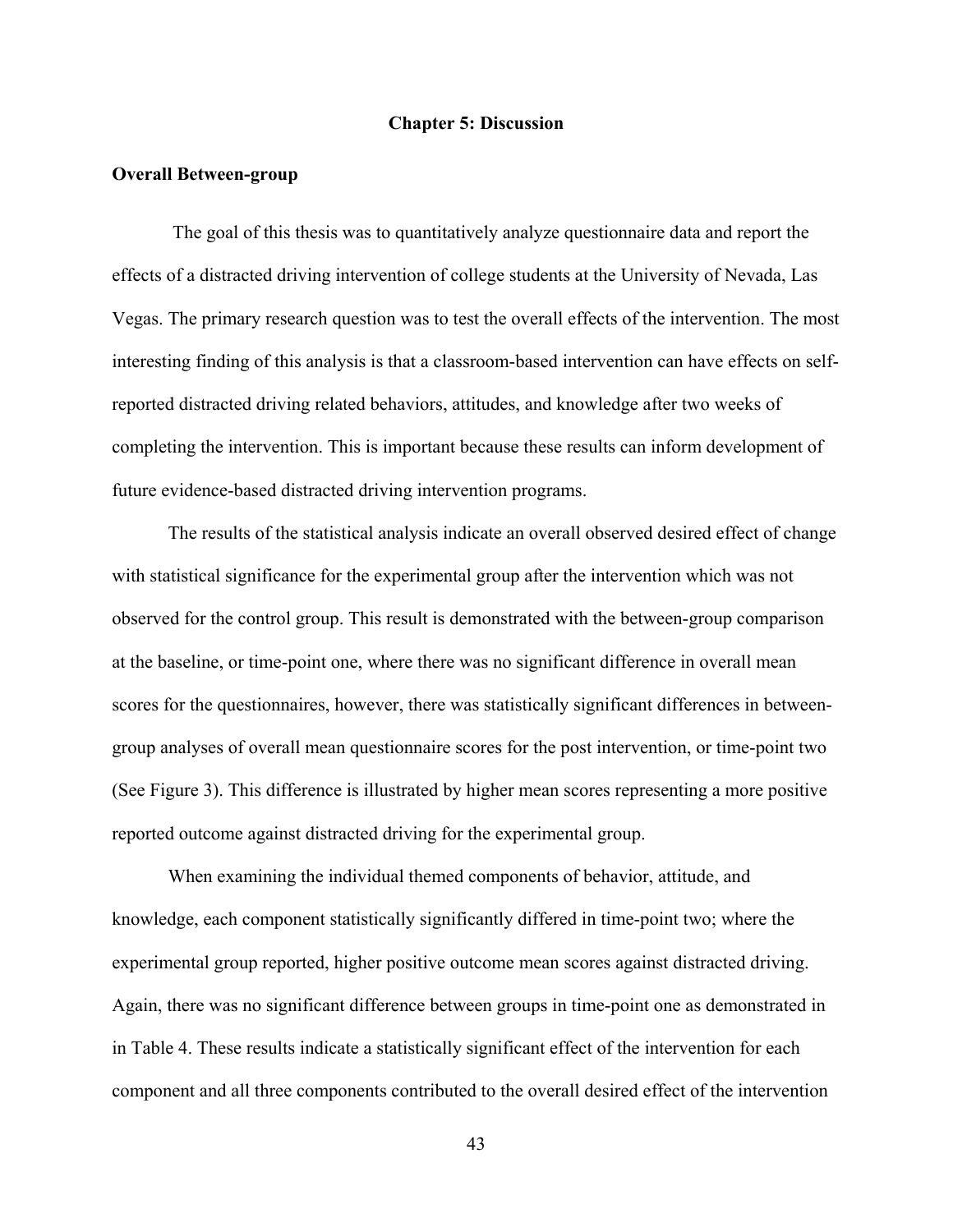# Chapter 5: Discussion

## Overall Between-group

The goal of this thesis was to quantitatively analyze questionnaire data and report the effects of a distracted driving intervention of college students at the University of Nevada, Las Vegas. The primary research question was to test the overall effects of the intervention. The most interesting finding of this analysis is that a classroom-based intervention can have effects on self-reported distracted driving related behaviors, attitudes, and knowledge after two weeks of completing the intervention. This is important because these results can inform development of future evidence-based distracted driving intervention programs.

The results of the statistical analysis indicate an overall observed desired effect of change with statistical significance for the experimental group after the intervention which was not observed for the control group. This result is demonstrated with the between-group comparison at the baseline, or time-point one, where there was no significant difference in overall mean scores for the questionnaires, however, there was statistically significant differences in between-group analyses of overall mean questionnaire scores for the post intervention, or time-point two (See Figure 3). This difference is illustrated by higher mean scores representing a more positive reported outcome against distracted driving for the experimental group.

When examining the individual themed components of behavior, attitude, and knowledge, each component statistically significantly differed in time-point two; where the experimental group reported, higher positive outcome mean scores against distracted driving. Again, there was no significant difference between groups in time-point one as demonstrated in in Table 4. These results indicate a statistically significant effect of the intervention for each component and all three components contributed to the overall desired effect of the intervention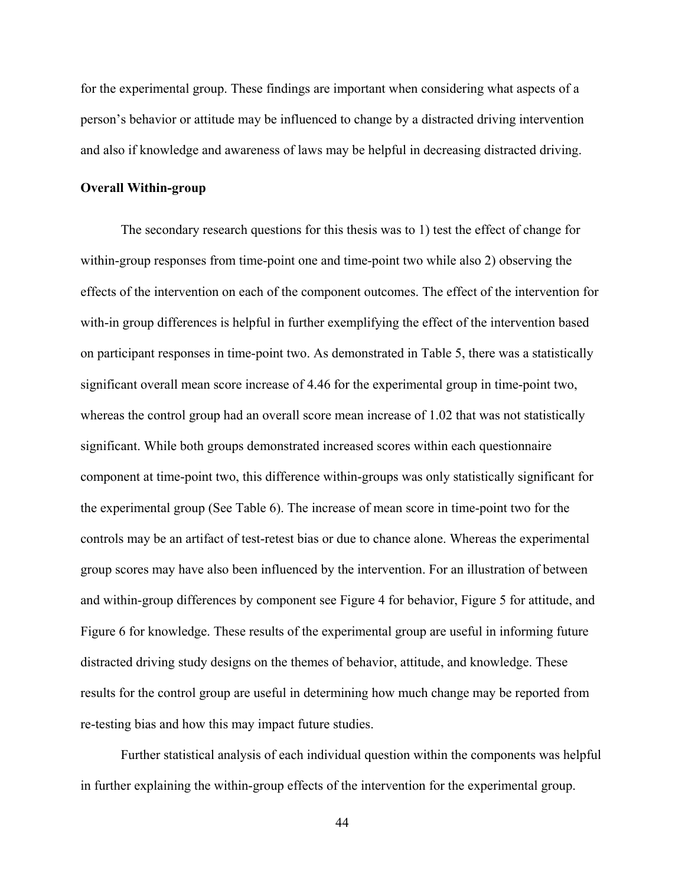for the experimental group. These findings are important when considering what aspects of a person's behavior or attitude may be influenced to change by a distracted driving intervention and also if knowledge and awareness of laws may be helpful in decreasing distracted driving.

**Overall Within-group**

The secondary research questions for this thesis was to 1) test the effect of change for within-group responses from time-point one and time-point two while also 2) observing the effects of the intervention on each of the component outcomes. The effect of the intervention for with-in group differences is helpful in further exemplifying the effect of the intervention based on participant responses in time-point two. As demonstrated in Table 5, there was a statistically significant overall mean score increase of 4.46 for the experimental group in time-point two, whereas the control group had an overall score mean increase of 1.02 that was not statistically significant. While both groups demonstrated increased scores within each questionnaire component at time-point two, this difference within-groups was only statistically significant for the experimental group (See Table 6). The increase of mean score in time-point two for the controls may be an artifact of test-retest bias or due to chance alone. Whereas the experimental group scores may have also been influenced by the intervention. For an illustration of between and within-group differences by component see Figure 4 for behavior, Figure 5 for attitude, and Figure 6 for knowledge. These results of the experimental group are useful in informing future distracted driving study designs on the themes of behavior, attitude, and knowledge. These results for the control group are useful in determining how much change may be reported from re-testing bias and how this may impact future studies.

Further statistical analysis of each individual question within the components was helpful in further explaining the within-group effects of the intervention for the experimental group.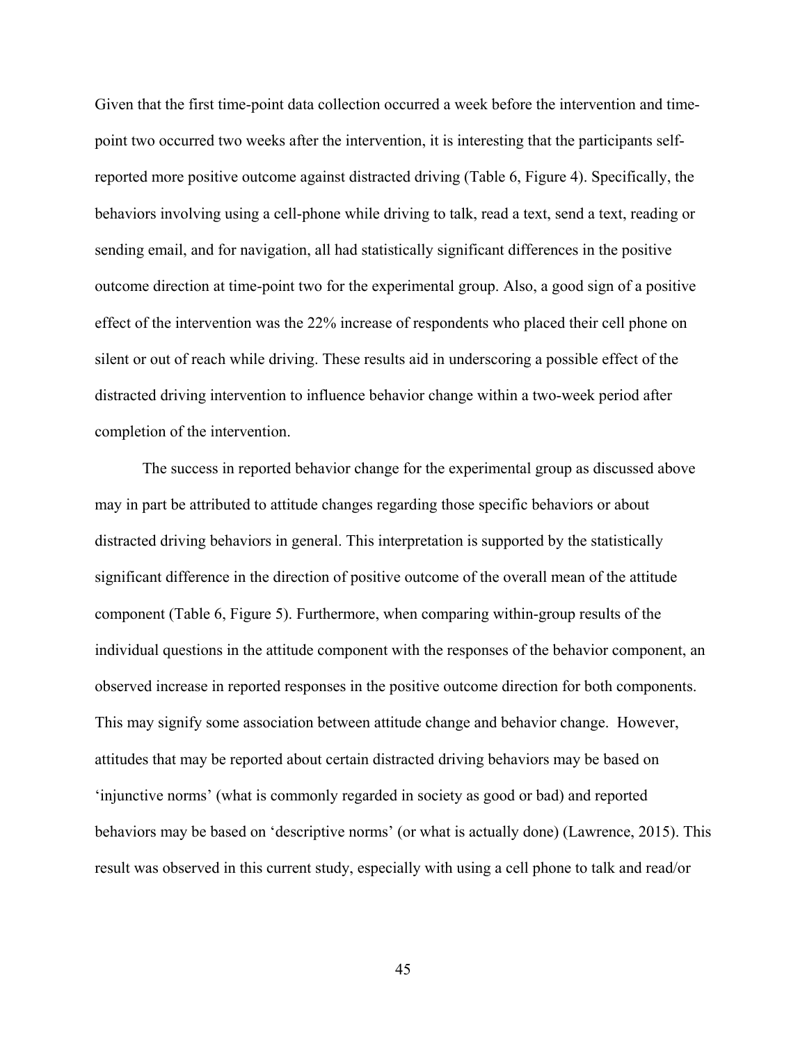Given that the first time-point data collection occurred a week before the intervention and time-point two occurred two weeks after the intervention, it is interesting that the participants self-reported more positive outcome against distracted driving (Table 6, Figure 4). Specifically, the behaviors involving using a cell-phone while driving to talk, read a text, send a text, reading or sending email, and for navigation, all had statistically significant differences in the positive outcome direction at time-point two for the experimental group. Also, a good sign of a positive effect of the intervention was the 22% increase of respondents who placed their cell phone on silent or out of reach while driving. These results aid in underscoring a possible effect of the distracted driving intervention to influence behavior change within a two-week period after completion of the intervention.

The success in reported behavior change for the experimental group as discussed above may in part be attributed to attitude changes regarding those specific behaviors or about distracted driving behaviors in general. This interpretation is supported by the statistically significant difference in the direction of positive outcome of the overall mean of the attitude component (Table 6, Figure 5). Furthermore, when comparing within-group results of the individual questions in the attitude component with the responses of the behavior component, an observed increase in reported responses in the positive outcome direction for both components. This may signify some association between attitude change and behavior change. However, attitudes that may be reported about certain distracted driving behaviors may be based on 'injunctive norms' (what is commonly regarded in society as good or bad) and reported behaviors may be based on 'descriptive norms' (or what is actually done) (Lawrence, 2015). This result was observed in this current study, especially with using a cell phone to talk and read/or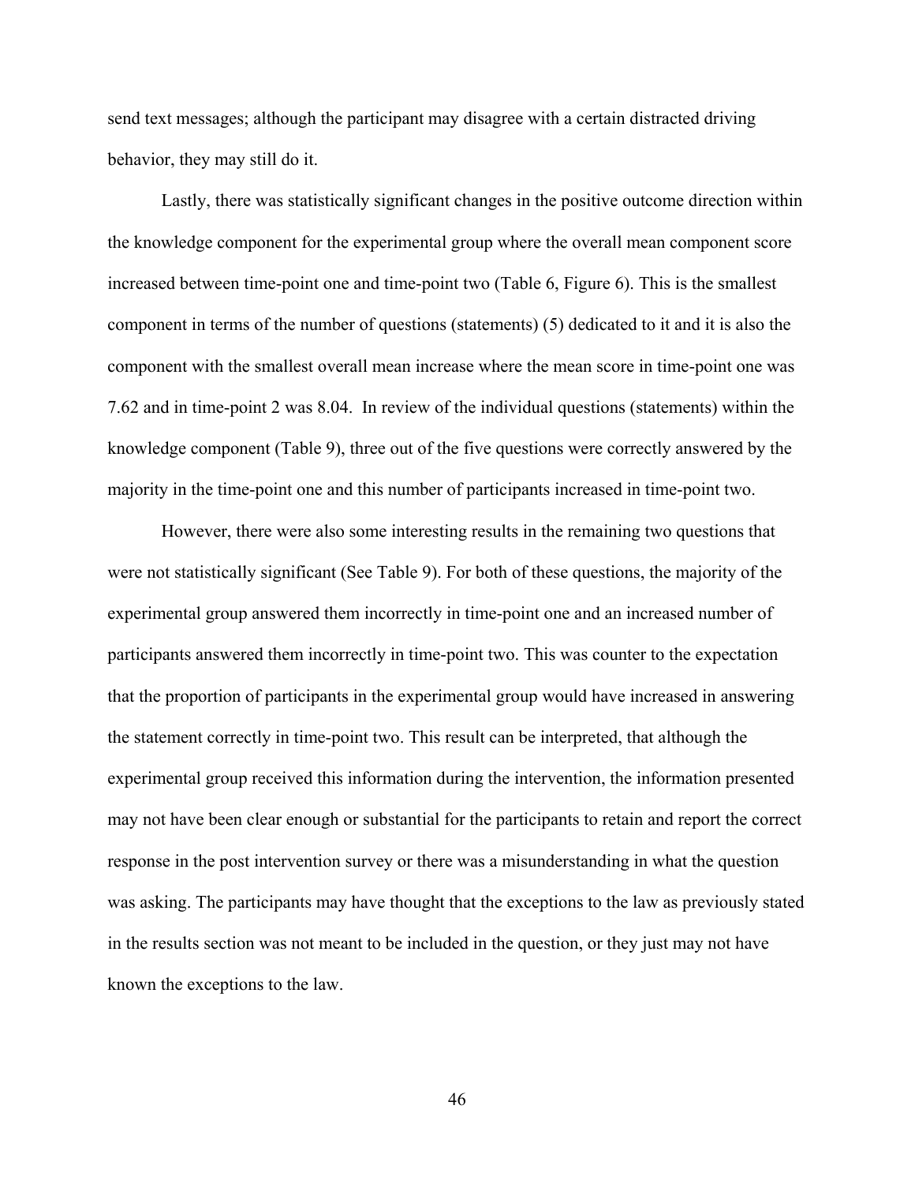send text messages; although the participant may disagree with a certain distracted driving behavior, they may still do it.

Lastly, there was statistically significant changes in the positive outcome direction within the knowledge component for the experimental group where the overall mean component score increased between time-point one and time-point two (Table 6, Figure 6). This is the smallest component in terms of the number of questions (statements) (5) dedicated to it and it is also the component with the smallest overall mean increase where the mean score in time-point one was 7.62 and in time-point 2 was 8.04. In review of the individual questions (statements) within the knowledge component (Table 9), three out of the five questions were correctly answered by the majority in the time-point one and this number of participants increased in time-point two.

However, there were also some interesting results in the remaining two questions that were not statistically significant (See Table 9). For both of these questions, the majority of the experimental group answered them incorrectly in time-point one and an increased number of participants answered them incorrectly in time-point two. This was counter to the expectation that the proportion of participants in the experimental group would have increased in answering the statement correctly in time-point two. This result can be interpreted, that although the experimental group received this information during the intervention, the information presented may not have been clear enough or substantial for the participants to retain and report the correct response in the post intervention survey or there was a misunderstanding in what the question was asking. The participants may have thought that the exceptions to the law as previously stated in the results section was not meant to be included in the question, or they just may not have known the exceptions to the law.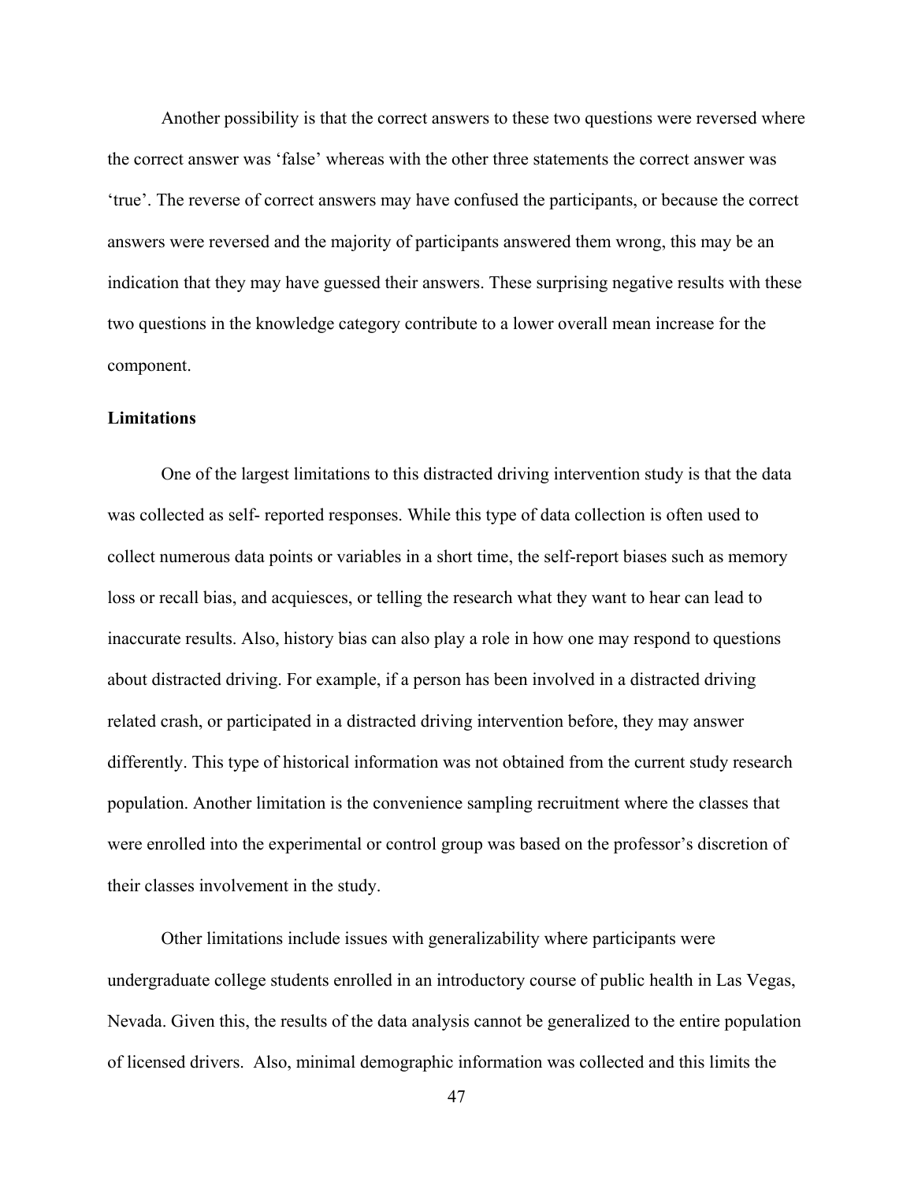Another possibility is that the correct answers to these two questions were reversed where the correct answer was ‘false’ whereas with the other three statements the correct answer was ‘true’. The reverse of correct answers may have confused the participants, or because the correct answers were reversed and the majority of participants answered them wrong, this may be an indication that they may have guessed their answers. These surprising negative results with these two questions in the knowledge category contribute to a lower overall mean increase for the component.

**Limitations**

One of the largest limitations to this distracted driving intervention study is that the data was collected as self- reported responses. While this type of data collection is often used to collect numerous data points or variables in a short time, the self-report biases such as memory loss or recall bias, and acquiesces, or telling the research what they want to hear can lead to inaccurate results. Also, history bias can also play a role in how one may respond to questions about distracted driving. For example, if a person has been involved in a distracted driving related crash, or participated in a distracted driving intervention before, they may answer differently. This type of historical information was not obtained from the current study research population. Another limitation is the convenience sampling recruitment where the classes that were enrolled into the experimental or control group was based on the professor’s discretion of their classes involvement in the study.

Other limitations include issues with generalizability where participants were undergraduate college students enrolled in an introductory course of public health in Las Vegas, Nevada. Given this, the results of the data analysis cannot be generalized to the entire population of licensed drivers. Also, minimal demographic information was collected and this limits the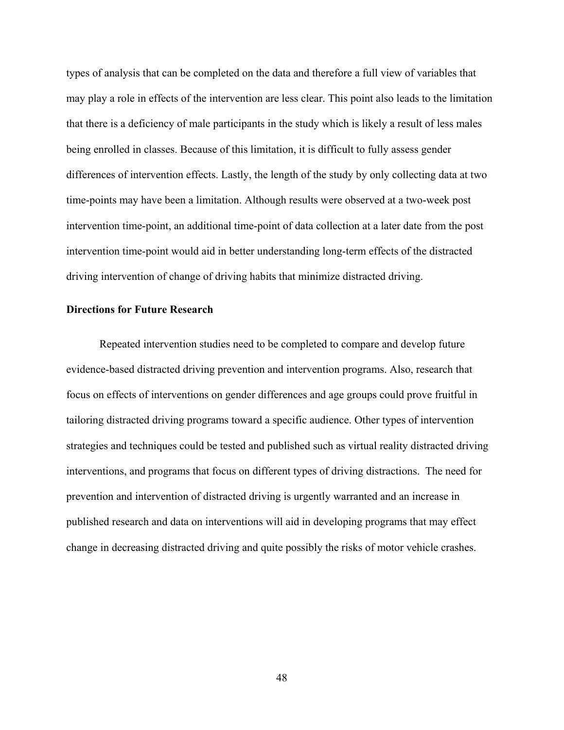types of analysis that can be completed on the data and therefore a full view of variables that may play a role in effects of the intervention are less clear. This point also leads to the limitation that there is a deficiency of male participants in the study which is likely a result of less males being enrolled in classes. Because of this limitation, it is difficult to fully assess gender differences of intervention effects. Lastly, the length of the study by only collecting data at two time-points may have been a limitation. Although results were observed at a two-week post intervention time-point, an additional time-point of data collection at a later date from the post intervention time-point would aid in better understanding long-term effects of the distracted driving intervention of change of driving habits that minimize distracted driving.

**Directions for Future Research**

Repeated intervention studies need to be completed to compare and develop future evidence-based distracted driving prevention and intervention programs. Also, research that focus on effects of interventions on gender differences and age groups could prove fruitful in tailoring distracted driving programs toward a specific audience. Other types of intervention strategies and techniques could be tested and published such as virtual reality distracted driving interventions, and programs that focus on different types of driving distractions. The need for prevention and intervention of distracted driving is urgently warranted and an increase in published research and data on interventions will aid in developing programs that may effect change in decreasing distracted driving and quite possibly the risks of motor vehicle crashes.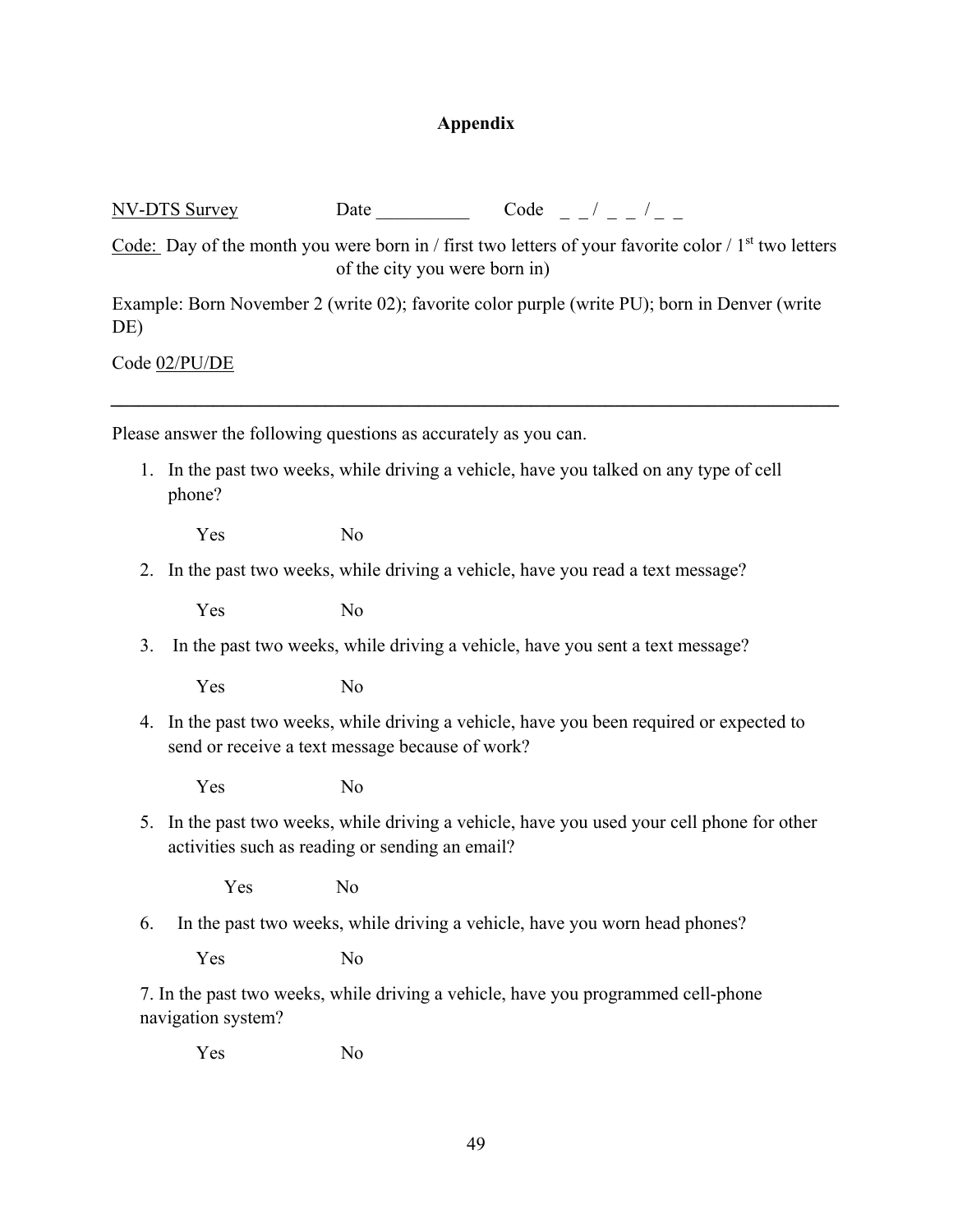# Appendix

NV-DTS Survey Date __________ Code _ _ / _ _ / _ _

Code: Day of the month you were born in / first two letters of your favorite color / 1st two letters of the city you were born in)

Example: Born November 2 (write 02); favorite color purple (write PU); born in Denver (write DE)

Code 02/PU/DE

---

Please answer the following questions as accurately as you can.

1. In the past two weeks, while driving a vehicle, have you talked on any type of cell phone?

   Yes No

2. In the past two weeks, while driving a vehicle, have you read a text message?

   Yes No

3. In the past two weeks, while driving a vehicle, have you sent a text message?

   Yes No

4. In the past two weeks, while driving a vehicle, have you been required or expected to send or receive a text message because of work?

   Yes No

5. In the past two weeks, while driving a vehicle, have you used your cell phone for other activities such as reading or sending an email?

   Yes No

6. In the past two weeks, while driving a vehicle, have you worn head phones?

   Yes No

7. In the past two weeks, while driving a vehicle, have you programmed cell-phone navigation system?

   Yes No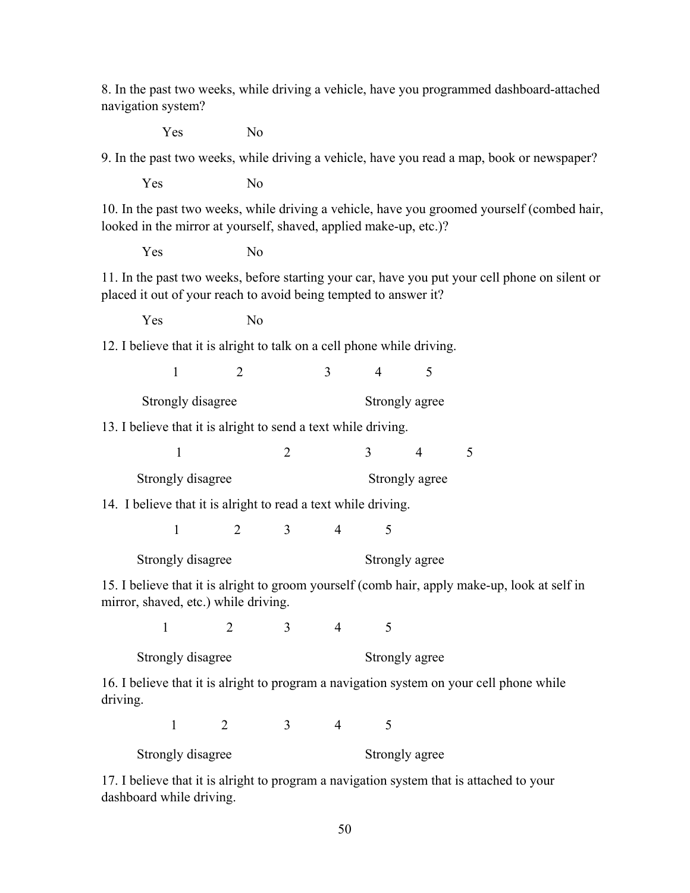8. In the past two weeks, while driving a vehicle, have you programmed dashboard-attached navigation system?

Yes No

9. In the past two weeks, while driving a vehicle, have you read a map, book or newspaper?

Yes No

10. In the past two weeks, while driving a vehicle, have you groomed yourself (combed hair, looked in the mirror at yourself, shaved, applied make-up, etc.)?

Yes No

11. In the past two weeks, before starting your car, have you put your cell phone on silent or placed it out of your reach to avoid being tempted to answer it?

Yes No

12. I believe that it is alright to talk on a cell phone while driving.

1 2 3 4 5

Strongly disagree Strongly agree

13. I believe that it is alright to send a text while driving.

1 2 3 4 5

Strongly disagree Strongly agree

14. I believe that it is alright to read a text while driving.

1 2 3 4 5

Strongly disagree Strongly agree

15. I believe that it is alright to groom yourself (comb hair, apply make-up, look at self in mirror, shaved, etc.) while driving.

1 2 3 4 5

Strongly disagree Strongly agree

16. I believe that it is alright to program a navigation system on your cell phone while driving.

1 2 3 4 5

Strongly disagree Strongly agree

17. I believe that it is alright to program a navigation system that is attached to your dashboard while driving.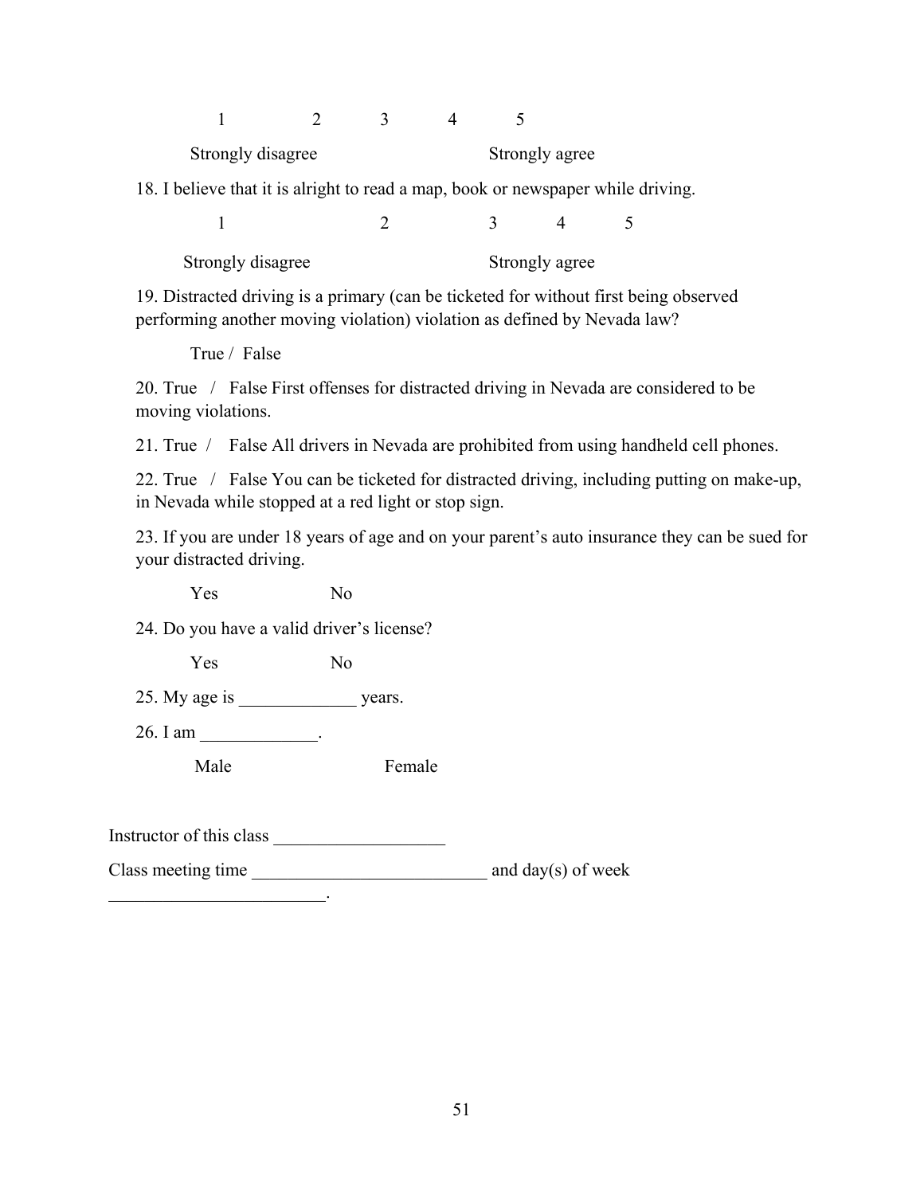1 2 3 4 5

Strongly disagree Strongly agree

18. I believe that it is alright to read a map, book or newspaper while driving.

1 2 3 4 5

Strongly disagree Strongly agree

19. Distracted driving is a primary (can be ticketed for without first being observed performing another moving violation) violation as defined by Nevada law?

True / False

20. True / False First offenses for distracted driving in Nevada are considered to be moving violations.

21. True / False All drivers in Nevada are prohibited from using handheld cell phones.

22. True / False You can be ticketed for distracted driving, including putting on make-up, in Nevada while stopped at a red light or stop sign.

23. If you are under 18 years of age and on your parent's auto insurance they can be sued for your distracted driving.

Yes No

24. Do you have a valid driver's license?

Yes No

25. My age is _____________ years.

26. I am _____________.

Male Female

Instructor of this class ___________________

Class meeting time __________________________ and day(s) of week ________________________.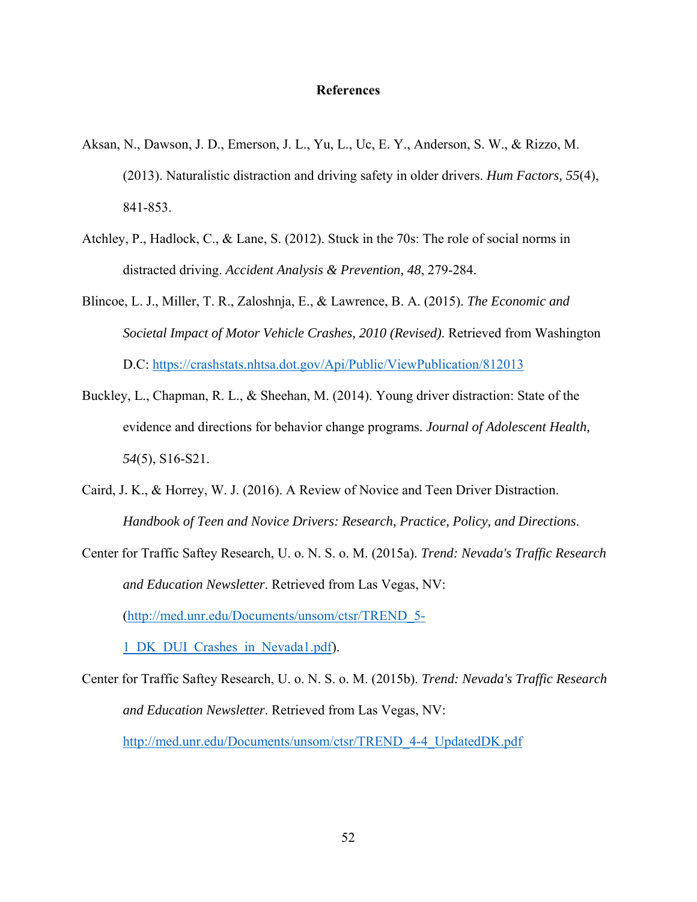# References

Aksan, N., Dawson, J. D., Emerson, J. L., Yu, L., Uc, E. Y., Anderson, S. W., & Rizzo, M. (2013). Naturalistic distraction and driving safety in older drivers. *Hum Factors, 55*(4), 841-853.

Atchley, P., Hadlock, C., & Lane, S. (2012). Stuck in the 70s: The role of social norms in distracted driving. *Accident Analysis & Prevention, 48*, 279-284.

Blincoe, L. J., Miller, T. R., Zaloshnja, E., & Lawrence, B. A. (2015). *The Economic and Societal Impact of Motor Vehicle Crashes, 2010 (Revised)*. Retrieved from Washington D.C: https://crashstats.nhtsa.dot.gov/Api/Public/ViewPublication/812013

Buckley, L., Chapman, R. L., & Sheehan, M. (2014). Young driver distraction: State of the evidence and directions for behavior change programs. *Journal of Adolescent Health, 54*(5), S16-S21.

Caird, J. K., & Horrey, W. J. (2016). A Review of Novice and Teen Driver Distraction. *Handbook of Teen and Novice Drivers: Research, Practice, Policy, and Directions*.

Center for Traffic Saftey Research, U. o. N. S. o. M. (2015a). *Trend: Nevada's Traffic Research and Education Newsletter*. Retrieved from Las Vegas, NV: (http://med.unr.edu/Documents/unsom/ctsr/TREND_5-1_DK_DUI_Crashes_in_Nevada1.pdf).

Center for Traffic Saftey Research, U. o. N. S. o. M. (2015b). *Trend: Nevada's Traffic Research and Education Newsletter*. Retrieved from Las Vegas, NV: http://med.unr.edu/Documents/unsom/ctsr/TREND_4-4_UpdatedDK.pdf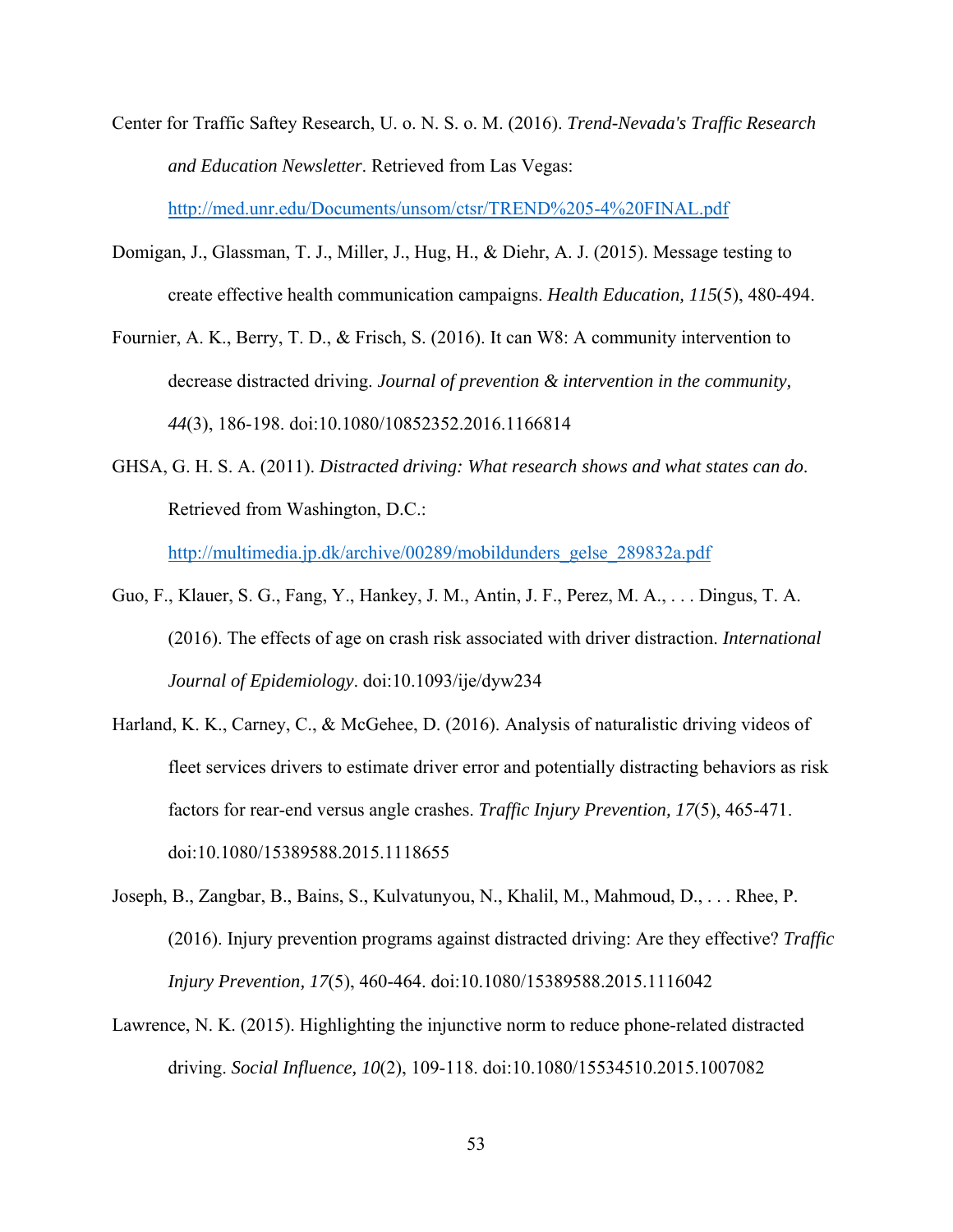Center for Traffic Saftey Research, U. o. N. S. o. M. (2016). *Trend-Nevada's Traffic Research and Education Newsletter*. Retrieved from Las Vegas: http://med.unr.edu/Documents/unsom/ctsr/TREND%205-4%20FINAL.pdf

Domigan, J., Glassman, T. J., Miller, J., Hug, H., & Diehr, A. J. (2015). Message testing to create effective health communication campaigns. *Health Education, 115*(5), 480-494.

Fournier, A. K., Berry, T. D., & Frisch, S. (2016). It can W8: A community intervention to decrease distracted driving. *Journal of prevention & intervention in the community, 44*(3), 186-198. doi:10.1080/10852352.2016.1166814

GHSA, G. H. S. A. (2011). *Distracted driving: What research shows and what states can do*. Retrieved from Washington, D.C.: http://multimedia.jp.dk/archive/00289/mobildunders_gelse_289832a.pdf

Guo, F., Klauer, S. G., Fang, Y., Hankey, J. M., Antin, J. F., Perez, M. A., . . . Dingus, T. A. (2016). The effects of age on crash risk associated with driver distraction. *International Journal of Epidemiology*. doi:10.1093/ije/dyw234

Harland, K. K., Carney, C., & McGehee, D. (2016). Analysis of naturalistic driving videos of fleet services drivers to estimate driver error and potentially distracting behaviors as risk factors for rear-end versus angle crashes. *Traffic Injury Prevention, 17*(5), 465-471. doi:10.1080/15389588.2015.1118655

Joseph, B., Zangbar, B., Bains, S., Kulvatunyou, N., Khalil, M., Mahmoud, D., . . . Rhee, P. (2016). Injury prevention programs against distracted driving: Are they effective? *Traffic Injury Prevention, 17*(5), 460-464. doi:10.1080/15389588.2015.1116042

Lawrence, N. K. (2015). Highlighting the injunctive norm to reduce phone-related distracted driving. *Social Influence, 10*(2), 109-118. doi:10.1080/15534510.2015.1007082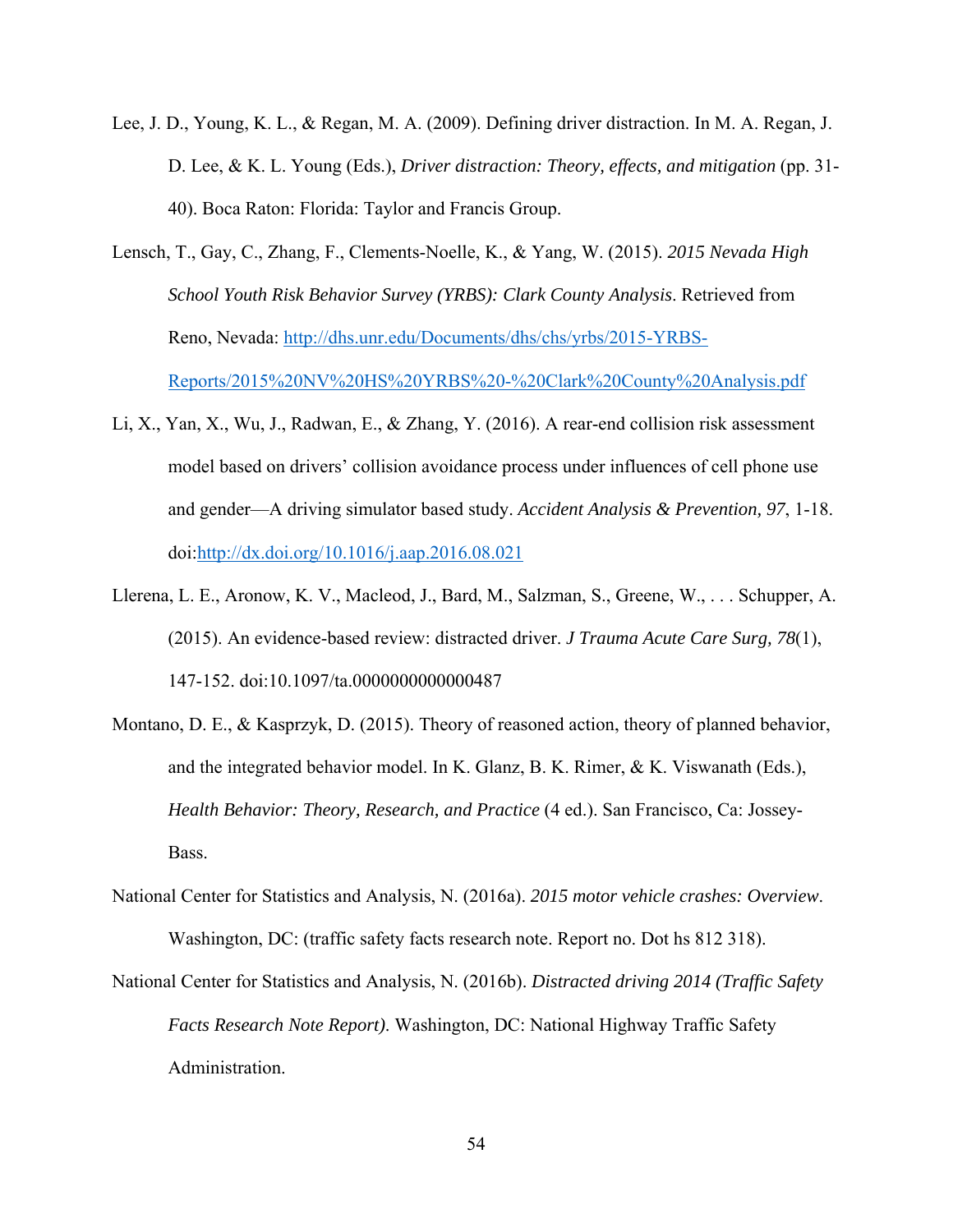Lee, J. D., Young, K. L., & Regan, M. A. (2009). Defining driver distraction. In M. A. Regan, J. D. Lee, & K. L. Young (Eds.), *Driver distraction: Theory, effects, and mitigation* (pp. 31-40). Boca Raton: Florida: Taylor and Francis Group.

Lensch, T., Gay, C., Zhang, F., Clements-Noelle, K., & Yang, W. (2015). *2015 Nevada High School Youth Risk Behavior Survey (YRBS): Clark County Analysis*. Retrieved from Reno, Nevada: [http://dhs.unr.edu/Documents/dhs/chs/yrbs/2015-YRBS-Reports/2015%20NV%20HS%20YRBS%20-%20Clark%20County%20Analysis.pdf](http://dhs.unr.edu/Documents/dhs/chs/yrbs/2015-YRBS-Reports/2015%20NV%20HS%20YRBS%20-%20Clark%20County%20Analysis.pdf)

Li, X., Yan, X., Wu, J., Radwan, E., & Zhang, Y. (2016). A rear-end collision risk assessment model based on drivers' collision avoidance process under influences of cell phone use and gender—A driving simulator based study. *Accident Analysis & Prevention, 97*, 1-18. doi:[http://dx.doi.org/10.1016/j.aap.2016.08.021](http://dx.doi.org/10.1016/j.aap.2016.08.021)

Llerena, L. E., Aronow, K. V., Macleod, J., Bard, M., Salzman, S., Greene, W., . . . Schupper, A. (2015). An evidence-based review: distracted driver. *J Trauma Acute Care Surg, 78*(1), 147-152. doi:10.1097/ta.0000000000000487

Montano, D. E., & Kasprzyk, D. (2015). Theory of reasoned action, theory of planned behavior, and the integrated behavior model. In K. Glanz, B. K. Rimer, & K. Viswanath (Eds.), *Health Behavior: Theory, Research, and Practice* (4 ed.). San Francisco, Ca: Jossey-Bass.

National Center for Statistics and Analysis, N. (2016a). *2015 motor vehicle crashes: Overview*. Washington, DC: (traffic safety facts research note. Report no. Dot hs 812 318).

National Center for Statistics and Analysis, N. (2016b). *Distracted driving 2014 (Traffic Safety Facts Research Note Report)*. Washington, DC: National Highway Traffic Safety Administration.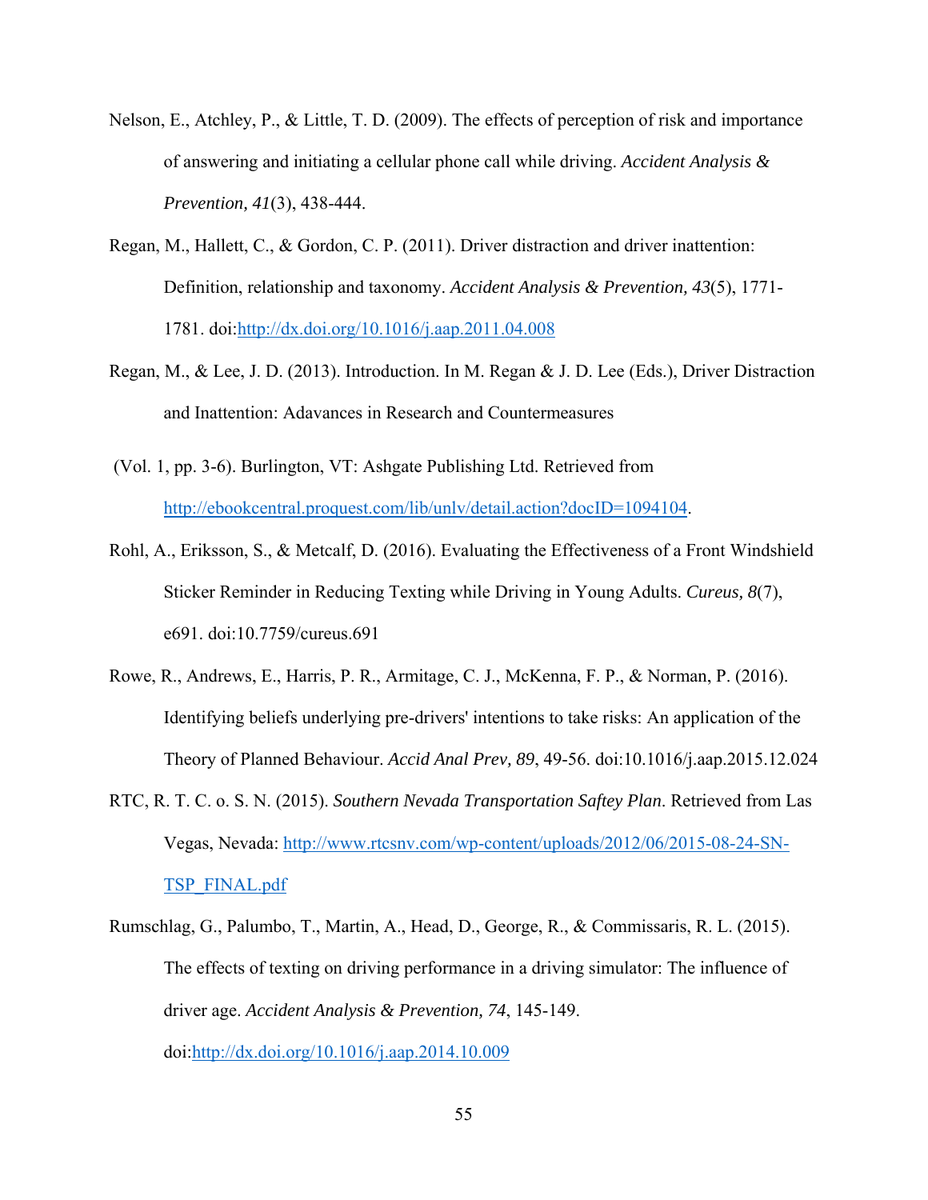Nelson, E., Atchley, P., & Little, T. D. (2009). The effects of perception of risk and importance of answering and initiating a cellular phone call while driving. *Accident Analysis & Prevention, 41*(3), 438-444.

Regan, M., Hallett, C., & Gordon, C. P. (2011). Driver distraction and driver inattention: Definition, relationship and taxonomy. *Accident Analysis & Prevention, 43*(5), 1771-1781. doi:http://dx.doi.org/10.1016/j.aap.2011.04.008

Regan, M., & Lee, J. D. (2013). Introduction. In M. Regan & J. D. Lee (Eds.), Driver Distraction and Inattention: Adavances in Research and Countermeasures

(Vol. 1, pp. 3-6). Burlington, VT: Ashgate Publishing Ltd. Retrieved from http://ebookcentral.proquest.com/lib/unlv/detail.action?docID=1094104.

Rohl, A., Eriksson, S., & Metcalf, D. (2016). Evaluating the Effectiveness of a Front Windshield Sticker Reminder in Reducing Texting while Driving in Young Adults. *Cureus, 8*(7), e691. doi:10.7759/cureus.691

Rowe, R., Andrews, E., Harris, P. R., Armitage, C. J., McKenna, F. P., & Norman, P. (2016). Identifying beliefs underlying pre-drivers' intentions to take risks: An application of the Theory of Planned Behaviour. *Accid Anal Prev, 89*, 49-56. doi:10.1016/j.aap.2015.12.024

RTC, R. T. C. o. S. N. (2015). *Southern Nevada Transportation Saftey Plan*. Retrieved from Las Vegas, Nevada: http://www.rtcsnv.com/wp-content/uploads/2012/06/2015-08-24-SN-TSP_FINAL.pdf

Rumschlag, G., Palumbo, T., Martin, A., Head, D., George, R., & Commissaris, R. L. (2015). The effects of texting on driving performance in a driving simulator: The influence of driver age. *Accident Analysis & Prevention, 74*, 145-149. doi:http://dx.doi.org/10.1016/j.aap.2014.10.009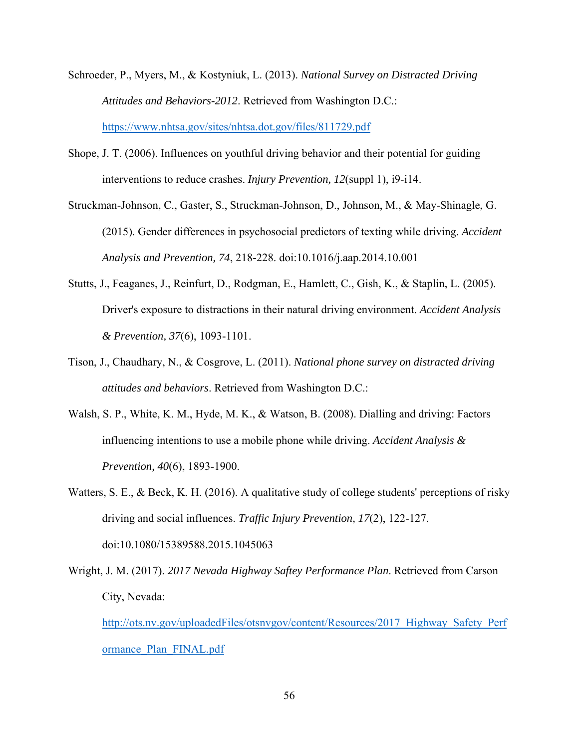Schroeder, P., Myers, M., & Kostyniuk, L. (2013). *National Survey on Distracted Driving Attitudes and Behaviors-2012*. Retrieved from Washington D.C.: https://www.nhtsa.gov/sites/nhtsa.dot.gov/files/811729.pdf

Shope, J. T. (2006). Influences on youthful driving behavior and their potential for guiding interventions to reduce crashes. *Injury Prevention, 12*(suppl 1), i9-i14.

Struckman-Johnson, C., Gaster, S., Struckman-Johnson, D., Johnson, M., & May-Shinagle, G. (2015). Gender differences in psychosocial predictors of texting while driving. *Accident Analysis and Prevention, 74*, 218-228. doi:10.1016/j.aap.2014.10.001

Stutts, J., Feaganes, J., Reinfurt, D., Rodgman, E., Hamlett, C., Gish, K., & Staplin, L. (2005). Driver's exposure to distractions in their natural driving environment. *Accident Analysis & Prevention, 37*(6), 1093-1101.

Tison, J., Chaudhary, N., & Cosgrove, L. (2011). *National phone survey on distracted driving attitudes and behaviors*. Retrieved from Washington D.C.:

Walsh, S. P., White, K. M., Hyde, M. K., & Watson, B. (2008). Dialling and driving: Factors influencing intentions to use a mobile phone while driving. *Accident Analysis & Prevention, 40*(6), 1893-1900.

Watters, S. E., & Beck, K. H. (2016). A qualitative study of college students' perceptions of risky driving and social influences. *Traffic Injury Prevention, 17*(2), 122-127. doi:10.1080/15389588.2015.1045063

Wright, J. M. (2017). *2017 Nevada Highway Saftey Performance Plan*. Retrieved from Carson City, Nevada: http://ots.nv.gov/uploadedFiles/otsnvgov/content/Resources/2017_Highway_Safety_Performance_Plan_FINAL.pdf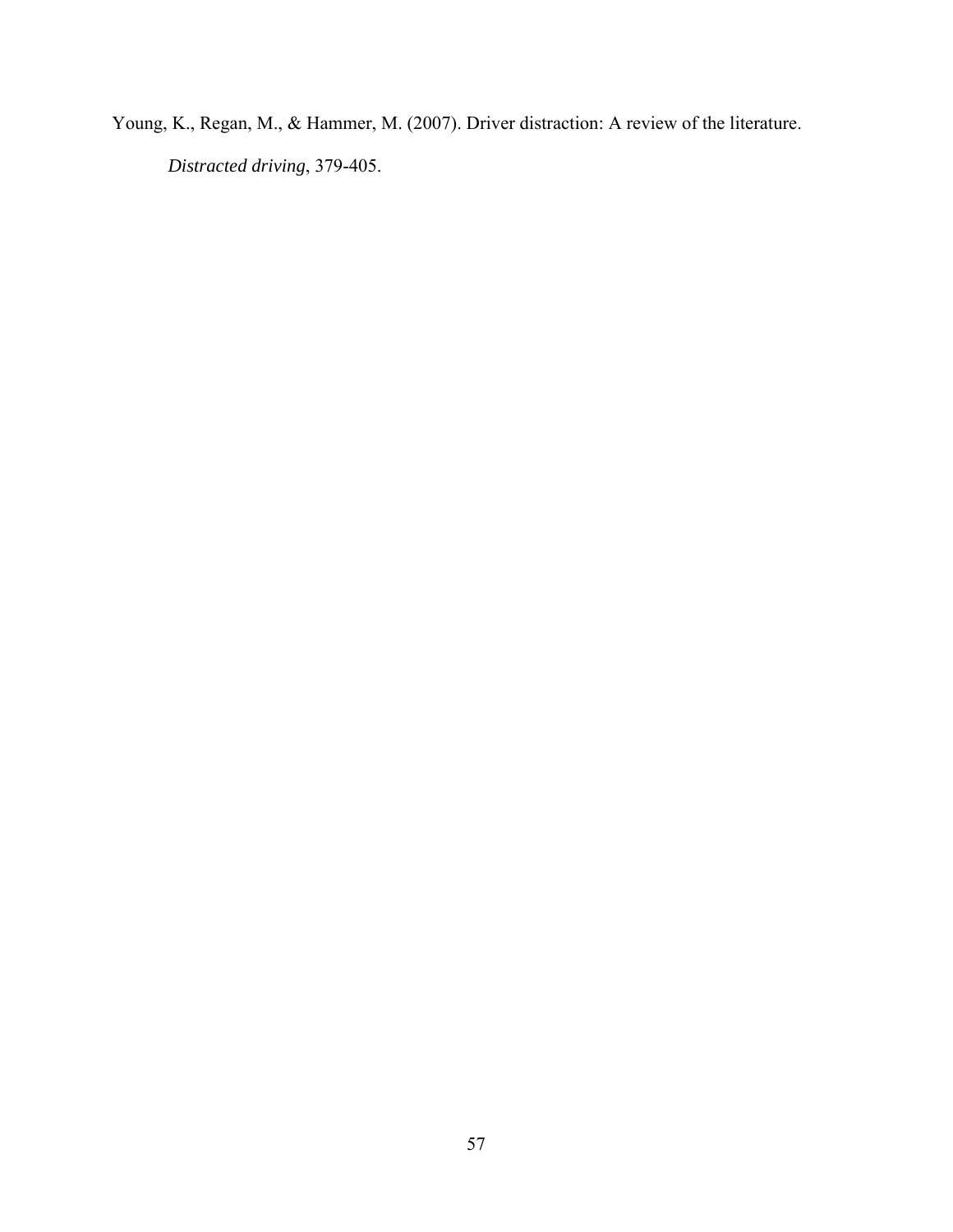Young, K., Regan, M., & Hammer, M. (2007). Driver distraction: A review of the literature. *Distracted driving*, 379-405.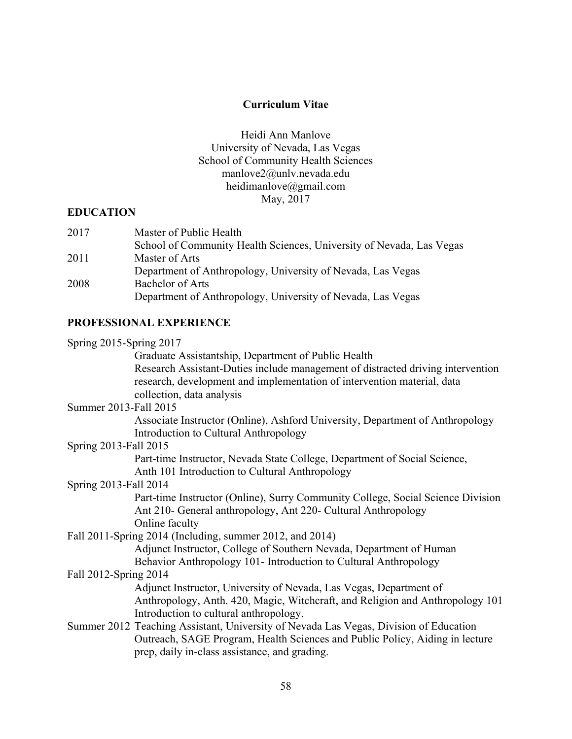# Curriculum Vitae

Heidi Ann Manlove
University of Nevada, Las Vegas
School of Community Health Sciences
manlove2@unlv.nevada.edu
heidimanlove@gmail.com
May, 2017

## EDUCATION

2017 Master of Public Health
School of Community Health Sciences, University of Nevada, Las Vegas

2011 Master of Arts
Department of Anthropology, University of Nevada, Las Vegas

2008 Bachelor of Arts
Department of Anthropology, University of Nevada, Las Vegas

## PROFESSIONAL EXPERIENCE

Spring 2015-Spring 2017
Graduate Assistantship, Department of Public Health
Research Assistant-Duties include management of distracted driving intervention research, development and implementation of intervention material, data collection, data analysis

Summer 2013-Fall 2015
Associate Instructor (Online), Ashford University, Department of Anthropology
Introduction to Cultural Anthropology

Spring 2013-Fall 2015
Part-time Instructor, Nevada State College, Department of Social Science,
Anth 101 Introduction to Cultural Anthropology

Spring 2013-Fall 2014
Part-time Instructor (Online), Surry Community College, Social Science Division
Ant 210- General anthropology, Ant 220- Cultural Anthropology
Online faculty

Fall 2011-Spring 2014 (Including, summer 2012, and 2014)
Adjunct Instructor, College of Southern Nevada, Department of Human Behavior Anthropology 101- Introduction to Cultural Anthropology

Fall 2012-Spring 2014
Adjunct Instructor, University of Nevada, Las Vegas, Department of Anthropology, Anth. 420, Magic, Witchcraft, and Religion and Anthropology 101 Introduction to cultural anthropology.

Summer 2012 Teaching Assistant, University of Nevada Las Vegas, Division of Education Outreach, SAGE Program, Health Sciences and Public Policy, Aiding in lecture prep, daily in-class assistance, and grading.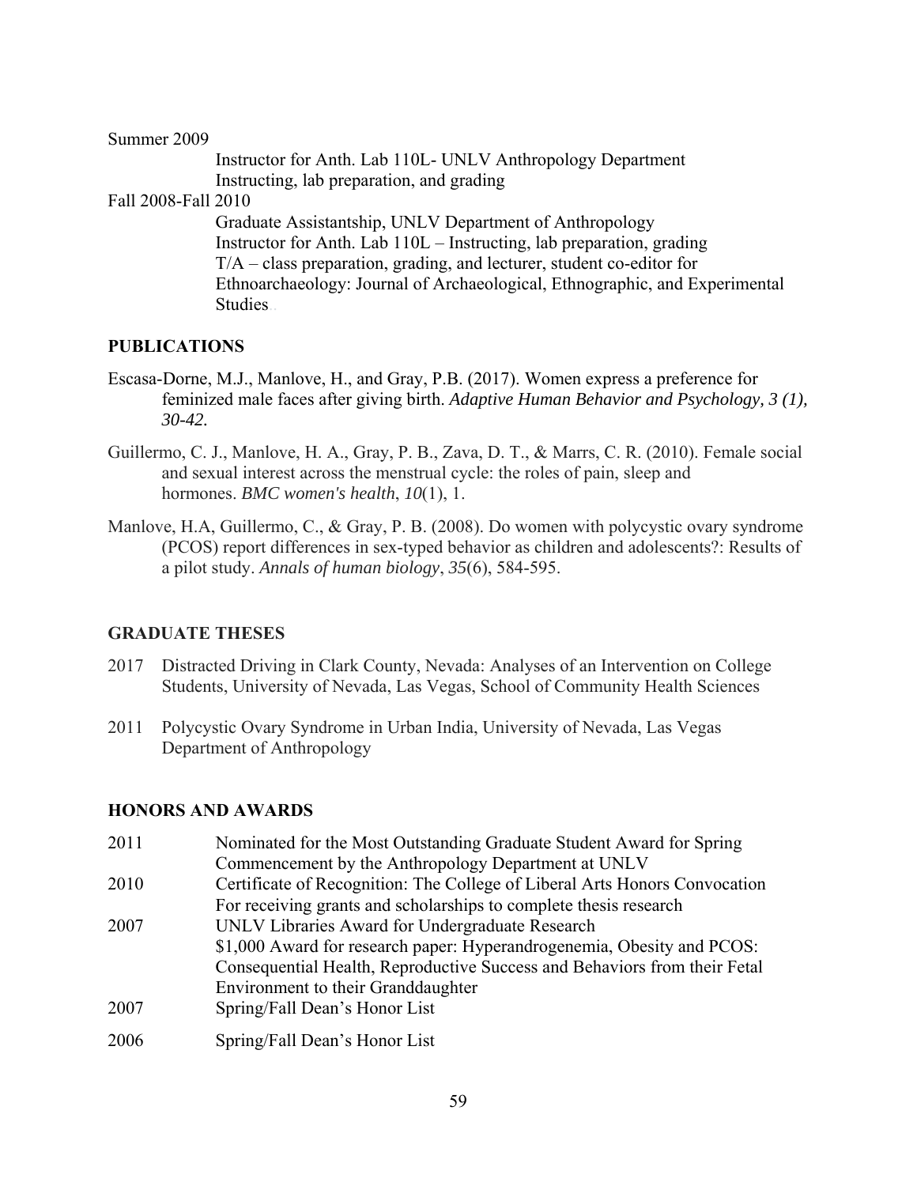Summer 2009

Instructor for Anth. Lab 110L- UNLV Anthropology Department
Instructing, lab preparation, and grading

Fall 2008-Fall 2010

Graduate Assistantship, UNLV Department of Anthropology
Instructor for Anth. Lab 110L – Instructing, lab preparation, grading
T/A – class preparation, grading, and lecturer, student co-editor for Ethnoarchaeology: Journal of Archaeological, Ethnographic, and Experimental Studies

## PUBLICATIONS

Escasa-Dorne, M.J., Manlove, H., and Gray, P.B. (2017). Women express a preference for feminized male faces after giving birth. *Adaptive Human Behavior and Psychology, 3 (1), 30-42.*

Guillermo, C. J., Manlove, H. A., Gray, P. B., Zava, D. T., & Marrs, C. R. (2010). Female social and sexual interest across the menstrual cycle: the roles of pain, sleep and hormones. *BMC women's health*, *10*(1), 1.

Manlove, H.A, Guillermo, C., & Gray, P. B. (2008). Do women with polycystic ovary syndrome (PCOS) report differences in sex-typed behavior as children and adolescents?: Results of a pilot study. *Annals of human biology*, *35*(6), 584-595.

## GRADUATE THESES

2017 Distracted Driving in Clark County, Nevada: Analyses of an Intervention on College Students, University of Nevada, Las Vegas, School of Community Health Sciences

2011 Polycystic Ovary Syndrome in Urban India, University of Nevada, Las Vegas Department of Anthropology

## HONORS AND AWARDS

2011 Nominated for the Most Outstanding Graduate Student Award for Spring Commencement by the Anthropology Department at UNLV

2010 Certificate of Recognition: The College of Liberal Arts Honors Convocation For receiving grants and scholarships to complete thesis research

2007 UNLV Libraries Award for Undergraduate Research
$1,000 Award for research paper: Hyperandrogenemia, Obesity and PCOS: Consequential Health, Reproductive Success and Behaviors from their Fetal Environment to their Granddaughter

2007 Spring/Fall Dean's Honor List

2006 Spring/Fall Dean's Honor List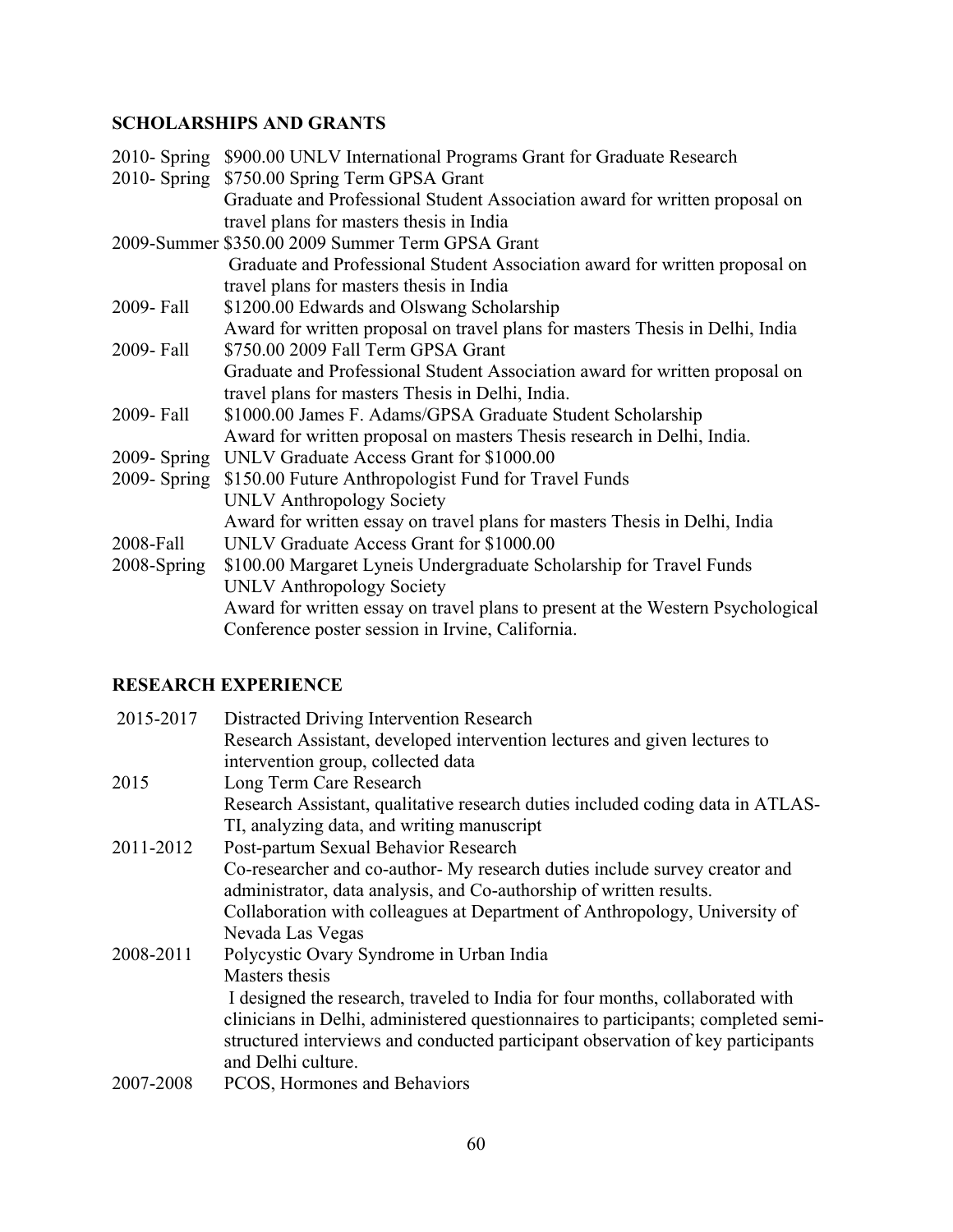## SCHOLARSHIPS AND GRANTS

2010- Spring $900.00 UNLV International Programs Grant for Graduate Research

2010- Spring $750.00 Spring Term GPSA Grant
Graduate and Professional Student Association award for written proposal on travel plans for masters thesis in India

2009-Summer $350.00 2009 Summer Term GPSA Grant
Graduate and Professional Student Association award for written proposal on travel plans for masters thesis in India

2009- Fall $1200.00 Edwards and Olswang Scholarship
Award for written proposal on travel plans for masters Thesis in Delhi, India

2009- Fall $750.00 2009 Fall Term GPSA Grant
Graduate and Professional Student Association award for written proposal on travel plans for masters Thesis in Delhi, India.

2009- Fall $1000.00 James F. Adams/GPSA Graduate Student Scholarship
Award for written proposal on masters Thesis research in Delhi, India.

2009- Spring UNLV Graduate Access Grant for $1000.00

2009- Spring $150.00 Future Anthropologist Fund for Travel Funds
UNLV Anthropology Society
Award for written essay on travel plans for masters Thesis in Delhi, India

2008-Fall UNLV Graduate Access Grant for $1000.00

2008-Spring $100.00 Margaret Lyneis Undergraduate Scholarship for Travel Funds
UNLV Anthropology Society
Award for written essay on travel plans to present at the Western Psychological Conference poster session in Irvine, California.

## RESEARCH EXPERIENCE

2015-2017 Distracted Driving Intervention Research
Research Assistant, developed intervention lectures and given lectures to intervention group, collected data

2015 Long Term Care Research
Research Assistant, qualitative research duties included coding data in ATLAS-TI, analyzing data, and writing manuscript

2011-2012 Post-partum Sexual Behavior Research
Co-researcher and co-author- My research duties include survey creator and administrator, data analysis, and Co-authorship of written results.
Collaboration with colleagues at Department of Anthropology, University of Nevada Las Vegas

2008-2011 Polycystic Ovary Syndrome in Urban India
Masters thesis
I designed the research, traveled to India for four months, collaborated with clinicians in Delhi, administered questionnaires to participants; completed semi-structured interviews and conducted participant observation of key participants and Delhi culture.

2007-2008 PCOS, Hormones and Behaviors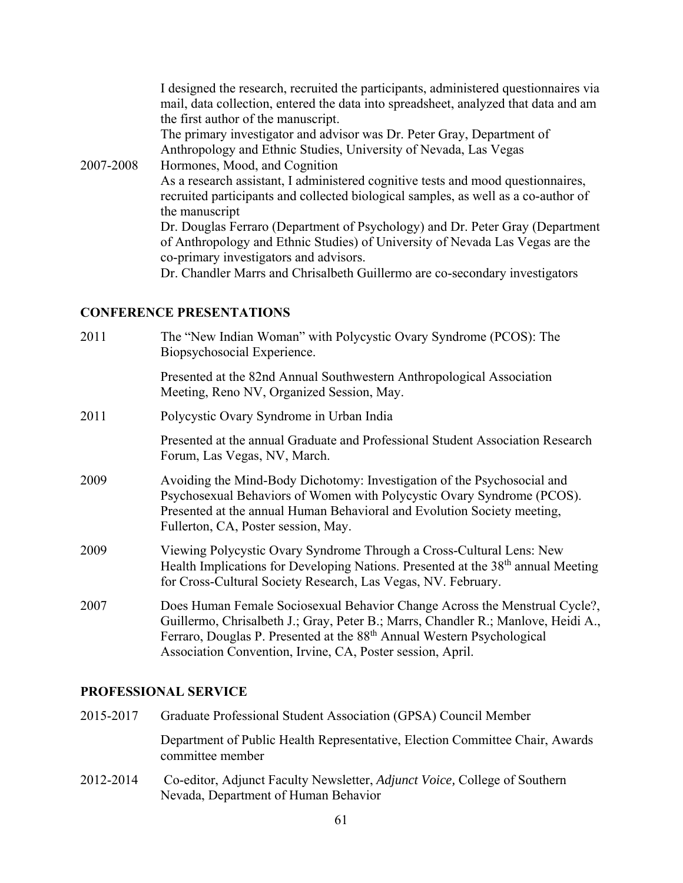I designed the research, recruited the participants, administered questionnaires via mail, data collection, entered the data into spreadsheet, analyzed that data and am the first author of the manuscript.
The primary investigator and advisor was Dr. Peter Gray, Department of Anthropology and Ethnic Studies, University of Nevada, Las Vegas

2007-2008 Hormones, Mood, and Cognition
As a research assistant, I administered cognitive tests and mood questionnaires, recruited participants and collected biological samples, as well as a co-author of the manuscript
Dr. Douglas Ferraro (Department of Psychology) and Dr. Peter Gray (Department of Anthropology and Ethnic Studies) of University of Nevada Las Vegas are the co-primary investigators and advisors.
Dr. Chandler Marrs and Chrisalbeth Guillermo are co-secondary investigators

## CONFERENCE PRESENTATIONS

2011 The "New Indian Woman" with Polycystic Ovary Syndrome (PCOS): The Biopsychosocial Experience.

Presented at the 82nd Annual Southwestern Anthropological Association Meeting, Reno NV, Organized Session, May.

2011 Polycystic Ovary Syndrome in Urban India

Presented at the annual Graduate and Professional Student Association Research Forum, Las Vegas, NV, March.

2009 Avoiding the Mind-Body Dichotomy: Investigation of the Psychosocial and Psychosexual Behaviors of Women with Polycystic Ovary Syndrome (PCOS). Presented at the annual Human Behavioral and Evolution Society meeting, Fullerton, CA, Poster session, May.

2009 Viewing Polycystic Ovary Syndrome Through a Cross-Cultural Lens: New Health Implications for Developing Nations. Presented at the 38th annual Meeting for Cross-Cultural Society Research, Las Vegas, NV. February.

2007 Does Human Female Sociosexual Behavior Change Across the Menstrual Cycle?, Guillermo, Chrisalbeth J.; Gray, Peter B.; Marrs, Chandler R.; Manlove, Heidi A., Ferraro, Douglas P. Presented at the 88th Annual Western Psychological Association Convention, Irvine, CA, Poster session, April.

## PROFESSIONAL SERVICE

2015-2017 Graduate Professional Student Association (GPSA) Council Member

Department of Public Health Representative, Election Committee Chair, Awards committee member

2012-2014 Co-editor, Adjunct Faculty Newsletter, *Adjunct Voice,* College of Southern Nevada, Department of Human Behavior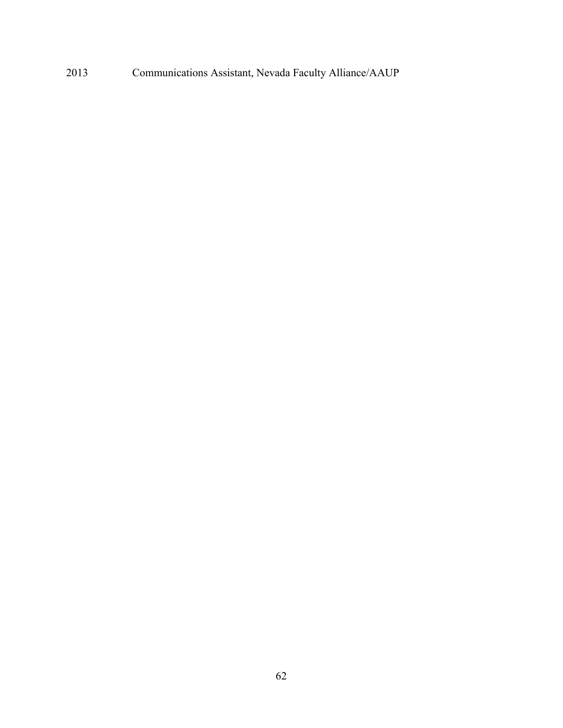2013 Communications Assistant, Nevada Faculty Alliance/AAUP